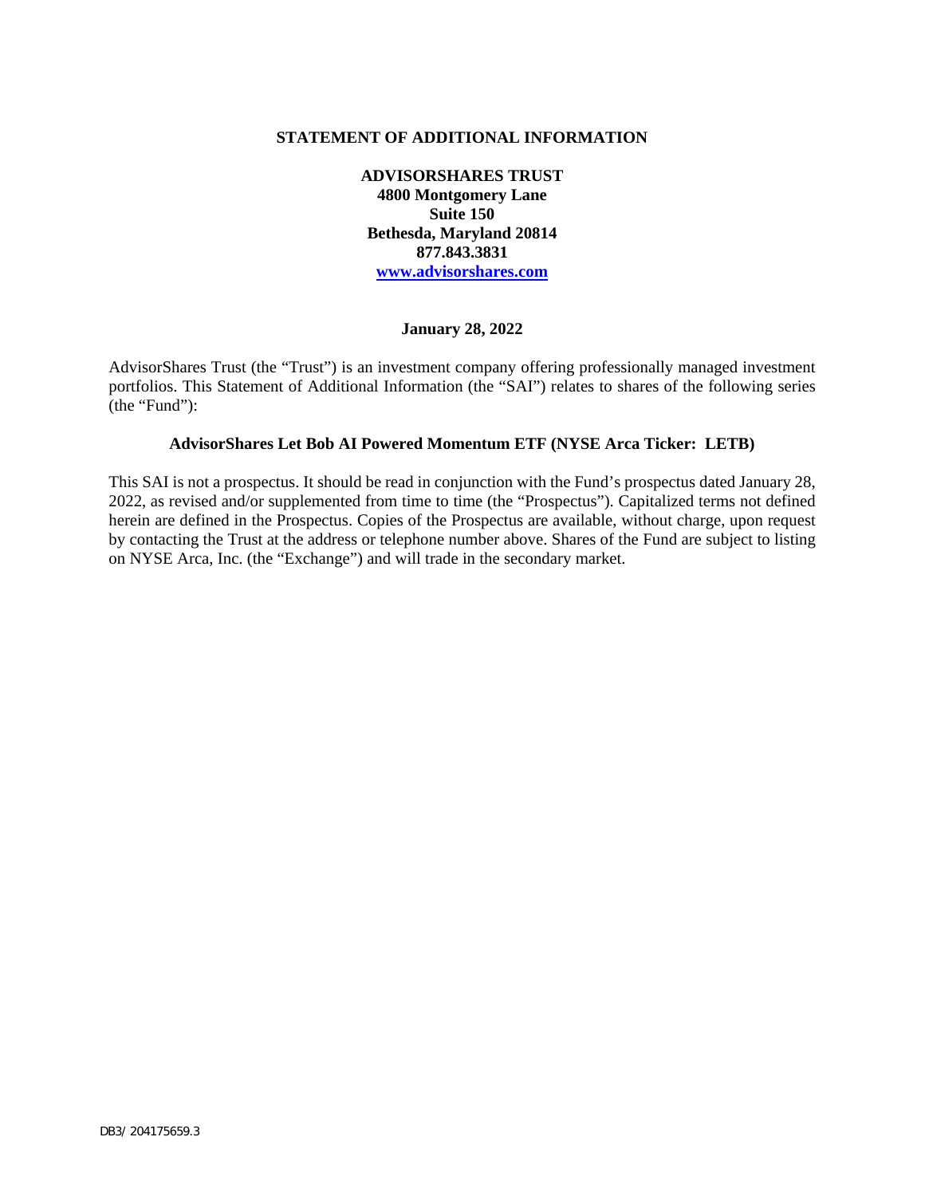# STATEMENT OF ADDITIONAL INFORMATION

**ADVISORSHARES TRUST**
**4800 Montgomery Lane**
**Suite 150**
**Bethesda, Maryland 20814**
**877.843.3831**
**www.advisorshares.com**

**January 28, 2022**

AdvisorShares Trust (the "Trust") is an investment company offering professionally managed investment portfolios. This Statement of Additional Information (the "SAI") relates to shares of the following series (the "Fund"):

**AdvisorShares Let Bob AI Powered Momentum ETF (NYSE Arca Ticker: LETB)**

This SAI is not a prospectus. It should be read in conjunction with the Fund's prospectus dated January 28, 2022, as revised and/or supplemented from time to time (the "Prospectus"). Capitalized terms not defined herein are defined in the Prospectus. Copies of the Prospectus are available, without charge, upon request by contacting the Trust at the address or telephone number above. Shares of the Fund are subject to listing on NYSE Arca, Inc. (the "Exchange") and will trade in the secondary market.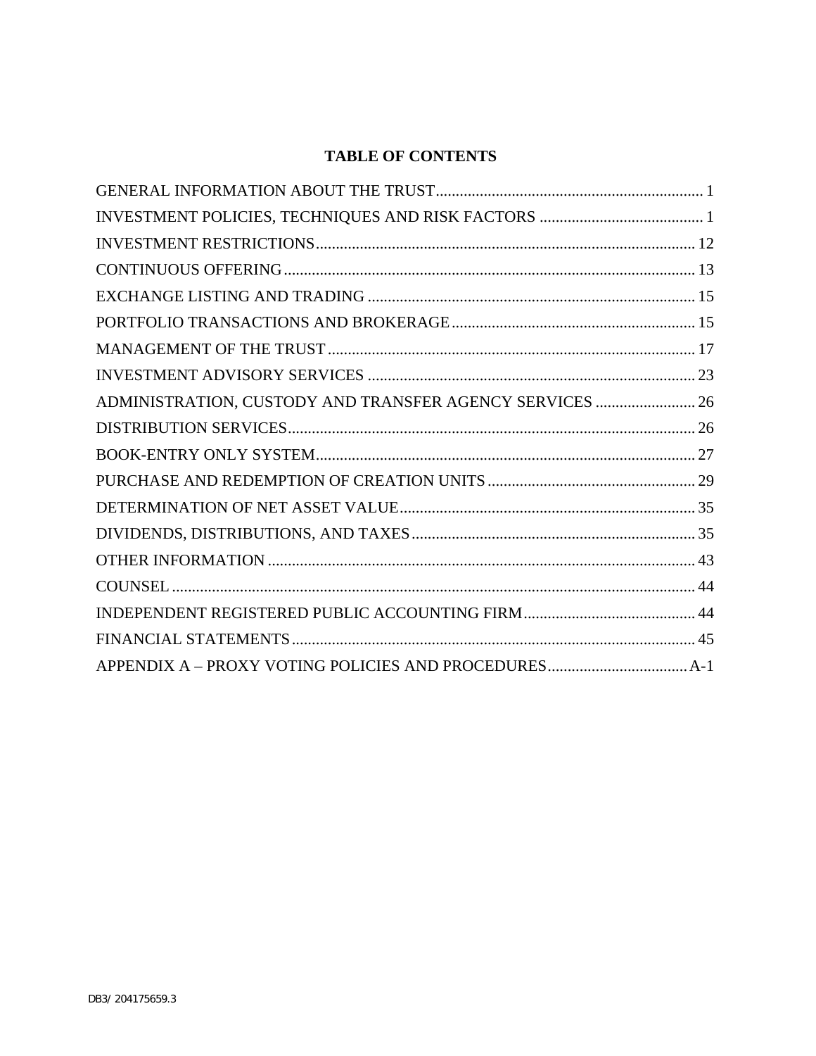# TABLE OF CONTENTS

| | |
|---|---|
| GENERAL INFORMATION ABOUT THE TRUST | 1 |
| INVESTMENT POLICIES, TECHNIQUES AND RISK FACTORS | 1 |
| INVESTMENT RESTRICTIONS | 12 |
| CONTINUOUS OFFERING | 13 |
| EXCHANGE LISTING AND TRADING | 15 |
| PORTFOLIO TRANSACTIONS AND BROKERAGE | 15 |
| MANAGEMENT OF THE TRUST | 17 |
| INVESTMENT ADVISORY SERVICES | 23 |
| ADMINISTRATION, CUSTODY AND TRANSFER AGENCY SERVICES | 26 |
| DISTRIBUTION SERVICES | 26 |
| BOOK-ENTRY ONLY SYSTEM | 27 |
| PURCHASE AND REDEMPTION OF CREATION UNITS | 29 |
| DETERMINATION OF NET ASSET VALUE | 35 |
| DIVIDENDS, DISTRIBUTIONS, AND TAXES | 35 |
| OTHER INFORMATION | 43 |
| COUNSEL | 44 |
| INDEPENDENT REGISTERED PUBLIC ACCOUNTING FIRM | 44 |
| FINANCIAL STATEMENTS | 45 |
| APPENDIX A – PROXY VOTING POLICIES AND PROCEDURES | A-1 |

DB3/ 204175659.3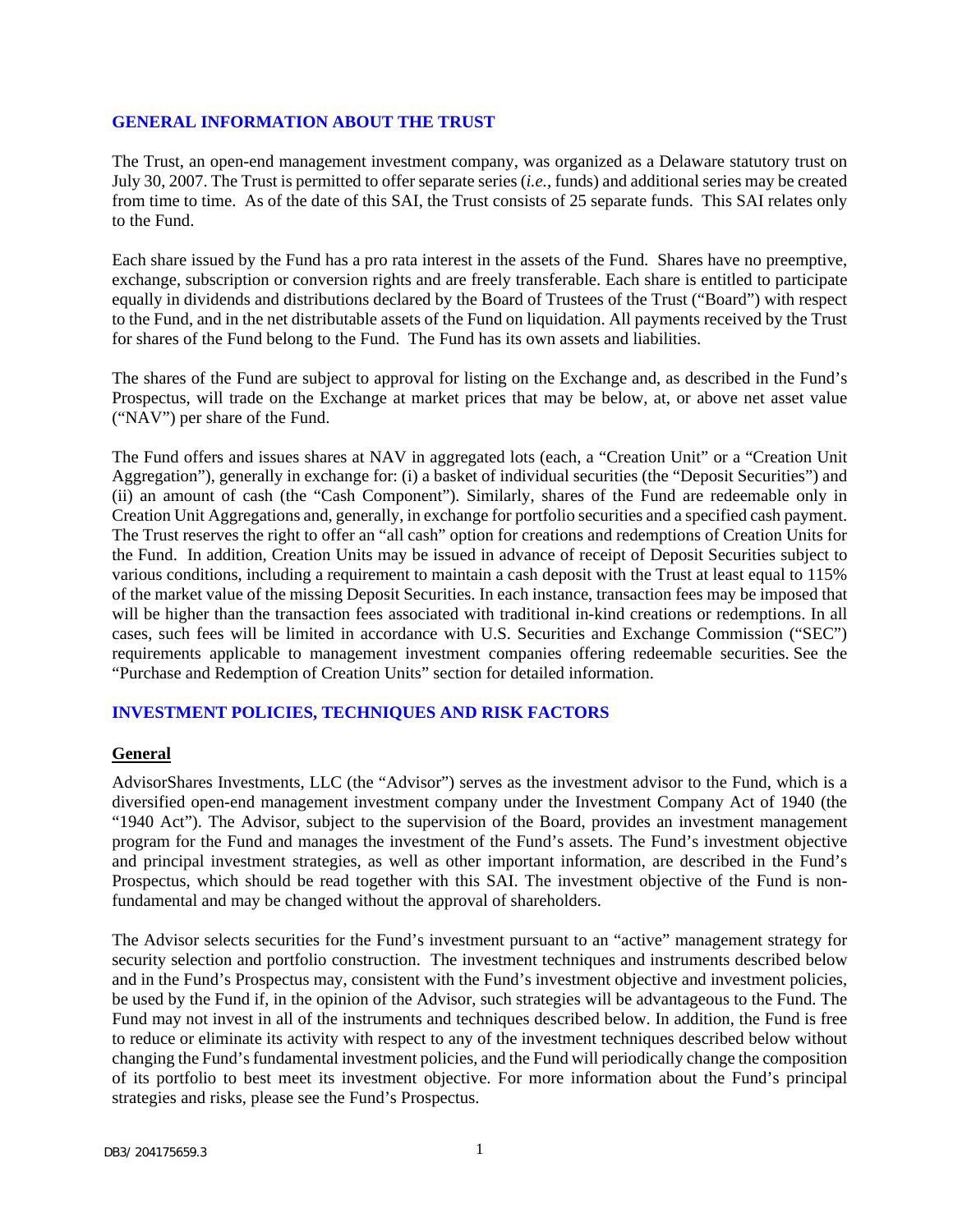## GENERAL INFORMATION ABOUT THE TRUST

The Trust, an open-end management investment company, was organized as a Delaware statutory trust on July 30, 2007. The Trust is permitted to offer separate series (*i.e.,* funds) and additional series may be created from time to time. As of the date of this SAI, the Trust consists of 25 separate funds. This SAI relates only to the Fund.

Each share issued by the Fund has a pro rata interest in the assets of the Fund. Shares have no preemptive, exchange, subscription or conversion rights and are freely transferable. Each share is entitled to participate equally in dividends and distributions declared by the Board of Trustees of the Trust ("Board") with respect to the Fund, and in the net distributable assets of the Fund on liquidation. All payments received by the Trust for shares of the Fund belong to the Fund. The Fund has its own assets and liabilities.

The shares of the Fund are subject to approval for listing on the Exchange and, as described in the Fund's Prospectus, will trade on the Exchange at market prices that may be below, at, or above net asset value ("NAV") per share of the Fund.

The Fund offers and issues shares at NAV in aggregated lots (each, a "Creation Unit" or a "Creation Unit Aggregation"), generally in exchange for: (i) a basket of individual securities (the "Deposit Securities") and (ii) an amount of cash (the "Cash Component"). Similarly, shares of the Fund are redeemable only in Creation Unit Aggregations and, generally, in exchange for portfolio securities and a specified cash payment. The Trust reserves the right to offer an "all cash" option for creations and redemptions of Creation Units for the Fund. In addition, Creation Units may be issued in advance of receipt of Deposit Securities subject to various conditions, including a requirement to maintain a cash deposit with the Trust at least equal to 115% of the market value of the missing Deposit Securities. In each instance, transaction fees may be imposed that will be higher than the transaction fees associated with traditional in-kind creations or redemptions. In all cases, such fees will be limited in accordance with U.S. Securities and Exchange Commission ("SEC") requirements applicable to management investment companies offering redeemable securities. See the "Purchase and Redemption of Creation Units" section for detailed information.

## INVESTMENT POLICIES, TECHNIQUES AND RISK FACTORS

### General

AdvisorShares Investments, LLC (the "Advisor") serves as the investment advisor to the Fund, which is a diversified open-end management investment company under the Investment Company Act of 1940 (the "1940 Act"). The Advisor, subject to the supervision of the Board, provides an investment management program for the Fund and manages the investment of the Fund's assets. The Fund's investment objective and principal investment strategies, as well as other important information, are described in the Fund's Prospectus, which should be read together with this SAI. The investment objective of the Fund is non-fundamental and may be changed without the approval of shareholders.

The Advisor selects securities for the Fund's investment pursuant to an "active" management strategy for security selection and portfolio construction. The investment techniques and instruments described below and in the Fund's Prospectus may, consistent with the Fund's investment objective and investment policies, be used by the Fund if, in the opinion of the Advisor, such strategies will be advantageous to the Fund. The Fund may not invest in all of the instruments and techniques described below. In addition, the Fund is free to reduce or eliminate its activity with respect to any of the investment techniques described below without changing the Fund's fundamental investment policies, and the Fund will periodically change the composition of its portfolio to best meet its investment objective. For more information about the Fund's principal strategies and risks, please see the Fund's Prospectus.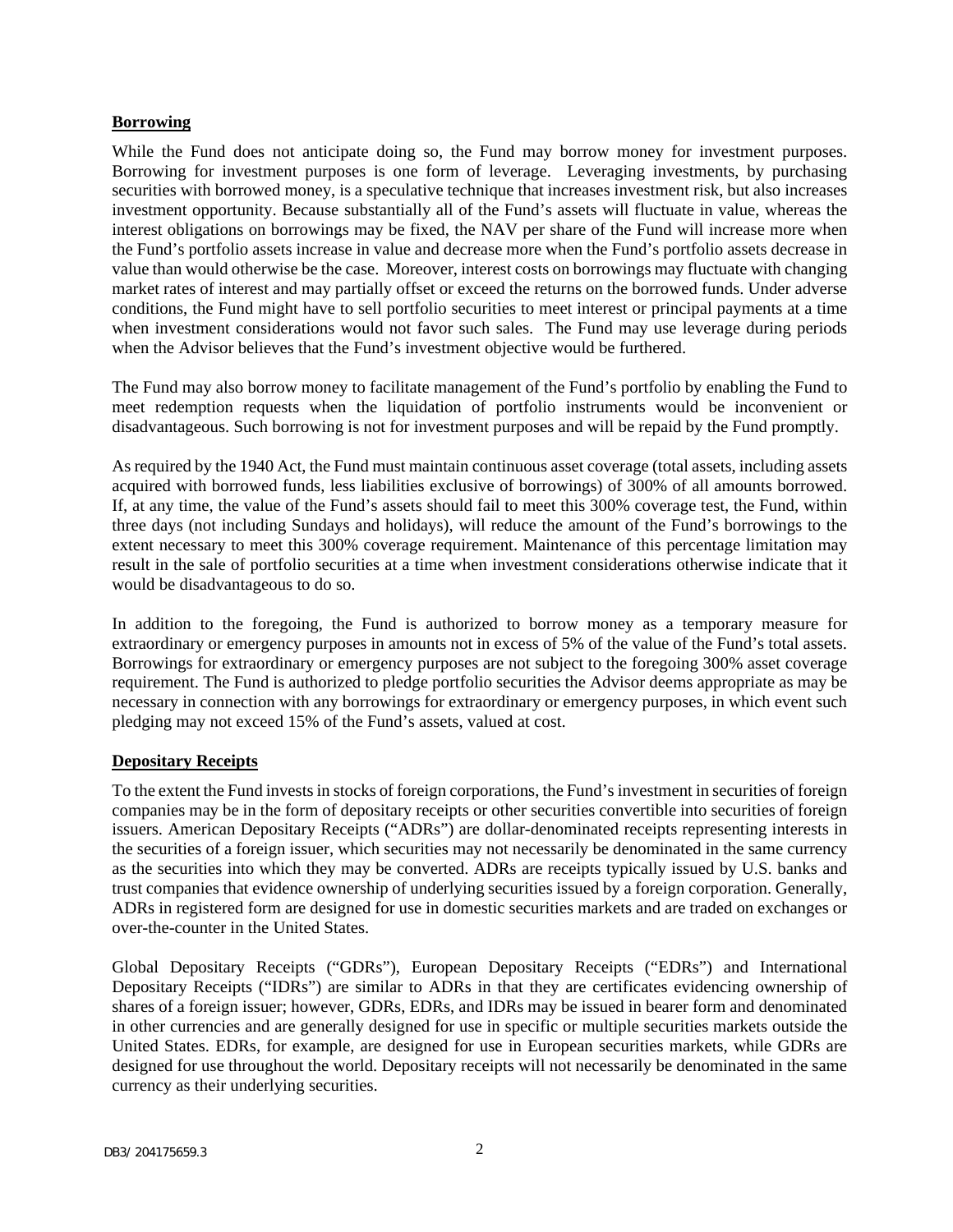**Borrowing**

While the Fund does not anticipate doing so, the Fund may borrow money for investment purposes. Borrowing for investment purposes is one form of leverage. Leveraging investments, by purchasing securities with borrowed money, is a speculative technique that increases investment risk, but also increases investment opportunity. Because substantially all of the Fund's assets will fluctuate in value, whereas the interest obligations on borrowings may be fixed, the NAV per share of the Fund will increase more when the Fund's portfolio assets increase in value and decrease more when the Fund's portfolio assets decrease in value than would otherwise be the case. Moreover, interest costs on borrowings may fluctuate with changing market rates of interest and may partially offset or exceed the returns on the borrowed funds. Under adverse conditions, the Fund might have to sell portfolio securities to meet interest or principal payments at a time when investment considerations would not favor such sales. The Fund may use leverage during periods when the Advisor believes that the Fund's investment objective would be furthered.

The Fund may also borrow money to facilitate management of the Fund's portfolio by enabling the Fund to meet redemption requests when the liquidation of portfolio instruments would be inconvenient or disadvantageous. Such borrowing is not for investment purposes and will be repaid by the Fund promptly.

As required by the 1940 Act, the Fund must maintain continuous asset coverage (total assets, including assets acquired with borrowed funds, less liabilities exclusive of borrowings) of 300% of all amounts borrowed. If, at any time, the value of the Fund's assets should fail to meet this 300% coverage test, the Fund, within three days (not including Sundays and holidays), will reduce the amount of the Fund's borrowings to the extent necessary to meet this 300% coverage requirement. Maintenance of this percentage limitation may result in the sale of portfolio securities at a time when investment considerations otherwise indicate that it would be disadvantageous to do so.

In addition to the foregoing, the Fund is authorized to borrow money as a temporary measure for extraordinary or emergency purposes in amounts not in excess of 5% of the value of the Fund's total assets. Borrowings for extraordinary or emergency purposes are not subject to the foregoing 300% asset coverage requirement. The Fund is authorized to pledge portfolio securities the Advisor deems appropriate as may be necessary in connection with any borrowings for extraordinary or emergency purposes, in which event such pledging may not exceed 15% of the Fund's assets, valued at cost.

**Depositary Receipts**

To the extent the Fund invests in stocks of foreign corporations, the Fund's investment in securities of foreign companies may be in the form of depositary receipts or other securities convertible into securities of foreign issuers. American Depositary Receipts ("ADRs") are dollar-denominated receipts representing interests in the securities of a foreign issuer, which securities may not necessarily be denominated in the same currency as the securities into which they may be converted. ADRs are receipts typically issued by U.S. banks and trust companies that evidence ownership of underlying securities issued by a foreign corporation. Generally, ADRs in registered form are designed for use in domestic securities markets and are traded on exchanges or over-the-counter in the United States.

Global Depositary Receipts ("GDRs"), European Depositary Receipts ("EDRs") and International Depositary Receipts ("IDRs") are similar to ADRs in that they are certificates evidencing ownership of shares of a foreign issuer; however, GDRs, EDRs, and IDRs may be issued in bearer form and denominated in other currencies and are generally designed for use in specific or multiple securities markets outside the United States. EDRs, for example, are designed for use in European securities markets, while GDRs are designed for use throughout the world. Depositary receipts will not necessarily be denominated in the same currency as their underlying securities.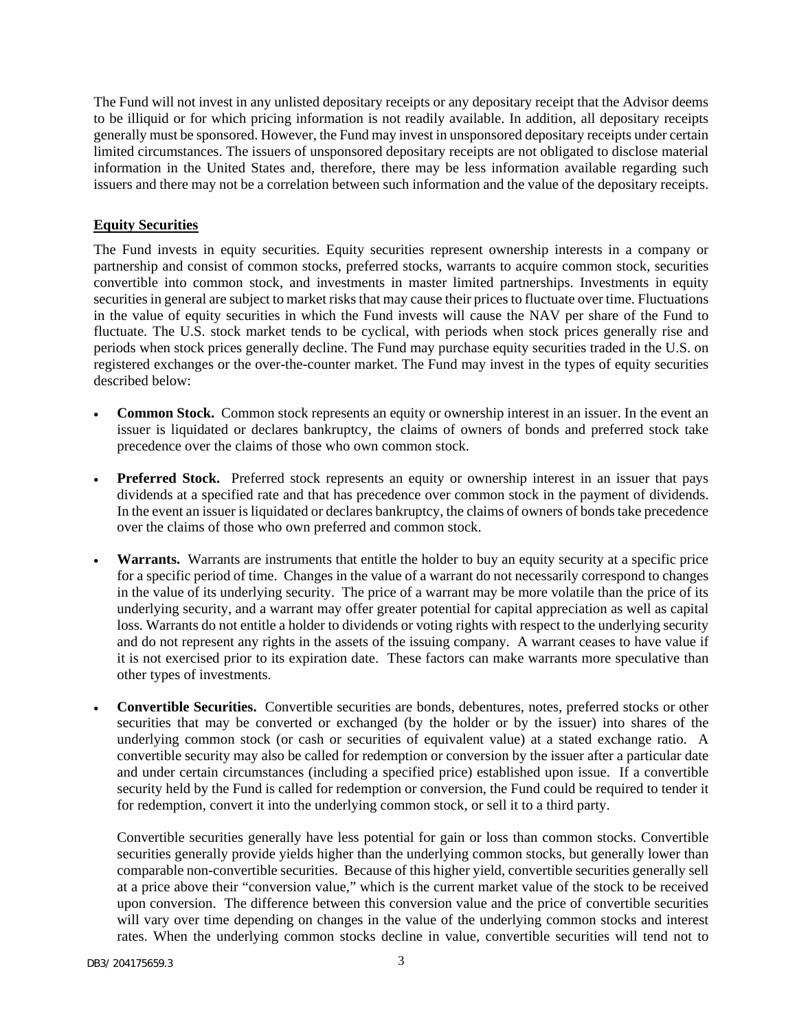The Fund will not invest in any unlisted depositary receipts or any depositary receipt that the Advisor deems to be illiquid or for which pricing information is not readily available. In addition, all depositary receipts generally must be sponsored. However, the Fund may invest in unsponsored depositary receipts under certain limited circumstances. The issuers of unsponsored depositary receipts are not obligated to disclose material information in the United States and, therefore, there may be less information available regarding such issuers and there may not be a correlation between such information and the value of the depositary receipts.

**Equity Securities**

The Fund invests in equity securities. Equity securities represent ownership interests in a company or partnership and consist of common stocks, preferred stocks, warrants to acquire common stock, securities convertible into common stock, and investments in master limited partnerships. Investments in equity securities in general are subject to market risks that may cause their prices to fluctuate over time. Fluctuations in the value of equity securities in which the Fund invests will cause the NAV per share of the Fund to fluctuate. The U.S. stock market tends to be cyclical, with periods when stock prices generally rise and periods when stock prices generally decline. The Fund may purchase equity securities traded in the U.S. on registered exchanges or the over-the-counter market. The Fund may invest in the types of equity securities described below:

- **Common Stock.** Common stock represents an equity or ownership interest in an issuer. In the event an issuer is liquidated or declares bankruptcy, the claims of owners of bonds and preferred stock take precedence over the claims of those who own common stock.

- **Preferred Stock.** Preferred stock represents an equity or ownership interest in an issuer that pays dividends at a specified rate and that has precedence over common stock in the payment of dividends. In the event an issuer is liquidated or declares bankruptcy, the claims of owners of bonds take precedence over the claims of those who own preferred and common stock.

- **Warrants.** Warrants are instruments that entitle the holder to buy an equity security at a specific price for a specific period of time. Changes in the value of a warrant do not necessarily correspond to changes in the value of its underlying security. The price of a warrant may be more volatile than the price of its underlying security, and a warrant may offer greater potential for capital appreciation as well as capital loss. Warrants do not entitle a holder to dividends or voting rights with respect to the underlying security and do not represent any rights in the assets of the issuing company. A warrant ceases to have value if it is not exercised prior to its expiration date. These factors can make warrants more speculative than other types of investments.

- **Convertible Securities.** Convertible securities are bonds, debentures, notes, preferred stocks or other securities that may be converted or exchanged (by the holder or by the issuer) into shares of the underlying common stock (or cash or securities of equivalent value) at a stated exchange ratio. A convertible security may also be called for redemption or conversion by the issuer after a particular date and under certain circumstances (including a specified price) established upon issue. If a convertible security held by the Fund is called for redemption or conversion, the Fund could be required to tender it for redemption, convert it into the underlying common stock, or sell it to a third party.

  Convertible securities generally have less potential for gain or loss than common stocks. Convertible securities generally provide yields higher than the underlying common stocks, but generally lower than comparable non-convertible securities. Because of this higher yield, convertible securities generally sell at a price above their "conversion value," which is the current market value of the stock to be received upon conversion. The difference between this conversion value and the price of convertible securities will vary over time depending on changes in the value of the underlying common stocks and interest rates. When the underlying common stocks decline in value, convertible securities will tend not to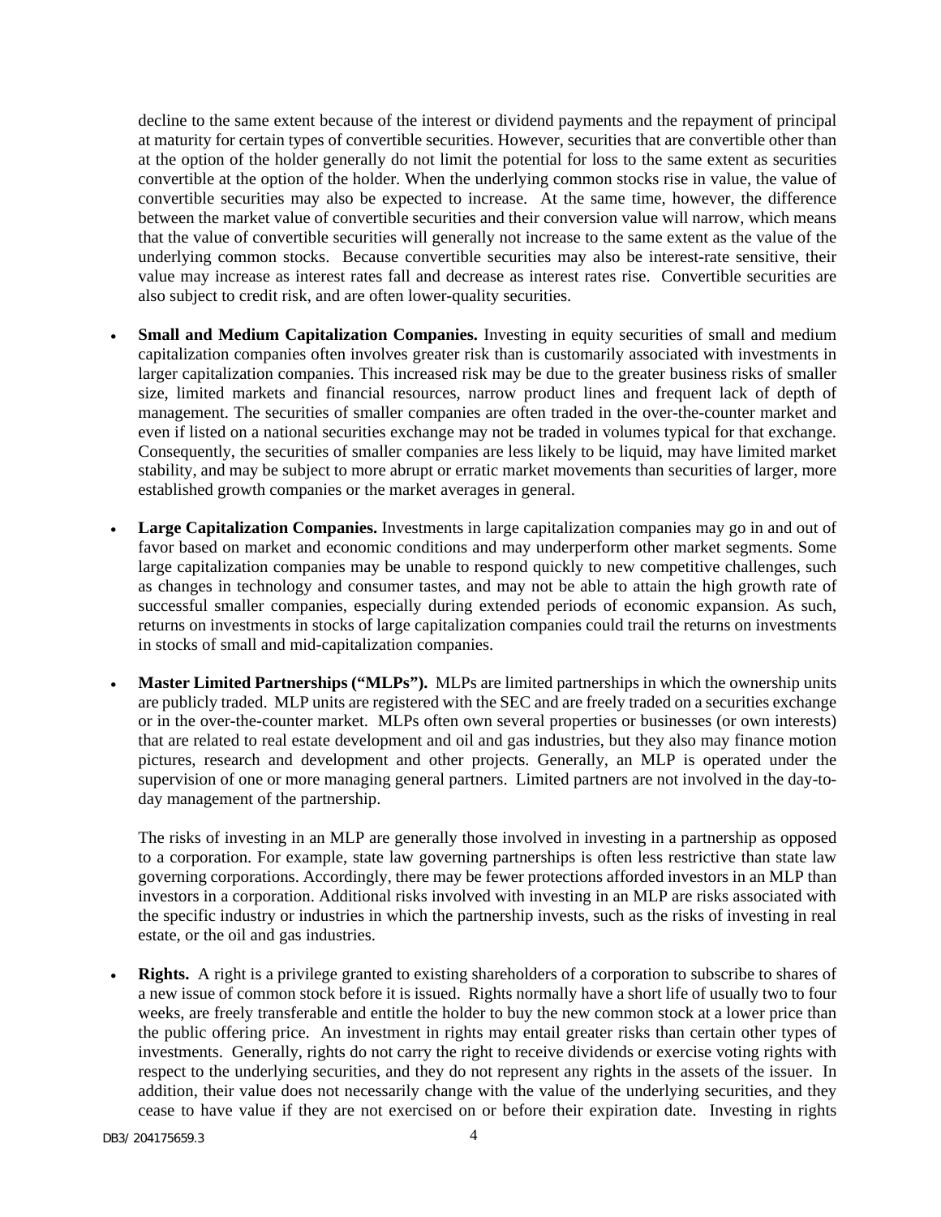decline to the same extent because of the interest or dividend payments and the repayment of principal at maturity for certain types of convertible securities. However, securities that are convertible other than at the option of the holder generally do not limit the potential for loss to the same extent as securities convertible at the option of the holder. When the underlying common stocks rise in value, the value of convertible securities may also be expected to increase. At the same time, however, the difference between the market value of convertible securities and their conversion value will narrow, which means that the value of convertible securities will generally not increase to the same extent as the value of the underlying common stocks. Because convertible securities may also be interest-rate sensitive, their value may increase as interest rates fall and decrease as interest rates rise. Convertible securities are also subject to credit risk, and are often lower-quality securities.

- **Small and Medium Capitalization Companies.** Investing in equity securities of small and medium capitalization companies often involves greater risk than is customarily associated with investments in larger capitalization companies. This increased risk may be due to the greater business risks of smaller size, limited markets and financial resources, narrow product lines and frequent lack of depth of management. The securities of smaller companies are often traded in the over-the-counter market and even if listed on a national securities exchange may not be traded in volumes typical for that exchange. Consequently, the securities of smaller companies are less likely to be liquid, may have limited market stability, and may be subject to more abrupt or erratic market movements than securities of larger, more established growth companies or the market averages in general.

- **Large Capitalization Companies.** Investments in large capitalization companies may go in and out of favor based on market and economic conditions and may underperform other market segments. Some large capitalization companies may be unable to respond quickly to new competitive challenges, such as changes in technology and consumer tastes, and may not be able to attain the high growth rate of successful smaller companies, especially during extended periods of economic expansion. As such, returns on investments in stocks of large capitalization companies could trail the returns on investments in stocks of small and mid-capitalization companies.

- **Master Limited Partnerships ("MLPs").** MLPs are limited partnerships in which the ownership units are publicly traded. MLP units are registered with the SEC and are freely traded on a securities exchange or in the over-the-counter market. MLPs often own several properties or businesses (or own interests) that are related to real estate development and oil and gas industries, but they also may finance motion pictures, research and development and other projects. Generally, an MLP is operated under the supervision of one or more managing general partners. Limited partners are not involved in the day-to-day management of the partnership.

  The risks of investing in an MLP are generally those involved in investing in a partnership as opposed to a corporation. For example, state law governing partnerships is often less restrictive than state law governing corporations. Accordingly, there may be fewer protections afforded investors in an MLP than investors in a corporation. Additional risks involved with investing in an MLP are risks associated with the specific industry or industries in which the partnership invests, such as the risks of investing in real estate, or the oil and gas industries.

- **Rights.** A right is a privilege granted to existing shareholders of a corporation to subscribe to shares of a new issue of common stock before it is issued. Rights normally have a short life of usually two to four weeks, are freely transferable and entitle the holder to buy the new common stock at a lower price than the public offering price. An investment in rights may entail greater risks than certain other types of investments. Generally, rights do not carry the right to receive dividends or exercise voting rights with respect to the underlying securities, and they do not represent any rights in the assets of the issuer. In addition, their value does not necessarily change with the value of the underlying securities, and they cease to have value if they are not exercised on or before their expiration date. Investing in rights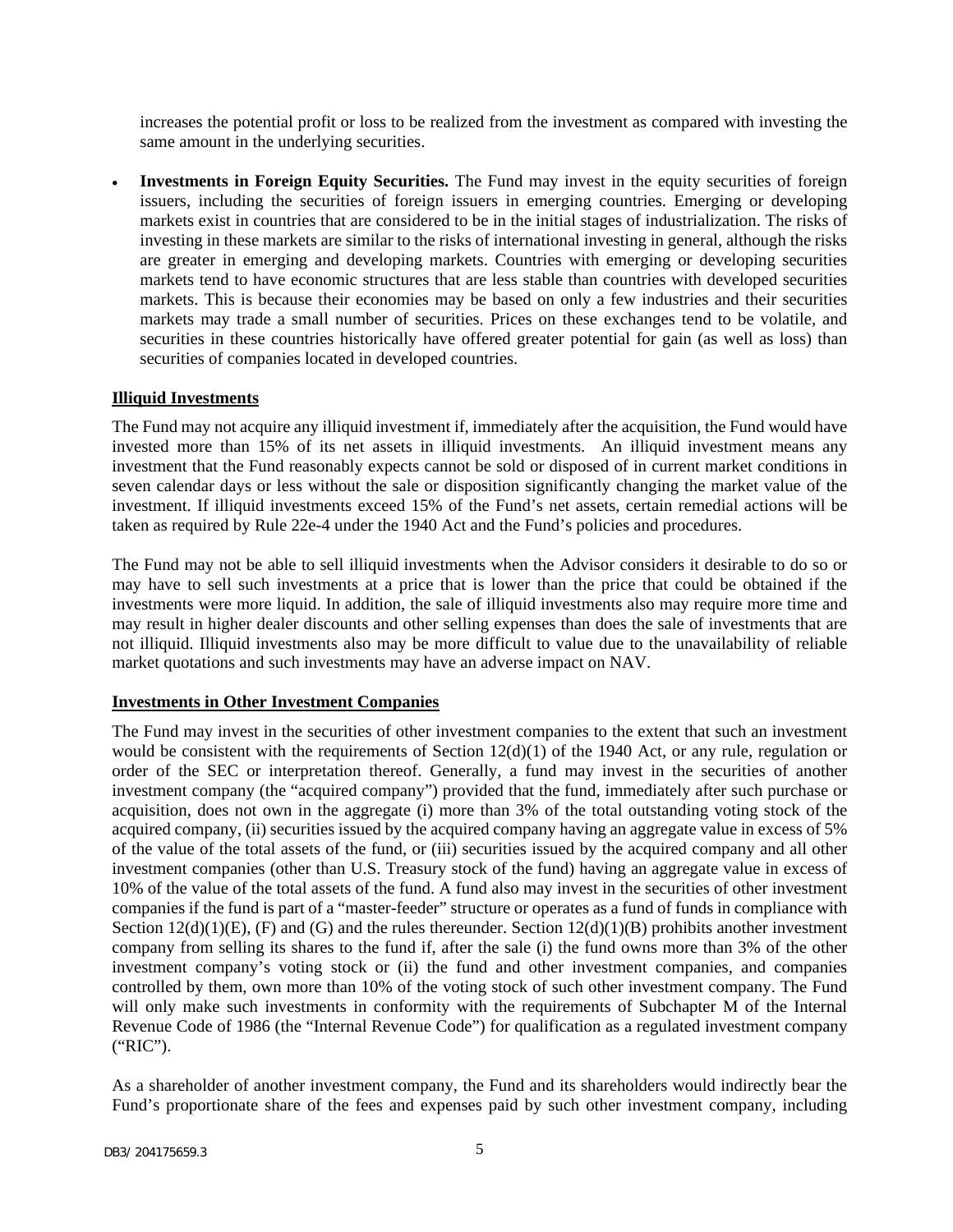increases the potential profit or loss to be realized from the investment as compared with investing the same amount in the underlying securities.

- **Investments in Foreign Equity Securities.** The Fund may invest in the equity securities of foreign issuers, including the securities of foreign issuers in emerging countries. Emerging or developing markets exist in countries that are considered to be in the initial stages of industrialization. The risks of investing in these markets are similar to the risks of international investing in general, although the risks are greater in emerging and developing markets. Countries with emerging or developing securities markets tend to have economic structures that are less stable than countries with developed securities markets. This is because their economies may be based on only a few industries and their securities markets may trade a small number of securities. Prices on these exchanges tend to be volatile, and securities in these countries historically have offered greater potential for gain (as well as loss) than securities of companies located in developed countries.

**Illiquid Investments**

The Fund may not acquire any illiquid investment if, immediately after the acquisition, the Fund would have invested more than 15% of its net assets in illiquid investments. An illiquid investment means any investment that the Fund reasonably expects cannot be sold or disposed of in current market conditions in seven calendar days or less without the sale or disposition significantly changing the market value of the investment. If illiquid investments exceed 15% of the Fund's net assets, certain remedial actions will be taken as required by Rule 22e-4 under the 1940 Act and the Fund's policies and procedures.

The Fund may not be able to sell illiquid investments when the Advisor considers it desirable to do so or may have to sell such investments at a price that is lower than the price that could be obtained if the investments were more liquid. In addition, the sale of illiquid investments also may require more time and may result in higher dealer discounts and other selling expenses than does the sale of investments that are not illiquid. Illiquid investments also may be more difficult to value due to the unavailability of reliable market quotations and such investments may have an adverse impact on NAV.

**Investments in Other Investment Companies**

The Fund may invest in the securities of other investment companies to the extent that such an investment would be consistent with the requirements of Section 12(d)(1) of the 1940 Act, or any rule, regulation or order of the SEC or interpretation thereof. Generally, a fund may invest in the securities of another investment company (the "acquired company") provided that the fund, immediately after such purchase or acquisition, does not own in the aggregate (i) more than 3% of the total outstanding voting stock of the acquired company, (ii) securities issued by the acquired company having an aggregate value in excess of 5% of the value of the total assets of the fund, or (iii) securities issued by the acquired company and all other investment companies (other than U.S. Treasury stock of the fund) having an aggregate value in excess of 10% of the value of the total assets of the fund. A fund also may invest in the securities of other investment companies if the fund is part of a "master-feeder" structure or operates as a fund of funds in compliance with Section 12(d)(1)(E), (F) and (G) and the rules thereunder. Section 12(d)(1)(B) prohibits another investment company from selling its shares to the fund if, after the sale (i) the fund owns more than 3% of the other investment company's voting stock or (ii) the fund and other investment companies, and companies controlled by them, own more than 10% of the voting stock of such other investment company. The Fund will only make such investments in conformity with the requirements of Subchapter M of the Internal Revenue Code of 1986 (the "Internal Revenue Code") for qualification as a regulated investment company ("RIC").

As a shareholder of another investment company, the Fund and its shareholders would indirectly bear the Fund's proportionate share of the fees and expenses paid by such other investment company, including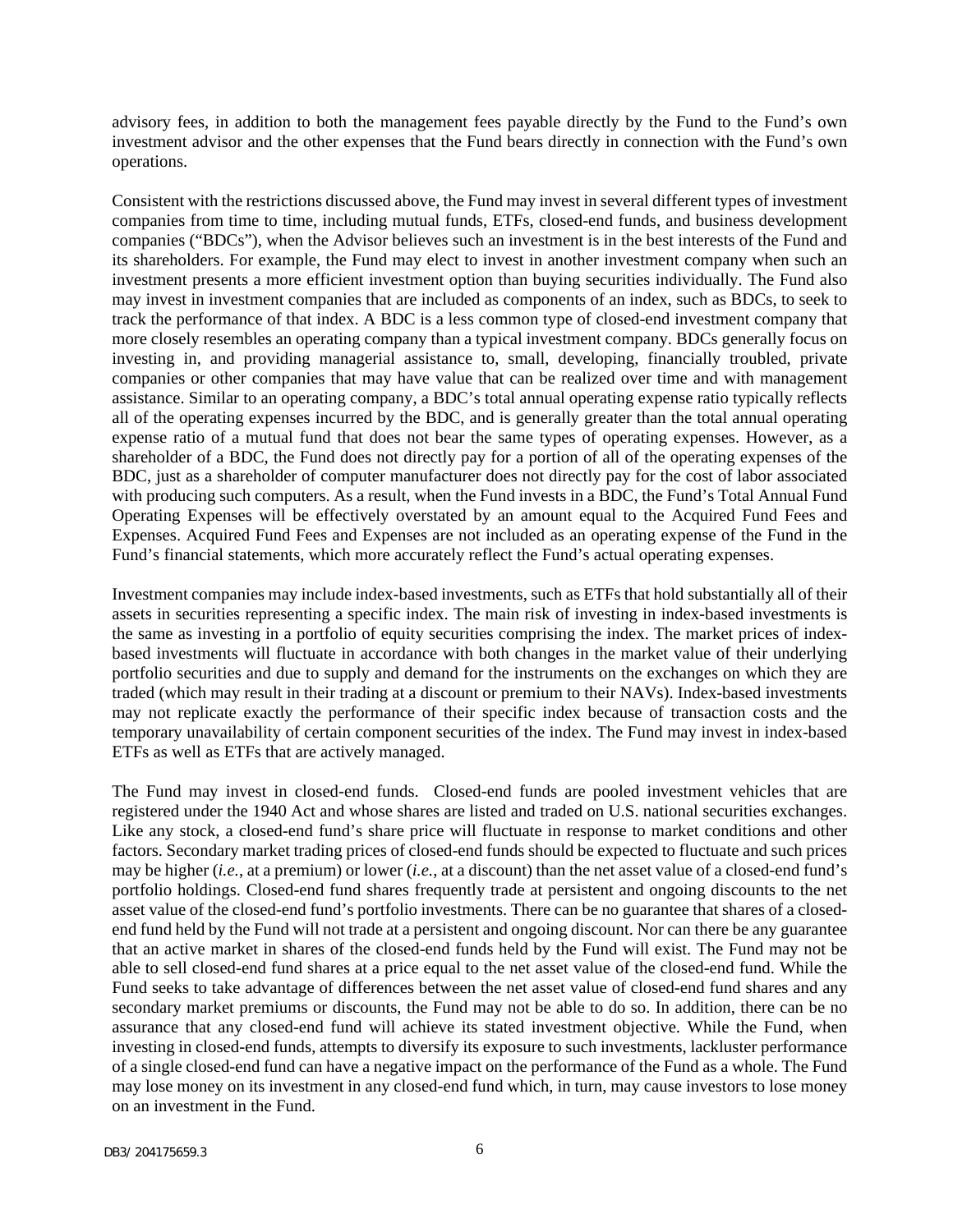advisory fees, in addition to both the management fees payable directly by the Fund to the Fund's own investment advisor and the other expenses that the Fund bears directly in connection with the Fund's own operations.

Consistent with the restrictions discussed above, the Fund may invest in several different types of investment companies from time to time, including mutual funds, ETFs, closed-end funds, and business development companies ("BDCs"), when the Advisor believes such an investment is in the best interests of the Fund and its shareholders. For example, the Fund may elect to invest in another investment company when such an investment presents a more efficient investment option than buying securities individually. The Fund also may invest in investment companies that are included as components of an index, such as BDCs, to seek to track the performance of that index. A BDC is a less common type of closed-end investment company that more closely resembles an operating company than a typical investment company. BDCs generally focus on investing in, and providing managerial assistance to, small, developing, financially troubled, private companies or other companies that may have value that can be realized over time and with management assistance. Similar to an operating company, a BDC's total annual operating expense ratio typically reflects all of the operating expenses incurred by the BDC, and is generally greater than the total annual operating expense ratio of a mutual fund that does not bear the same types of operating expenses. However, as a shareholder of a BDC, the Fund does not directly pay for a portion of all of the operating expenses of the BDC, just as a shareholder of computer manufacturer does not directly pay for the cost of labor associated with producing such computers. As a result, when the Fund invests in a BDC, the Fund's Total Annual Fund Operating Expenses will be effectively overstated by an amount equal to the Acquired Fund Fees and Expenses. Acquired Fund Fees and Expenses are not included as an operating expense of the Fund in the Fund's financial statements, which more accurately reflect the Fund's actual operating expenses.

Investment companies may include index-based investments, such as ETFs that hold substantially all of their assets in securities representing a specific index. The main risk of investing in index-based investments is the same as investing in a portfolio of equity securities comprising the index. The market prices of index-based investments will fluctuate in accordance with both changes in the market value of their underlying portfolio securities and due to supply and demand for the instruments on the exchanges on which they are traded (which may result in their trading at a discount or premium to their NAVs). Index-based investments may not replicate exactly the performance of their specific index because of transaction costs and the temporary unavailability of certain component securities of the index. The Fund may invest in index-based ETFs as well as ETFs that are actively managed.

The Fund may invest in closed-end funds. Closed-end funds are pooled investment vehicles that are registered under the 1940 Act and whose shares are listed and traded on U.S. national securities exchanges. Like any stock, a closed-end fund's share price will fluctuate in response to market conditions and other factors. Secondary market trading prices of closed-end funds should be expected to fluctuate and such prices may be higher (*i.e.*, at a premium) or lower (*i.e.*, at a discount) than the net asset value of a closed-end fund's portfolio holdings. Closed-end fund shares frequently trade at persistent and ongoing discounts to the net asset value of the closed-end fund's portfolio investments. There can be no guarantee that shares of a closed-end fund held by the Fund will not trade at a persistent and ongoing discount. Nor can there be any guarantee that an active market in shares of the closed-end funds held by the Fund will exist. The Fund may not be able to sell closed-end fund shares at a price equal to the net asset value of the closed-end fund. While the Fund seeks to take advantage of differences between the net asset value of closed-end fund shares and any secondary market premiums or discounts, the Fund may not be able to do so. In addition, there can be no assurance that any closed-end fund will achieve its stated investment objective. While the Fund, when investing in closed-end funds, attempts to diversify its exposure to such investments, lackluster performance of a single closed-end fund can have a negative impact on the performance of the Fund as a whole. The Fund may lose money on its investment in any closed-end fund which, in turn, may cause investors to lose money on an investment in the Fund.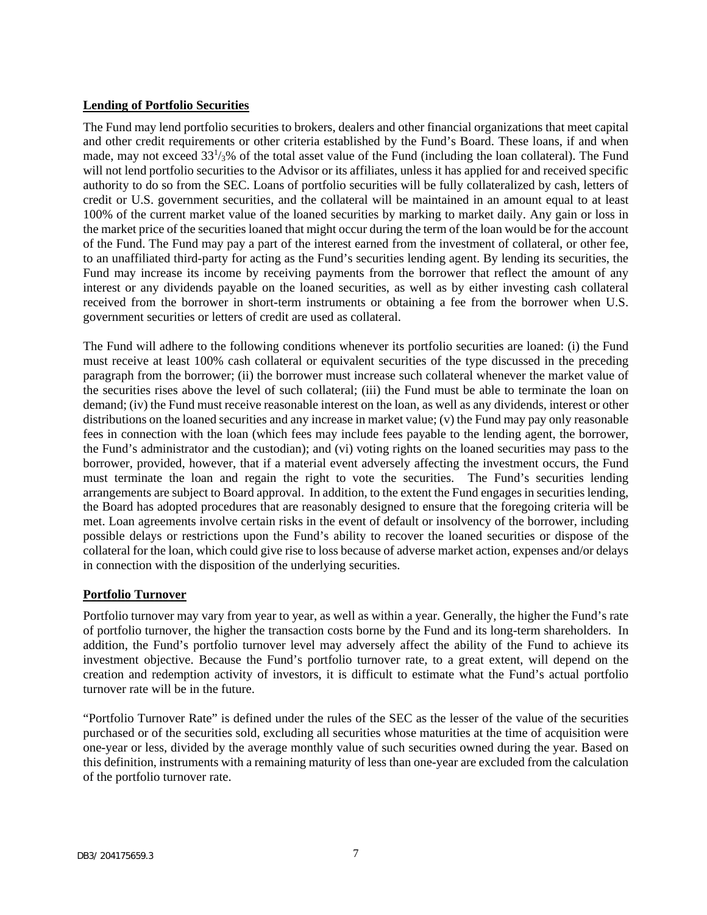## Lending of Portfolio Securities

The Fund may lend portfolio securities to brokers, dealers and other financial organizations that meet capital and other credit requirements or other criteria established by the Fund's Board. These loans, if and when made, may not exceed $33^{1}/_{3}$% of the total asset value of the Fund (including the loan collateral). The Fund will not lend portfolio securities to the Advisor or its affiliates, unless it has applied for and received specific authority to do so from the SEC. Loans of portfolio securities will be fully collateralized by cash, letters of credit or U.S. government securities, and the collateral will be maintained in an amount equal to at least 100% of the current market value of the loaned securities by marking to market daily. Any gain or loss in the market price of the securities loaned that might occur during the term of the loan would be for the account of the Fund. The Fund may pay a part of the interest earned from the investment of collateral, or other fee, to an unaffiliated third-party for acting as the Fund's securities lending agent. By lending its securities, the Fund may increase its income by receiving payments from the borrower that reflect the amount of any interest or any dividends payable on the loaned securities, as well as by either investing cash collateral received from the borrower in short-term instruments or obtaining a fee from the borrower when U.S. government securities or letters of credit are used as collateral.

The Fund will adhere to the following conditions whenever its portfolio securities are loaned: (i) the Fund must receive at least 100% cash collateral or equivalent securities of the type discussed in the preceding paragraph from the borrower; (ii) the borrower must increase such collateral whenever the market value of the securities rises above the level of such collateral; (iii) the Fund must be able to terminate the loan on demand; (iv) the Fund must receive reasonable interest on the loan, as well as any dividends, interest or other distributions on the loaned securities and any increase in market value; (v) the Fund may pay only reasonable fees in connection with the loan (which fees may include fees payable to the lending agent, the borrower, the Fund's administrator and the custodian); and (vi) voting rights on the loaned securities may pass to the borrower, provided, however, that if a material event adversely affecting the investment occurs, the Fund must terminate the loan and regain the right to vote the securities. The Fund's securities lending arrangements are subject to Board approval. In addition, to the extent the Fund engages in securities lending, the Board has adopted procedures that are reasonably designed to ensure that the foregoing criteria will be met. Loan agreements involve certain risks in the event of default or insolvency of the borrower, including possible delays or restrictions upon the Fund's ability to recover the loaned securities or dispose of the collateral for the loan, which could give rise to loss because of adverse market action, expenses and/or delays in connection with the disposition of the underlying securities.

## Portfolio Turnover

Portfolio turnover may vary from year to year, as well as within a year. Generally, the higher the Fund's rate of portfolio turnover, the higher the transaction costs borne by the Fund and its long-term shareholders. In addition, the Fund's portfolio turnover level may adversely affect the ability of the Fund to achieve its investment objective. Because the Fund's portfolio turnover rate, to a great extent, will depend on the creation and redemption activity of investors, it is difficult to estimate what the Fund's actual portfolio turnover rate will be in the future.

"Portfolio Turnover Rate" is defined under the rules of the SEC as the lesser of the value of the securities purchased or of the securities sold, excluding all securities whose maturities at the time of acquisition were one-year or less, divided by the average monthly value of such securities owned during the year. Based on this definition, instruments with a remaining maturity of less than one-year are excluded from the calculation of the portfolio turnover rate.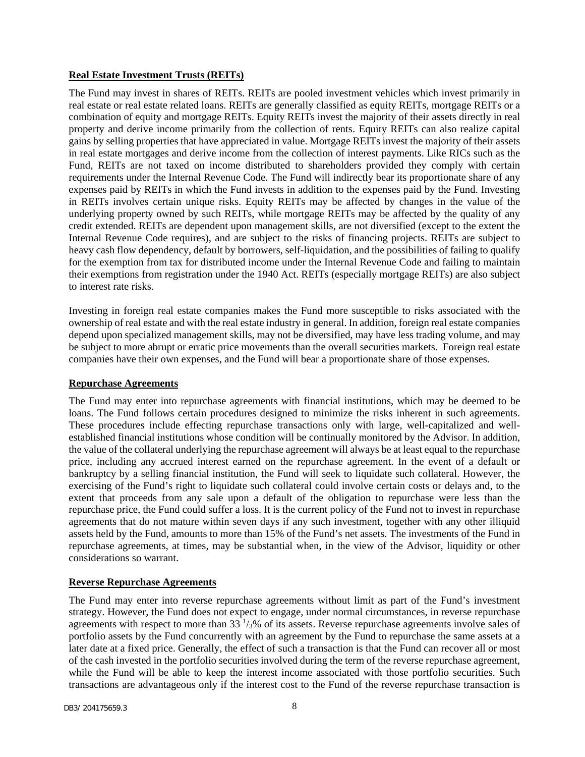**Real Estate Investment Trusts (REITs)**

The Fund may invest in shares of REITs. REITs are pooled investment vehicles which invest primarily in real estate or real estate related loans. REITs are generally classified as equity REITs, mortgage REITs or a combination of equity and mortgage REITs. Equity REITs invest the majority of their assets directly in real property and derive income primarily from the collection of rents. Equity REITs can also realize capital gains by selling properties that have appreciated in value. Mortgage REITs invest the majority of their assets in real estate mortgages and derive income from the collection of interest payments. Like RICs such as the Fund, REITs are not taxed on income distributed to shareholders provided they comply with certain requirements under the Internal Revenue Code. The Fund will indirectly bear its proportionate share of any expenses paid by REITs in which the Fund invests in addition to the expenses paid by the Fund. Investing in REITs involves certain unique risks. Equity REITs may be affected by changes in the value of the underlying property owned by such REITs, while mortgage REITs may be affected by the quality of any credit extended. REITs are dependent upon management skills, are not diversified (except to the extent the Internal Revenue Code requires), and are subject to the risks of financing projects. REITs are subject to heavy cash flow dependency, default by borrowers, self-liquidation, and the possibilities of failing to qualify for the exemption from tax for distributed income under the Internal Revenue Code and failing to maintain their exemptions from registration under the 1940 Act. REITs (especially mortgage REITs) are also subject to interest rate risks.

Investing in foreign real estate companies makes the Fund more susceptible to risks associated with the ownership of real estate and with the real estate industry in general. In addition, foreign real estate companies depend upon specialized management skills, may not be diversified, may have less trading volume, and may be subject to more abrupt or erratic price movements than the overall securities markets. Foreign real estate companies have their own expenses, and the Fund will bear a proportionate share of those expenses.

**Repurchase Agreements**

The Fund may enter into repurchase agreements with financial institutions, which may be deemed to be loans. The Fund follows certain procedures designed to minimize the risks inherent in such agreements. These procedures include effecting repurchase transactions only with large, well-capitalized and well-established financial institutions whose condition will be continually monitored by the Advisor. In addition, the value of the collateral underlying the repurchase agreement will always be at least equal to the repurchase price, including any accrued interest earned on the repurchase agreement. In the event of a default or bankruptcy by a selling financial institution, the Fund will seek to liquidate such collateral. However, the exercising of the Fund's right to liquidate such collateral could involve certain costs or delays and, to the extent that proceeds from any sale upon a default of the obligation to repurchase were less than the repurchase price, the Fund could suffer a loss. It is the current policy of the Fund not to invest in repurchase agreements that do not mature within seven days if any such investment, together with any other illiquid assets held by the Fund, amounts to more than 15% of the Fund's net assets. The investments of the Fund in repurchase agreements, at times, may be substantial when, in the view of the Advisor, liquidity or other considerations so warrant.

**Reverse Repurchase Agreements**

The Fund may enter into reverse repurchase agreements without limit as part of the Fund's investment strategy. However, the Fund does not expect to engage, under normal circumstances, in reverse repurchase agreements with respect to more than 33 $^{1}/_{3}$% of its assets. Reverse repurchase agreements involve sales of portfolio assets by the Fund concurrently with an agreement by the Fund to repurchase the same assets at a later date at a fixed price. Generally, the effect of such a transaction is that the Fund can recover all or most of the cash invested in the portfolio securities involved during the term of the reverse repurchase agreement, while the Fund will be able to keep the interest income associated with those portfolio securities. Such transactions are advantageous only if the interest cost to the Fund of the reverse repurchase transaction is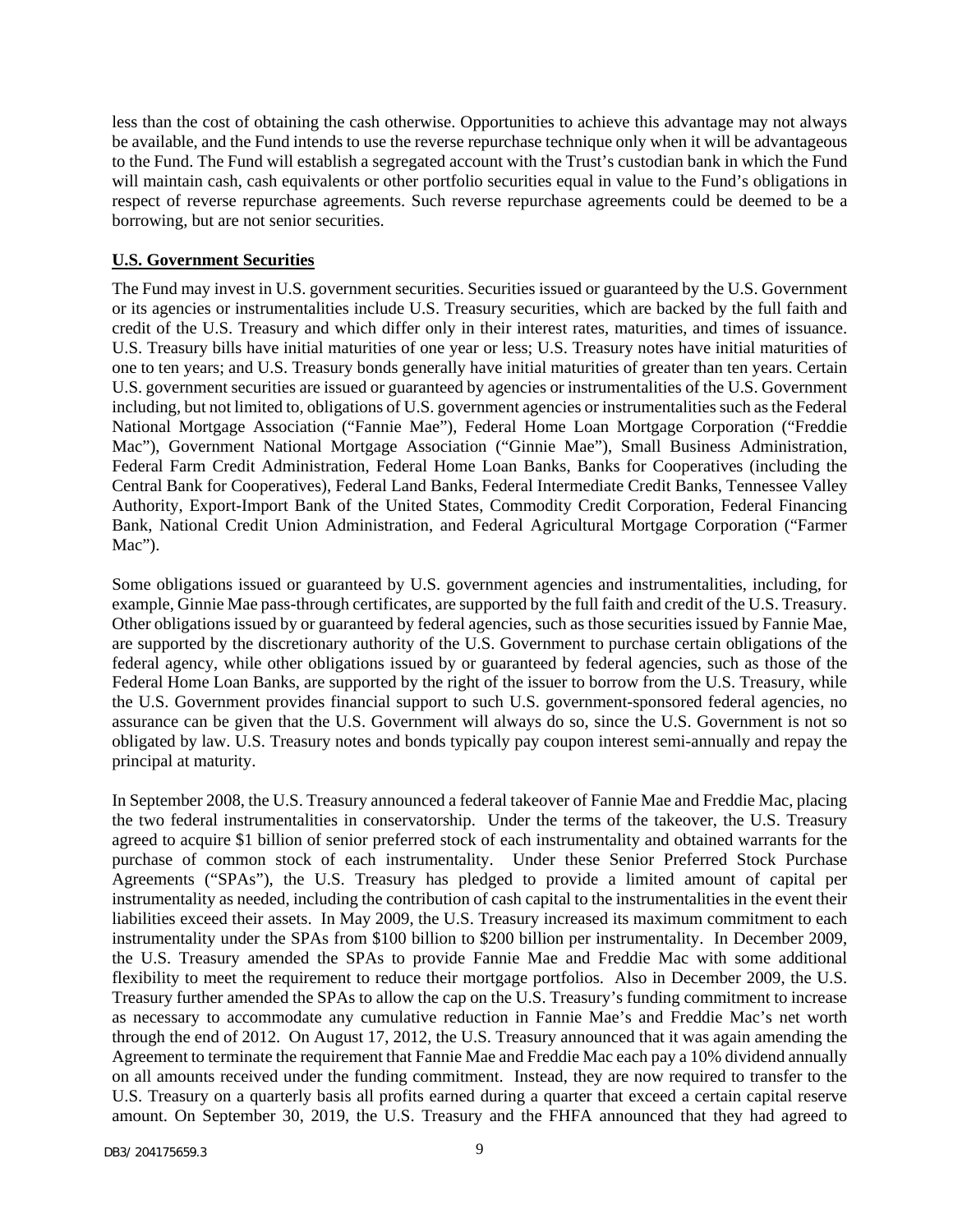less than the cost of obtaining the cash otherwise. Opportunities to achieve this advantage may not always be available, and the Fund intends to use the reverse repurchase technique only when it will be advantageous to the Fund. The Fund will establish a segregated account with the Trust's custodian bank in which the Fund will maintain cash, cash equivalents or other portfolio securities equal in value to the Fund's obligations in respect of reverse repurchase agreements. Such reverse repurchase agreements could be deemed to be a borrowing, but are not senior securities.

**U.S. Government Securities**

The Fund may invest in U.S. government securities. Securities issued or guaranteed by the U.S. Government or its agencies or instrumentalities include U.S. Treasury securities, which are backed by the full faith and credit of the U.S. Treasury and which differ only in their interest rates, maturities, and times of issuance. U.S. Treasury bills have initial maturities of one year or less; U.S. Treasury notes have initial maturities of one to ten years; and U.S. Treasury bonds generally have initial maturities of greater than ten years. Certain U.S. government securities are issued or guaranteed by agencies or instrumentalities of the U.S. Government including, but not limited to, obligations of U.S. government agencies or instrumentalities such as the Federal National Mortgage Association ("Fannie Mae"), Federal Home Loan Mortgage Corporation ("Freddie Mac"), Government National Mortgage Association ("Ginnie Mae"), Small Business Administration, Federal Farm Credit Administration, Federal Home Loan Banks, Banks for Cooperatives (including the Central Bank for Cooperatives), Federal Land Banks, Federal Intermediate Credit Banks, Tennessee Valley Authority, Export-Import Bank of the United States, Commodity Credit Corporation, Federal Financing Bank, National Credit Union Administration, and Federal Agricultural Mortgage Corporation ("Farmer Mac").

Some obligations issued or guaranteed by U.S. government agencies and instrumentalities, including, for example, Ginnie Mae pass-through certificates, are supported by the full faith and credit of the U.S. Treasury. Other obligations issued by or guaranteed by federal agencies, such as those securities issued by Fannie Mae, are supported by the discretionary authority of the U.S. Government to purchase certain obligations of the federal agency, while other obligations issued by or guaranteed by federal agencies, such as those of the Federal Home Loan Banks, are supported by the right of the issuer to borrow from the U.S. Treasury, while the U.S. Government provides financial support to such U.S. government-sponsored federal agencies, no assurance can be given that the U.S. Government will always do so, since the U.S. Government is not so obligated by law. U.S. Treasury notes and bonds typically pay coupon interest semi-annually and repay the principal at maturity.

In September 2008, the U.S. Treasury announced a federal takeover of Fannie Mae and Freddie Mac, placing the two federal instrumentalities in conservatorship. Under the terms of the takeover, the U.S. Treasury agreed to acquire \$1 billion of senior preferred stock of each instrumentality and obtained warrants for the purchase of common stock of each instrumentality. Under these Senior Preferred Stock Purchase Agreements ("SPAs"), the U.S. Treasury has pledged to provide a limited amount of capital per instrumentality as needed, including the contribution of cash capital to the instrumentalities in the event their liabilities exceed their assets. In May 2009, the U.S. Treasury increased its maximum commitment to each instrumentality under the SPAs from \$100 billion to \$200 billion per instrumentality. In December 2009, the U.S. Treasury amended the SPAs to provide Fannie Mae and Freddie Mac with some additional flexibility to meet the requirement to reduce their mortgage portfolios. Also in December 2009, the U.S. Treasury further amended the SPAs to allow the cap on the U.S. Treasury's funding commitment to increase as necessary to accommodate any cumulative reduction in Fannie Mae's and Freddie Mac's net worth through the end of 2012. On August 17, 2012, the U.S. Treasury announced that it was again amending the Agreement to terminate the requirement that Fannie Mae and Freddie Mac each pay a 10% dividend annually on all amounts received under the funding commitment. Instead, they are now required to transfer to the U.S. Treasury on a quarterly basis all profits earned during a quarter that exceed a certain capital reserve amount. On September 30, 2019, the U.S. Treasury and the FHFA announced that they had agreed to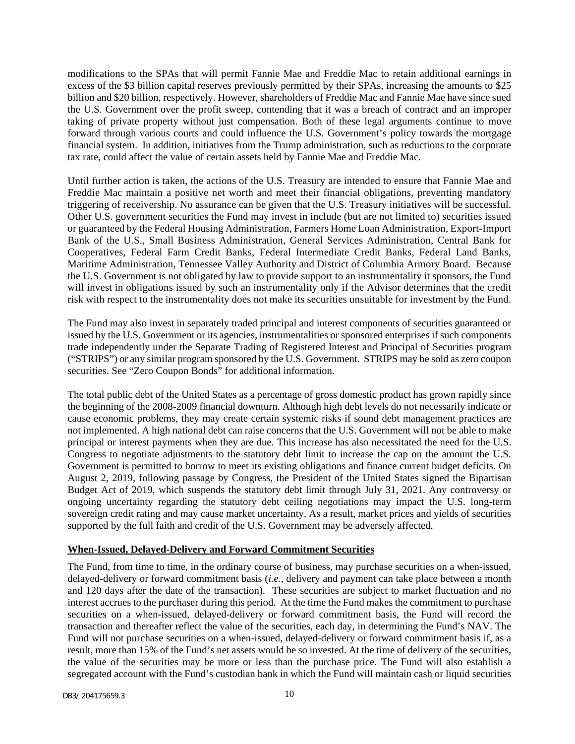modifications to the SPAs that will permit Fannie Mae and Freddie Mac to retain additional earnings in excess of the $3 billion capital reserves previously permitted by their SPAs, increasing the amounts to $25 billion and $20 billion, respectively. However, shareholders of Freddie Mac and Fannie Mae have since sued the U.S. Government over the profit sweep, contending that it was a breach of contract and an improper taking of private property without just compensation. Both of these legal arguments continue to move forward through various courts and could influence the U.S. Government's policy towards the mortgage financial system. In addition, initiatives from the Trump administration, such as reductions to the corporate tax rate, could affect the value of certain assets held by Fannie Mae and Freddie Mac.

Until further action is taken, the actions of the U.S. Treasury are intended to ensure that Fannie Mae and Freddie Mac maintain a positive net worth and meet their financial obligations, preventing mandatory triggering of receivership. No assurance can be given that the U.S. Treasury initiatives will be successful. Other U.S. government securities the Fund may invest in include (but are not limited to) securities issued or guaranteed by the Federal Housing Administration, Farmers Home Loan Administration, Export-Import Bank of the U.S., Small Business Administration, General Services Administration, Central Bank for Cooperatives, Federal Farm Credit Banks, Federal Intermediate Credit Banks, Federal Land Banks, Maritime Administration, Tennessee Valley Authority and District of Columbia Armory Board. Because the U.S. Government is not obligated by law to provide support to an instrumentality it sponsors, the Fund will invest in obligations issued by such an instrumentality only if the Advisor determines that the credit risk with respect to the instrumentality does not make its securities unsuitable for investment by the Fund.

The Fund may also invest in separately traded principal and interest components of securities guaranteed or issued by the U.S. Government or its agencies, instrumentalities or sponsored enterprises if such components trade independently under the Separate Trading of Registered Interest and Principal of Securities program ("STRIPS") or any similar program sponsored by the U.S. Government. STRIPS may be sold as zero coupon securities. See "Zero Coupon Bonds" for additional information.

The total public debt of the United States as a percentage of gross domestic product has grown rapidly since the beginning of the 2008-2009 financial downturn. Although high debt levels do not necessarily indicate or cause economic problems, they may create certain systemic risks if sound debt management practices are not implemented. A high national debt can raise concerns that the U.S. Government will not be able to make principal or interest payments when they are due. This increase has also necessitated the need for the U.S. Congress to negotiate adjustments to the statutory debt limit to increase the cap on the amount the U.S. Government is permitted to borrow to meet its existing obligations and finance current budget deficits. On August 2, 2019, following passage by Congress, the President of the United States signed the Bipartisan Budget Act of 2019, which suspends the statutory debt limit through July 31, 2021. Any controversy or ongoing uncertainty regarding the statutory debt ceiling negotiations may impact the U.S. long-term sovereign credit rating and may cause market uncertainty. As a result, market prices and yields of securities supported by the full faith and credit of the U.S. Government may be adversely affected.

**When-Issued, Delayed-Delivery and Forward Commitment Securities**

The Fund, from time to time, in the ordinary course of business, may purchase securities on a when-issued, delayed-delivery or forward commitment basis (*i.e.*, delivery and payment can take place between a month and 120 days after the date of the transaction). These securities are subject to market fluctuation and no interest accrues to the purchaser during this period. At the time the Fund makes the commitment to purchase securities on a when-issued, delayed-delivery or forward commitment basis, the Fund will record the transaction and thereafter reflect the value of the securities, each day, in determining the Fund's NAV. The Fund will not purchase securities on a when-issued, delayed-delivery or forward commitment basis if, as a result, more than 15% of the Fund's net assets would be so invested. At the time of delivery of the securities, the value of the securities may be more or less than the purchase price. The Fund will also establish a segregated account with the Fund's custodian bank in which the Fund will maintain cash or liquid securities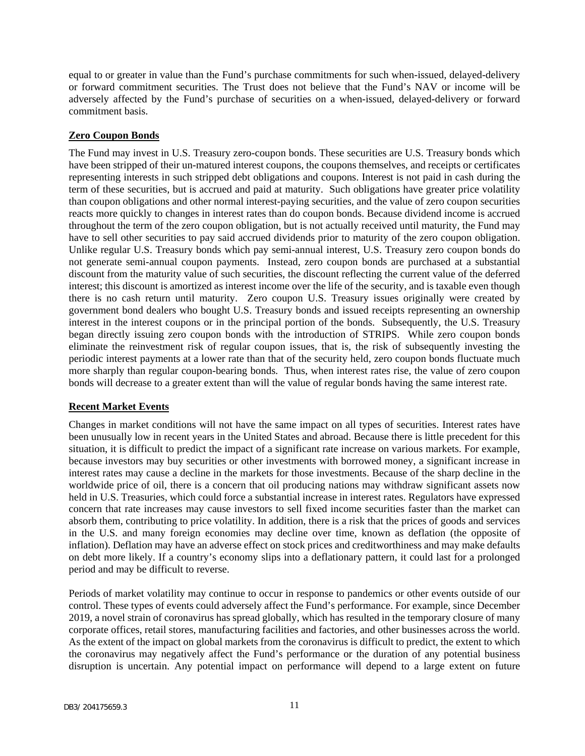equal to or greater in value than the Fund's purchase commitments for such when-issued, delayed-delivery or forward commitment securities. The Trust does not believe that the Fund's NAV or income will be adversely affected by the Fund's purchase of securities on a when-issued, delayed-delivery or forward commitment basis.

**Zero Coupon Bonds**

The Fund may invest in U.S. Treasury zero-coupon bonds. These securities are U.S. Treasury bonds which have been stripped of their un-matured interest coupons, the coupons themselves, and receipts or certificates representing interests in such stripped debt obligations and coupons. Interest is not paid in cash during the term of these securities, but is accrued and paid at maturity. Such obligations have greater price volatility than coupon obligations and other normal interest-paying securities, and the value of zero coupon securities reacts more quickly to changes in interest rates than do coupon bonds. Because dividend income is accrued throughout the term of the zero coupon obligation, but is not actually received until maturity, the Fund may have to sell other securities to pay said accrued dividends prior to maturity of the zero coupon obligation. Unlike regular U.S. Treasury bonds which pay semi-annual interest, U.S. Treasury zero coupon bonds do not generate semi-annual coupon payments. Instead, zero coupon bonds are purchased at a substantial discount from the maturity value of such securities, the discount reflecting the current value of the deferred interest; this discount is amortized as interest income over the life of the security, and is taxable even though there is no cash return until maturity. Zero coupon U.S. Treasury issues originally were created by government bond dealers who bought U.S. Treasury bonds and issued receipts representing an ownership interest in the interest coupons or in the principal portion of the bonds. Subsequently, the U.S. Treasury began directly issuing zero coupon bonds with the introduction of STRIPS. While zero coupon bonds eliminate the reinvestment risk of regular coupon issues, that is, the risk of subsequently investing the periodic interest payments at a lower rate than that of the security held, zero coupon bonds fluctuate much more sharply than regular coupon-bearing bonds. Thus, when interest rates rise, the value of zero coupon bonds will decrease to a greater extent than will the value of regular bonds having the same interest rate.

**Recent Market Events**

Changes in market conditions will not have the same impact on all types of securities. Interest rates have been unusually low in recent years in the United States and abroad. Because there is little precedent for this situation, it is difficult to predict the impact of a significant rate increase on various markets. For example, because investors may buy securities or other investments with borrowed money, a significant increase in interest rates may cause a decline in the markets for those investments. Because of the sharp decline in the worldwide price of oil, there is a concern that oil producing nations may withdraw significant assets now held in U.S. Treasuries, which could force a substantial increase in interest rates. Regulators have expressed concern that rate increases may cause investors to sell fixed income securities faster than the market can absorb them, contributing to price volatility. In addition, there is a risk that the prices of goods and services in the U.S. and many foreign economies may decline over time, known as deflation (the opposite of inflation). Deflation may have an adverse effect on stock prices and creditworthiness and may make defaults on debt more likely. If a country's economy slips into a deflationary pattern, it could last for a prolonged period and may be difficult to reverse.

Periods of market volatility may continue to occur in response to pandemics or other events outside of our control. These types of events could adversely affect the Fund's performance. For example, since December 2019, a novel strain of coronavirus has spread globally, which has resulted in the temporary closure of many corporate offices, retail stores, manufacturing facilities and factories, and other businesses across the world. As the extent of the impact on global markets from the coronavirus is difficult to predict, the extent to which the coronavirus may negatively affect the Fund's performance or the duration of any potential business disruption is uncertain. Any potential impact on performance will depend to a large extent on future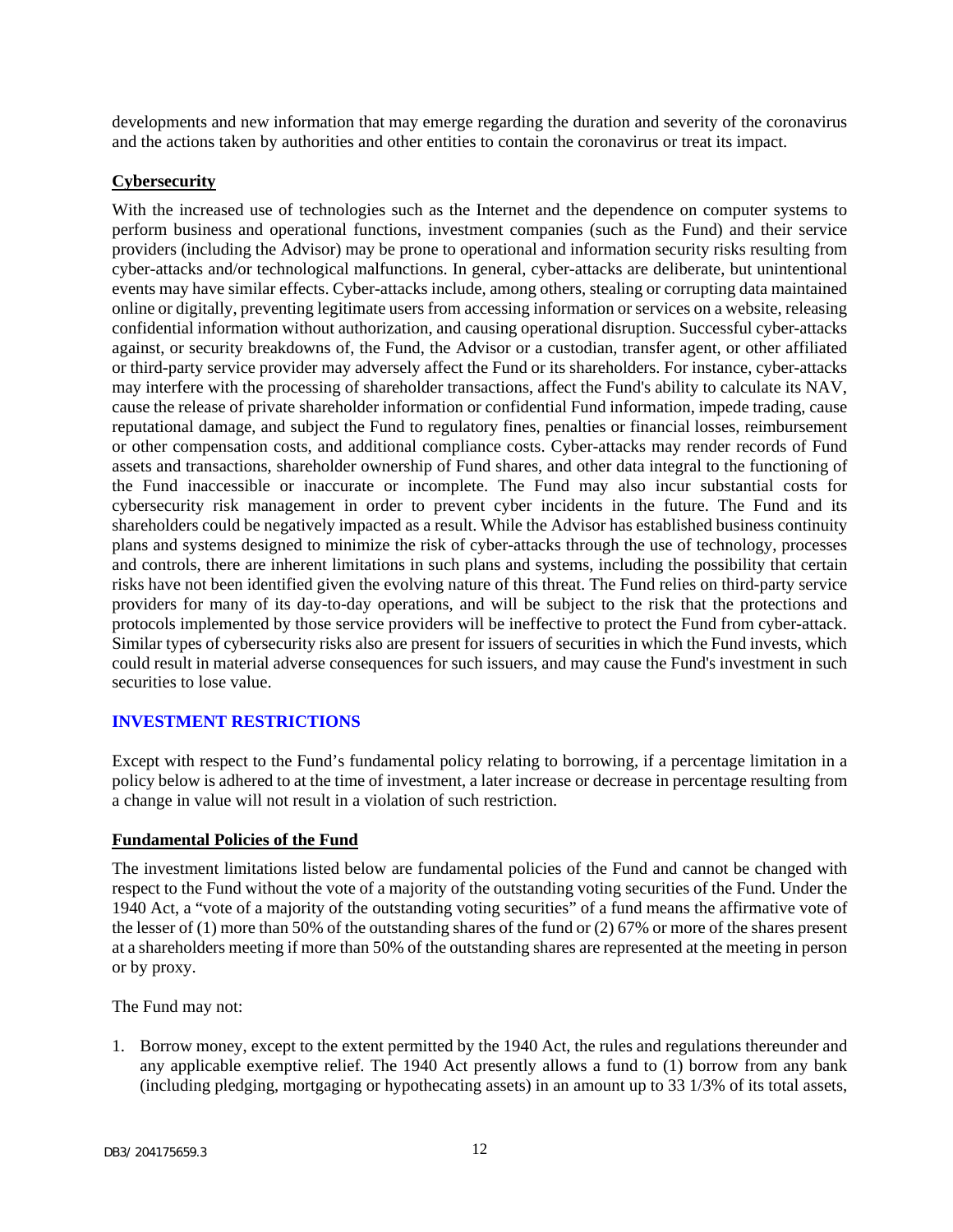developments and new information that may emerge regarding the duration and severity of the coronavirus and the actions taken by authorities and other entities to contain the coronavirus or treat its impact.

**Cybersecurity**

With the increased use of technologies such as the Internet and the dependence on computer systems to perform business and operational functions, investment companies (such as the Fund) and their service providers (including the Advisor) may be prone to operational and information security risks resulting from cyber-attacks and/or technological malfunctions. In general, cyber-attacks are deliberate, but unintentional events may have similar effects. Cyber-attacks include, among others, stealing or corrupting data maintained online or digitally, preventing legitimate users from accessing information or services on a website, releasing confidential information without authorization, and causing operational disruption. Successful cyber-attacks against, or security breakdowns of, the Fund, the Advisor or a custodian, transfer agent, or other affiliated or third-party service provider may adversely affect the Fund or its shareholders. For instance, cyber-attacks may interfere with the processing of shareholder transactions, affect the Fund's ability to calculate its NAV, cause the release of private shareholder information or confidential Fund information, impede trading, cause reputational damage, and subject the Fund to regulatory fines, penalties or financial losses, reimbursement or other compensation costs, and additional compliance costs. Cyber-attacks may render records of Fund assets and transactions, shareholder ownership of Fund shares, and other data integral to the functioning of the Fund inaccessible or inaccurate or incomplete. The Fund may also incur substantial costs for cybersecurity risk management in order to prevent cyber incidents in the future. The Fund and its shareholders could be negatively impacted as a result. While the Advisor has established business continuity plans and systems designed to minimize the risk of cyber-attacks through the use of technology, processes and controls, there are inherent limitations in such plans and systems, including the possibility that certain risks have not been identified given the evolving nature of this threat. The Fund relies on third-party service providers for many of its day-to-day operations, and will be subject to the risk that the protections and protocols implemented by those service providers will be ineffective to protect the Fund from cyber-attack. Similar types of cybersecurity risks also are present for issuers of securities in which the Fund invests, which could result in material adverse consequences for such issuers, and may cause the Fund's investment in such securities to lose value.

## INVESTMENT RESTRICTIONS

Except with respect to the Fund's fundamental policy relating to borrowing, if a percentage limitation in a policy below is adhered to at the time of investment, a later increase or decrease in percentage resulting from a change in value will not result in a violation of such restriction.

**Fundamental Policies of the Fund**

The investment limitations listed below are fundamental policies of the Fund and cannot be changed with respect to the Fund without the vote of a majority of the outstanding voting securities of the Fund. Under the 1940 Act, a "vote of a majority of the outstanding voting securities" of a fund means the affirmative vote of the lesser of (1) more than 50% of the outstanding shares of the fund or (2) 67% or more of the shares present at a shareholders meeting if more than 50% of the outstanding shares are represented at the meeting in person or by proxy.

The Fund may not:

1. Borrow money, except to the extent permitted by the 1940 Act, the rules and regulations thereunder and any applicable exemptive relief. The 1940 Act presently allows a fund to (1) borrow from any bank (including pledging, mortgaging or hypothecating assets) in an amount up to 33 1/3% of its total assets,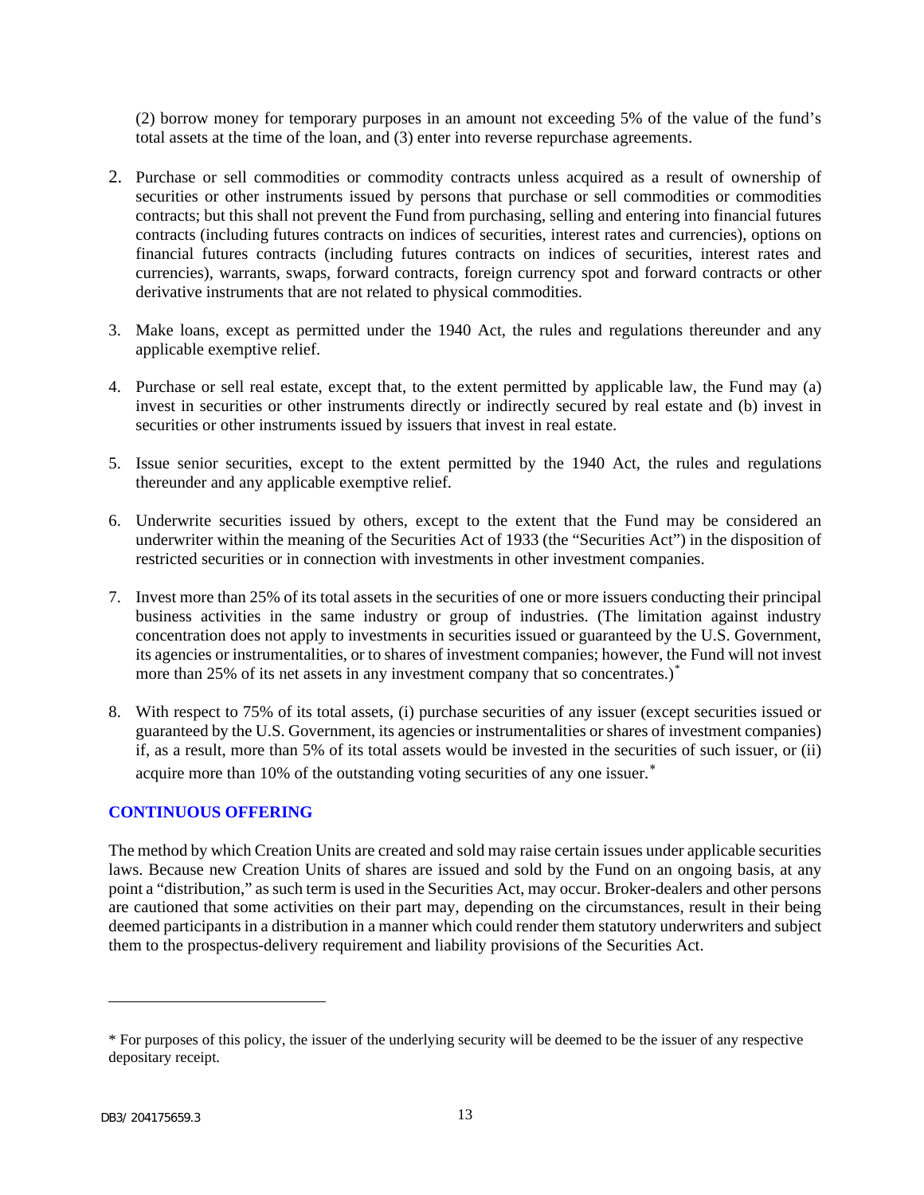(2) borrow money for temporary purposes in an amount not exceeding 5% of the value of the fund's total assets at the time of the loan, and (3) enter into reverse repurchase agreements.

2. Purchase or sell commodities or commodity contracts unless acquired as a result of ownership of securities or other instruments issued by persons that purchase or sell commodities or commodities contracts; but this shall not prevent the Fund from purchasing, selling and entering into financial futures contracts (including futures contracts on indices of securities, interest rates and currencies), options on financial futures contracts (including futures contracts on indices of securities, interest rates and currencies), warrants, swaps, forward contracts, foreign currency spot and forward contracts or other derivative instruments that are not related to physical commodities.

3. Make loans, except as permitted under the 1940 Act, the rules and regulations thereunder and any applicable exemptive relief.

4. Purchase or sell real estate, except that, to the extent permitted by applicable law, the Fund may (a) invest in securities or other instruments directly or indirectly secured by real estate and (b) invest in securities or other instruments issued by issuers that invest in real estate.

5. Issue senior securities, except to the extent permitted by the 1940 Act, the rules and regulations thereunder and any applicable exemptive relief.

6. Underwrite securities issued by others, except to the extent that the Fund may be considered an underwriter within the meaning of the Securities Act of 1933 (the "Securities Act") in the disposition of restricted securities or in connection with investments in other investment companies.

7. Invest more than 25% of its total assets in the securities of one or more issuers conducting their principal business activities in the same industry or group of industries. (The limitation against industry concentration does not apply to investments in securities issued or guaranteed by the U.S. Government, its agencies or instrumentalities, or to shares of investment companies; however, the Fund will not invest more than 25% of its net assets in any investment company that so concentrates.)[*]

8. With respect to 75% of its total assets, (i) purchase securities of any issuer (except securities issued or guaranteed by the U.S. Government, its agencies or instrumentalities or shares of investment companies) if, as a result, more than 5% of its total assets would be invested in the securities of such issuer, or (ii) acquire more than 10% of the outstanding voting securities of any one issuer.[*]

## CONTINUOUS OFFERING

The method by which Creation Units are created and sold may raise certain issues under applicable securities laws. Because new Creation Units of shares are issued and sold by the Fund on an ongoing basis, at any point a "distribution," as such term is used in the Securities Act, may occur. Broker-dealers and other persons are cautioned that some activities on their part may, depending on the circumstances, result in their being deemed participants in a distribution in a manner which could render them statutory underwriters and subject them to the prospectus-delivery requirement and liability provisions of the Securities Act.

---

* For purposes of this policy, the issuer of the underlying security will be deemed to be the issuer of any respective depositary receipt.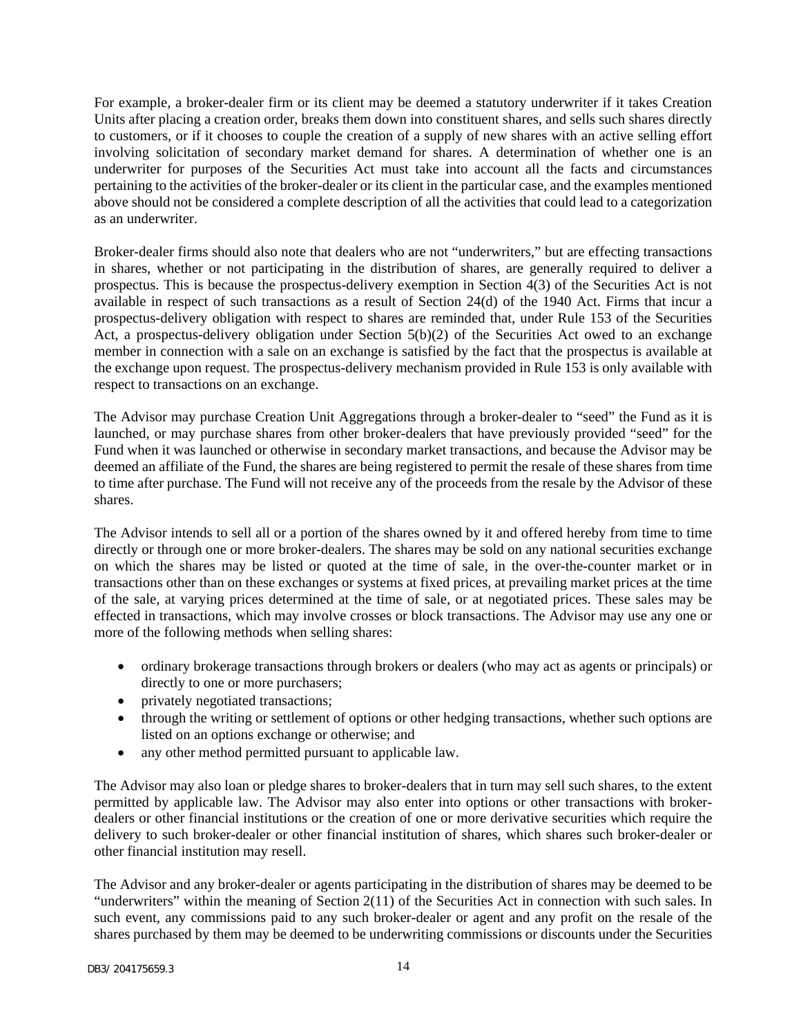For example, a broker-dealer firm or its client may be deemed a statutory underwriter if it takes Creation Units after placing a creation order, breaks them down into constituent shares, and sells such shares directly to customers, or if it chooses to couple the creation of a supply of new shares with an active selling effort involving solicitation of secondary market demand for shares. A determination of whether one is an underwriter for purposes of the Securities Act must take into account all the facts and circumstances pertaining to the activities of the broker-dealer or its client in the particular case, and the examples mentioned above should not be considered a complete description of all the activities that could lead to a categorization as an underwriter.

Broker-dealer firms should also note that dealers who are not "underwriters," but are effecting transactions in shares, whether or not participating in the distribution of shares, are generally required to deliver a prospectus. This is because the prospectus-delivery exemption in Section 4(3) of the Securities Act is not available in respect of such transactions as a result of Section 24(d) of the 1940 Act. Firms that incur a prospectus-delivery obligation with respect to shares are reminded that, under Rule 153 of the Securities Act, a prospectus-delivery obligation under Section 5(b)(2) of the Securities Act owed to an exchange member in connection with a sale on an exchange is satisfied by the fact that the prospectus is available at the exchange upon request. The prospectus-delivery mechanism provided in Rule 153 is only available with respect to transactions on an exchange.

The Advisor may purchase Creation Unit Aggregations through a broker-dealer to "seed" the Fund as it is launched, or may purchase shares from other broker-dealers that have previously provided "seed" for the Fund when it was launched or otherwise in secondary market transactions, and because the Advisor may be deemed an affiliate of the Fund, the shares are being registered to permit the resale of these shares from time to time after purchase. The Fund will not receive any of the proceeds from the resale by the Advisor of these shares.

The Advisor intends to sell all or a portion of the shares owned by it and offered hereby from time to time directly or through one or more broker-dealers. The shares may be sold on any national securities exchange on which the shares may be listed or quoted at the time of sale, in the over-the-counter market or in transactions other than on these exchanges or systems at fixed prices, at prevailing market prices at the time of the sale, at varying prices determined at the time of sale, or at negotiated prices. These sales may be effected in transactions, which may involve crosses or block transactions. The Advisor may use any one or more of the following methods when selling shares:

- ordinary brokerage transactions through brokers or dealers (who may act as agents or principals) or directly to one or more purchasers;
- privately negotiated transactions;
- through the writing or settlement of options or other hedging transactions, whether such options are listed on an options exchange or otherwise; and
- any other method permitted pursuant to applicable law.

The Advisor may also loan or pledge shares to broker-dealers that in turn may sell such shares, to the extent permitted by applicable law. The Advisor may also enter into options or other transactions with broker-dealers or other financial institutions or the creation of one or more derivative securities which require the delivery to such broker-dealer or other financial institution of shares, which shares such broker-dealer or other financial institution may resell.

The Advisor and any broker-dealer or agents participating in the distribution of shares may be deemed to be "underwriters" within the meaning of Section 2(11) of the Securities Act in connection with such sales. In such event, any commissions paid to any such broker-dealer or agent and any profit on the resale of the shares purchased by them may be deemed to be underwriting commissions or discounts under the Securities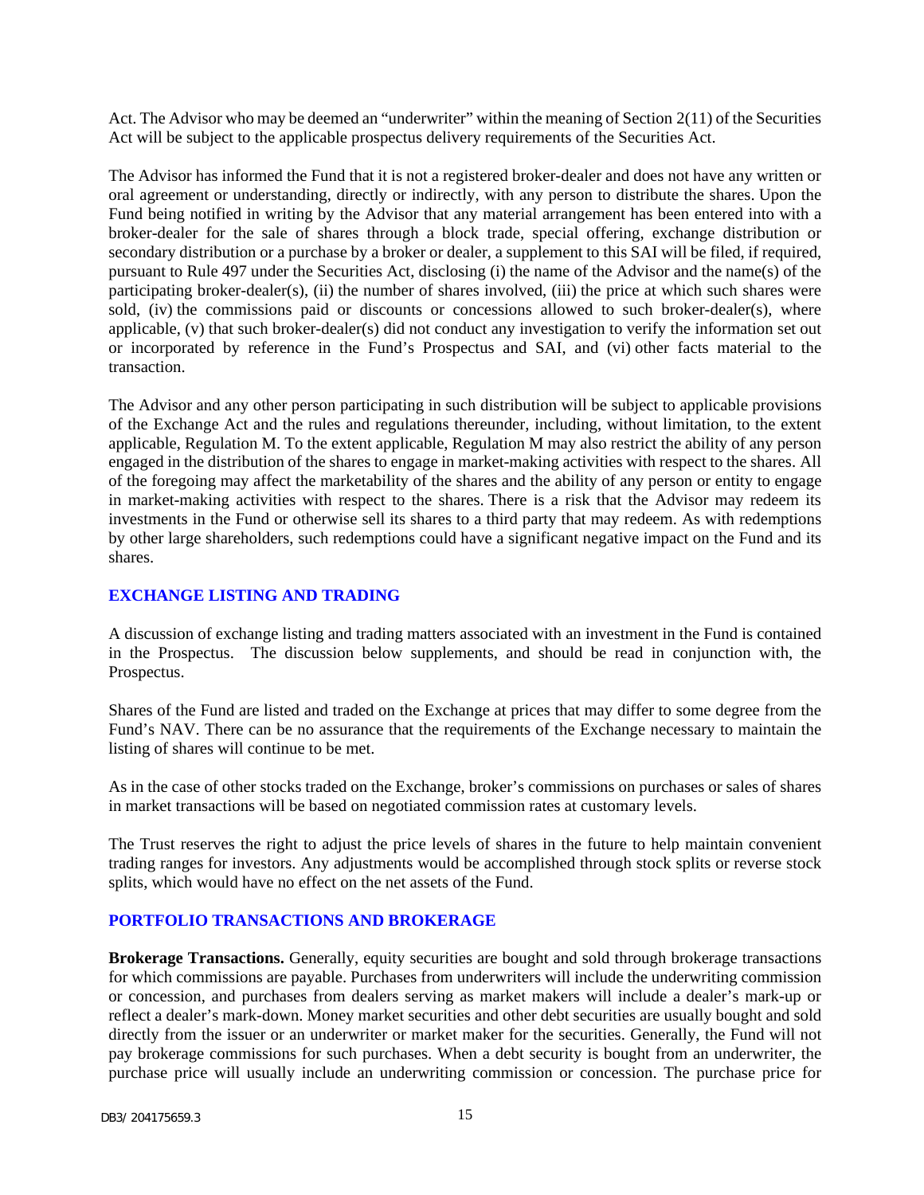Act. The Advisor who may be deemed an "underwriter" within the meaning of Section 2(11) of the Securities Act will be subject to the applicable prospectus delivery requirements of the Securities Act.

The Advisor has informed the Fund that it is not a registered broker-dealer and does not have any written or oral agreement or understanding, directly or indirectly, with any person to distribute the shares. Upon the Fund being notified in writing by the Advisor that any material arrangement has been entered into with a broker-dealer for the sale of shares through a block trade, special offering, exchange distribution or secondary distribution or a purchase by a broker or dealer, a supplement to this SAI will be filed, if required, pursuant to Rule 497 under the Securities Act, disclosing (i) the name of the Advisor and the name(s) of the participating broker-dealer(s), (ii) the number of shares involved, (iii) the price at which such shares were sold, (iv) the commissions paid or discounts or concessions allowed to such broker-dealer(s), where applicable, (v) that such broker-dealer(s) did not conduct any investigation to verify the information set out or incorporated by reference in the Fund's Prospectus and SAI, and (vi) other facts material to the transaction.

The Advisor and any other person participating in such distribution will be subject to applicable provisions of the Exchange Act and the rules and regulations thereunder, including, without limitation, to the extent applicable, Regulation M. To the extent applicable, Regulation M may also restrict the ability of any person engaged in the distribution of the shares to engage in market-making activities with respect to the shares. All of the foregoing may affect the marketability of the shares and the ability of any person or entity to engage in market-making activities with respect to the shares. There is a risk that the Advisor may redeem its investments in the Fund or otherwise sell its shares to a third party that may redeem. As with redemptions by other large shareholders, such redemptions could have a significant negative impact on the Fund and its shares.

## EXCHANGE LISTING AND TRADING

A discussion of exchange listing and trading matters associated with an investment in the Fund is contained in the Prospectus. The discussion below supplements, and should be read in conjunction with, the Prospectus.

Shares of the Fund are listed and traded on the Exchange at prices that may differ to some degree from the Fund's NAV. There can be no assurance that the requirements of the Exchange necessary to maintain the listing of shares will continue to be met.

As in the case of other stocks traded on the Exchange, broker's commissions on purchases or sales of shares in market transactions will be based on negotiated commission rates at customary levels.

The Trust reserves the right to adjust the price levels of shares in the future to help maintain convenient trading ranges for investors. Any adjustments would be accomplished through stock splits or reverse stock splits, which would have no effect on the net assets of the Fund.

## PORTFOLIO TRANSACTIONS AND BROKERAGE

**Brokerage Transactions.** Generally, equity securities are bought and sold through brokerage transactions for which commissions are payable. Purchases from underwriters will include the underwriting commission or concession, and purchases from dealers serving as market makers will include a dealer's mark-up or reflect a dealer's mark-down. Money market securities and other debt securities are usually bought and sold directly from the issuer or an underwriter or market maker for the securities. Generally, the Fund will not pay brokerage commissions for such purchases. When a debt security is bought from an underwriter, the purchase price will usually include an underwriting commission or concession. The purchase price for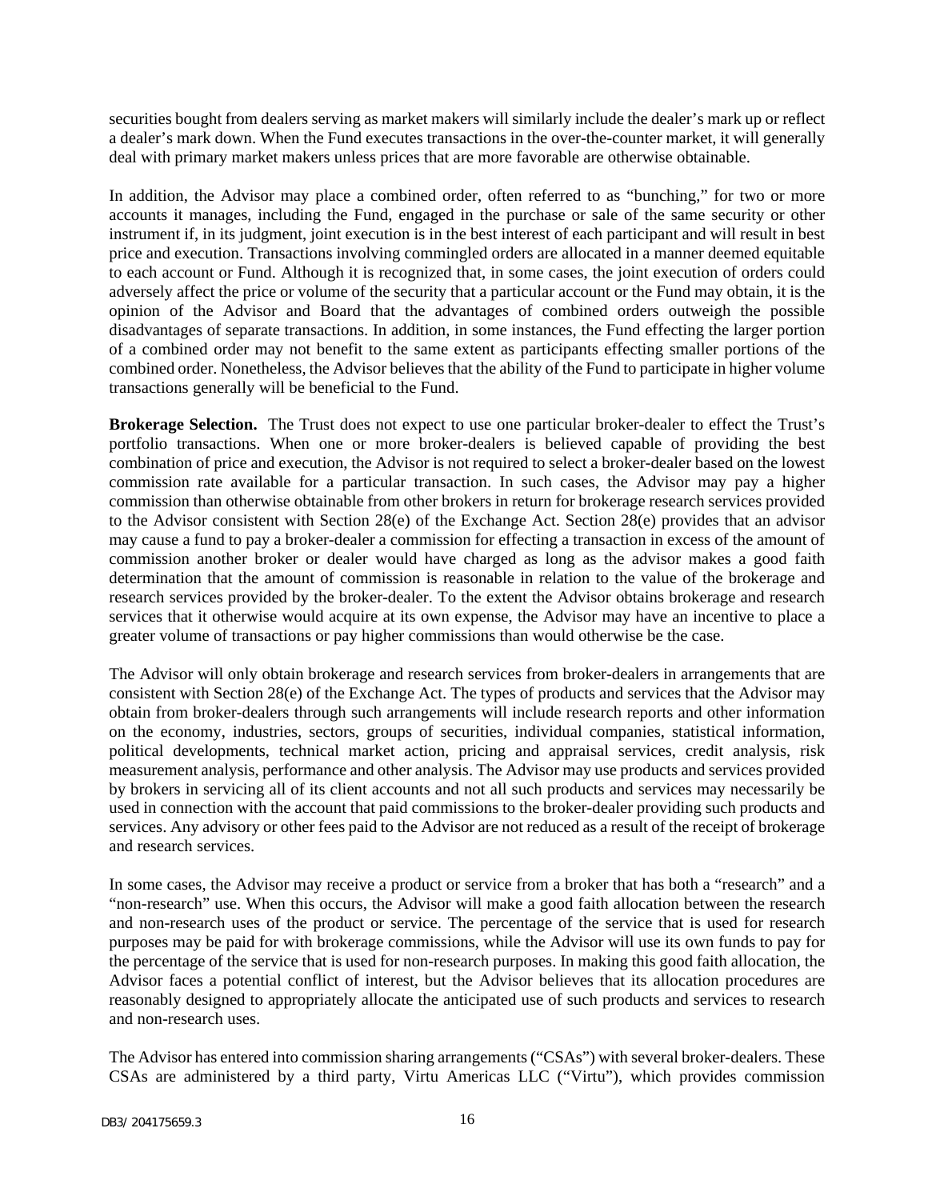securities bought from dealers serving as market makers will similarly include the dealer's mark up or reflect a dealer's mark down. When the Fund executes transactions in the over-the-counter market, it will generally deal with primary market makers unless prices that are more favorable are otherwise obtainable.

In addition, the Advisor may place a combined order, often referred to as "bunching," for two or more accounts it manages, including the Fund, engaged in the purchase or sale of the same security or other instrument if, in its judgment, joint execution is in the best interest of each participant and will result in best price and execution. Transactions involving commingled orders are allocated in a manner deemed equitable to each account or Fund. Although it is recognized that, in some cases, the joint execution of orders could adversely affect the price or volume of the security that a particular account or the Fund may obtain, it is the opinion of the Advisor and Board that the advantages of combined orders outweigh the possible disadvantages of separate transactions. In addition, in some instances, the Fund effecting the larger portion of a combined order may not benefit to the same extent as participants effecting smaller portions of the combined order. Nonetheless, the Advisor believes that the ability of the Fund to participate in higher volume transactions generally will be beneficial to the Fund.

**Brokerage Selection.** The Trust does not expect to use one particular broker-dealer to effect the Trust's portfolio transactions. When one or more broker-dealers is believed capable of providing the best combination of price and execution, the Advisor is not required to select a broker-dealer based on the lowest commission rate available for a particular transaction. In such cases, the Advisor may pay a higher commission than otherwise obtainable from other brokers in return for brokerage research services provided to the Advisor consistent with Section 28(e) of the Exchange Act. Section 28(e) provides that an advisor may cause a fund to pay a broker-dealer a commission for effecting a transaction in excess of the amount of commission another broker or dealer would have charged as long as the advisor makes a good faith determination that the amount of commission is reasonable in relation to the value of the brokerage and research services provided by the broker-dealer. To the extent the Advisor obtains brokerage and research services that it otherwise would acquire at its own expense, the Advisor may have an incentive to place a greater volume of transactions or pay higher commissions than would otherwise be the case.

The Advisor will only obtain brokerage and research services from broker-dealers in arrangements that are consistent with Section 28(e) of the Exchange Act. The types of products and services that the Advisor may obtain from broker-dealers through such arrangements will include research reports and other information on the economy, industries, sectors, groups of securities, individual companies, statistical information, political developments, technical market action, pricing and appraisal services, credit analysis, risk measurement analysis, performance and other analysis. The Advisor may use products and services provided by brokers in servicing all of its client accounts and not all such products and services may necessarily be used in connection with the account that paid commissions to the broker-dealer providing such products and services. Any advisory or other fees paid to the Advisor are not reduced as a result of the receipt of brokerage and research services.

In some cases, the Advisor may receive a product or service from a broker that has both a "research" and a "non-research" use. When this occurs, the Advisor will make a good faith allocation between the research and non-research uses of the product or service. The percentage of the service that is used for research purposes may be paid for with brokerage commissions, while the Advisor will use its own funds to pay for the percentage of the service that is used for non-research purposes. In making this good faith allocation, the Advisor faces a potential conflict of interest, but the Advisor believes that its allocation procedures are reasonably designed to appropriately allocate the anticipated use of such products and services to research and non-research uses.

The Advisor has entered into commission sharing arrangements ("CSAs") with several broker-dealers. These CSAs are administered by a third party, Virtu Americas LLC ("Virtu"), which provides commission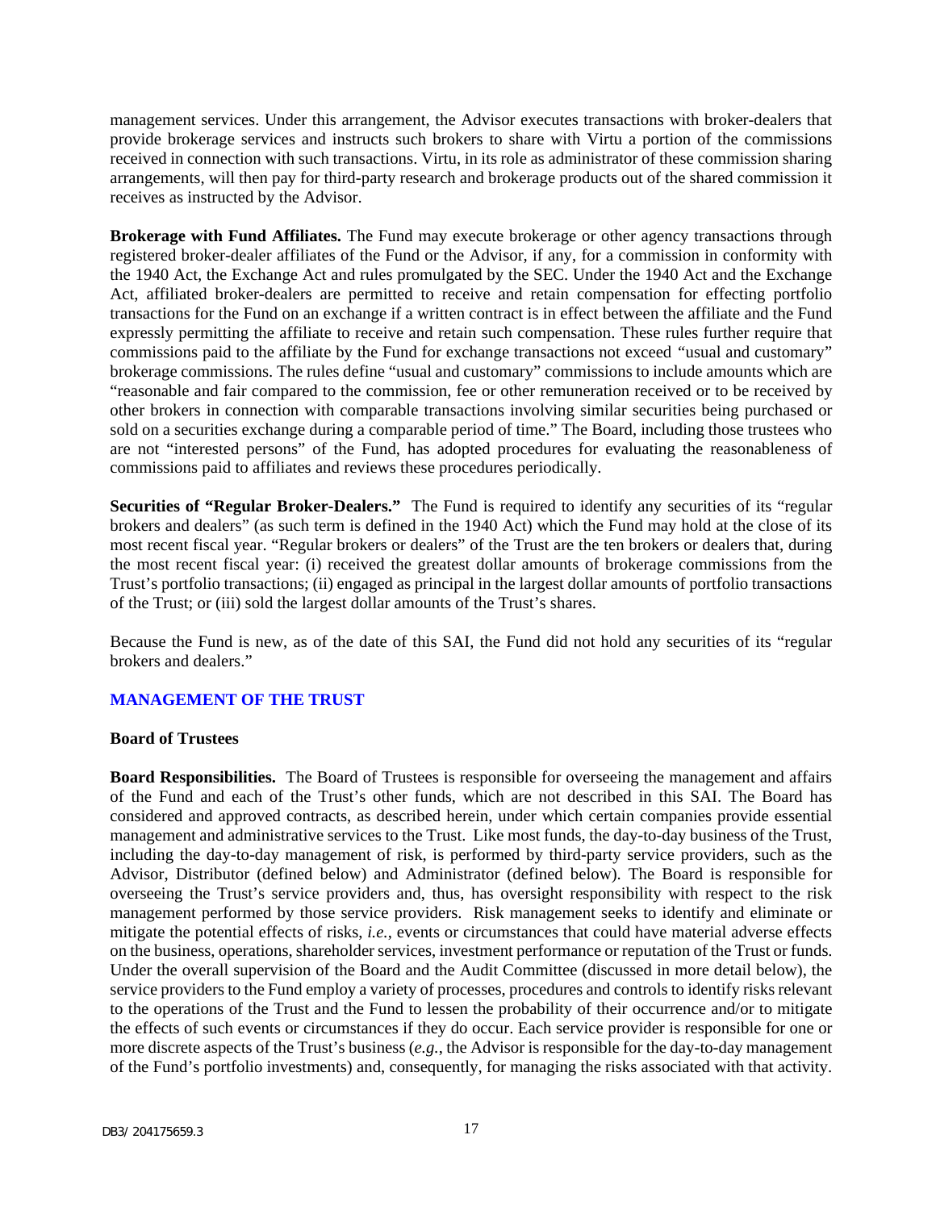management services. Under this arrangement, the Advisor executes transactions with broker-dealers that provide brokerage services and instructs such brokers to share with Virtu a portion of the commissions received in connection with such transactions. Virtu, in its role as administrator of these commission sharing arrangements, will then pay for third-party research and brokerage products out of the shared commission it receives as instructed by the Advisor.

**Brokerage with Fund Affiliates.** The Fund may execute brokerage or other agency transactions through registered broker-dealer affiliates of the Fund or the Advisor, if any, for a commission in conformity with the 1940 Act, the Exchange Act and rules promulgated by the SEC. Under the 1940 Act and the Exchange Act, affiliated broker-dealers are permitted to receive and retain compensation for effecting portfolio transactions for the Fund on an exchange if a written contract is in effect between the affiliate and the Fund expressly permitting the affiliate to receive and retain such compensation. These rules further require that commissions paid to the affiliate by the Fund for exchange transactions not exceed "usual and customary" brokerage commissions. The rules define "usual and customary" commissions to include amounts which are "reasonable and fair compared to the commission, fee or other remuneration received or to be received by other brokers in connection with comparable transactions involving similar securities being purchased or sold on a securities exchange during a comparable period of time." The Board, including those trustees who are not "interested persons" of the Fund, has adopted procedures for evaluating the reasonableness of commissions paid to affiliates and reviews these procedures periodically.

**Securities of "Regular Broker-Dealers."** The Fund is required to identify any securities of its "regular brokers and dealers" (as such term is defined in the 1940 Act) which the Fund may hold at the close of its most recent fiscal year. "Regular brokers or dealers" of the Trust are the ten brokers or dealers that, during the most recent fiscal year: (i) received the greatest dollar amounts of brokerage commissions from the Trust's portfolio transactions; (ii) engaged as principal in the largest dollar amounts of portfolio transactions of the Trust; or (iii) sold the largest dollar amounts of the Trust's shares.

Because the Fund is new, as of the date of this SAI, the Fund did not hold any securities of its "regular brokers and dealers."

## MANAGEMENT OF THE TRUST

### Board of Trustees

**Board Responsibilities.** The Board of Trustees is responsible for overseeing the management and affairs of the Fund and each of the Trust's other funds, which are not described in this SAI. The Board has considered and approved contracts, as described herein, under which certain companies provide essential management and administrative services to the Trust. Like most funds, the day-to-day business of the Trust, including the day-to-day management of risk, is performed by third-party service providers, such as the Advisor, Distributor (defined below) and Administrator (defined below). The Board is responsible for overseeing the Trust's service providers and, thus, has oversight responsibility with respect to the risk management performed by those service providers. Risk management seeks to identify and eliminate or mitigate the potential effects of risks, *i.e.*, events or circumstances that could have material adverse effects on the business, operations, shareholder services, investment performance or reputation of the Trust or funds. Under the overall supervision of the Board and the Audit Committee (discussed in more detail below), the service providers to the Fund employ a variety of processes, procedures and controls to identify risks relevant to the operations of the Trust and the Fund to lessen the probability of their occurrence and/or to mitigate the effects of such events or circumstances if they do occur. Each service provider is responsible for one or more discrete aspects of the Trust's business (*e.g.*, the Advisor is responsible for the day-to-day management of the Fund's portfolio investments) and, consequently, for managing the risks associated with that activity.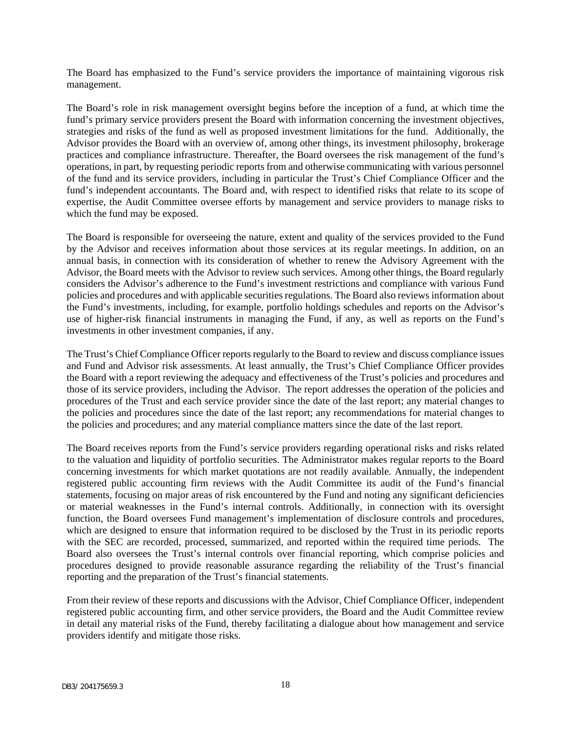The Board has emphasized to the Fund's service providers the importance of maintaining vigorous risk management.

The Board's role in risk management oversight begins before the inception of a fund, at which time the fund's primary service providers present the Board with information concerning the investment objectives, strategies and risks of the fund as well as proposed investment limitations for the fund. Additionally, the Advisor provides the Board with an overview of, among other things, its investment philosophy, brokerage practices and compliance infrastructure. Thereafter, the Board oversees the risk management of the fund's operations, in part, by requesting periodic reports from and otherwise communicating with various personnel of the fund and its service providers, including in particular the Trust's Chief Compliance Officer and the fund's independent accountants. The Board and, with respect to identified risks that relate to its scope of expertise, the Audit Committee oversee efforts by management and service providers to manage risks to which the fund may be exposed.

The Board is responsible for overseeing the nature, extent and quality of the services provided to the Fund by the Advisor and receives information about those services at its regular meetings. In addition, on an annual basis, in connection with its consideration of whether to renew the Advisory Agreement with the Advisor, the Board meets with the Advisor to review such services. Among other things, the Board regularly considers the Advisor's adherence to the Fund's investment restrictions and compliance with various Fund policies and procedures and with applicable securities regulations. The Board also reviews information about the Fund's investments, including, for example, portfolio holdings schedules and reports on the Advisor's use of higher-risk financial instruments in managing the Fund, if any, as well as reports on the Fund's investments in other investment companies, if any.

The Trust's Chief Compliance Officer reports regularly to the Board to review and discuss compliance issues and Fund and Advisor risk assessments. At least annually, the Trust's Chief Compliance Officer provides the Board with a report reviewing the adequacy and effectiveness of the Trust's policies and procedures and those of its service providers, including the Advisor. The report addresses the operation of the policies and procedures of the Trust and each service provider since the date of the last report; any material changes to the policies and procedures since the date of the last report; any recommendations for material changes to the policies and procedures; and any material compliance matters since the date of the last report.

The Board receives reports from the Fund's service providers regarding operational risks and risks related to the valuation and liquidity of portfolio securities. The Administrator makes regular reports to the Board concerning investments for which market quotations are not readily available. Annually, the independent registered public accounting firm reviews with the Audit Committee its audit of the Fund's financial statements, focusing on major areas of risk encountered by the Fund and noting any significant deficiencies or material weaknesses in the Fund's internal controls. Additionally, in connection with its oversight function, the Board oversees Fund management's implementation of disclosure controls and procedures, which are designed to ensure that information required to be disclosed by the Trust in its periodic reports with the SEC are recorded, processed, summarized, and reported within the required time periods. The Board also oversees the Trust's internal controls over financial reporting, which comprise policies and procedures designed to provide reasonable assurance regarding the reliability of the Trust's financial reporting and the preparation of the Trust's financial statements.

From their review of these reports and discussions with the Advisor, Chief Compliance Officer, independent registered public accounting firm, and other service providers, the Board and the Audit Committee review in detail any material risks of the Fund, thereby facilitating a dialogue about how management and service providers identify and mitigate those risks.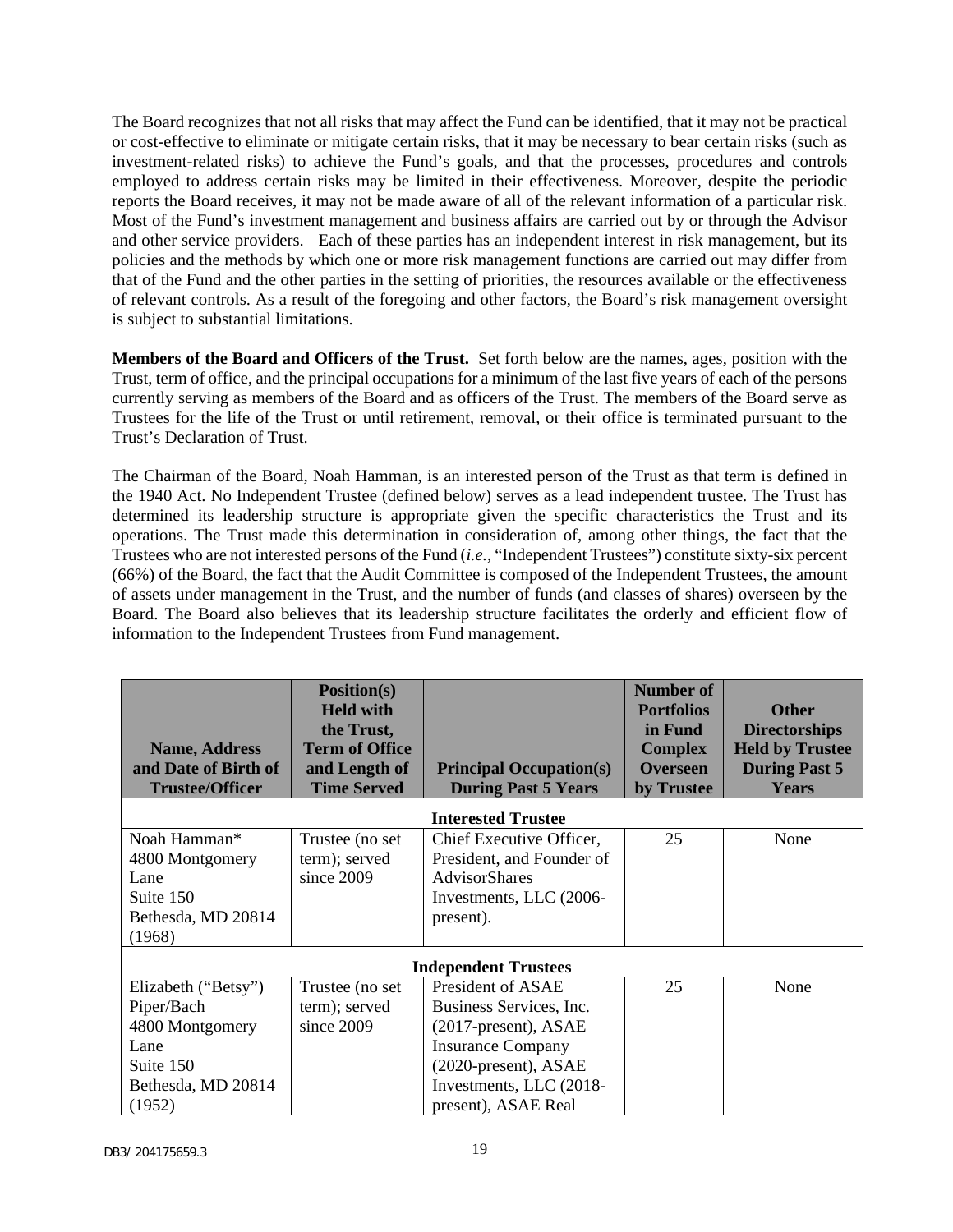The Board recognizes that not all risks that may affect the Fund can be identified, that it may not be practical or cost-effective to eliminate or mitigate certain risks, that it may be necessary to bear certain risks (such as investment-related risks) to achieve the Fund's goals, and that the processes, procedures and controls employed to address certain risks may be limited in their effectiveness. Moreover, despite the periodic reports the Board receives, it may not be made aware of all of the relevant information of a particular risk. Most of the Fund's investment management and business affairs are carried out by or through the Advisor and other service providers. Each of these parties has an independent interest in risk management, but its policies and the methods by which one or more risk management functions are carried out may differ from that of the Fund and the other parties in the setting of priorities, the resources available or the effectiveness of relevant controls. As a result of the foregoing and other factors, the Board's risk management oversight is subject to substantial limitations.

**Members of the Board and Officers of the Trust.** Set forth below are the names, ages, position with the Trust, term of office, and the principal occupations for a minimum of the last five years of each of the persons currently serving as members of the Board and as officers of the Trust. The members of the Board serve as Trustees for the life of the Trust or until retirement, removal, or their office is terminated pursuant to the Trust's Declaration of Trust.

The Chairman of the Board, Noah Hamman, is an interested person of the Trust as that term is defined in the 1940 Act. No Independent Trustee (defined below) serves as a lead independent trustee. The Trust has determined its leadership structure is appropriate given the specific characteristics the Trust and its operations. The Trust made this determination in consideration of, among other things, the fact that the Trustees who are not interested persons of the Fund (*i.e.*, "Independent Trustees") constitute sixty-six percent (66%) of the Board, the fact that the Audit Committee is composed of the Independent Trustees, the amount of assets under management in the Trust, and the number of funds (and classes of shares) overseen by the Board. The Board also believes that its leadership structure facilitates the orderly and efficient flow of information to the Independent Trustees from Fund management.

| Name, Address and Date of Birth of Trustee/Officer | Position(s) Held with the Trust, Term of Office and Length of Time Served | Principal Occupation(s) During Past 5 Years | Number of Portfolios in Fund Complex Overseen by Trustee | Other Directorships Held by Trustee During Past 5 Years |
|---|---|---|---|---|
| **Interested Trustee** | | | | |
| Noah Hamman* 4800 Montgomery Lane Suite 150 Bethesda, MD 20814 (1968) | Trustee (no set term); served since 2009 | Chief Executive Officer, President, and Founder of AdvisorShares Investments, LLC (2006-present). | 25 | None |
| **Independent Trustees** | | | | |
| Elizabeth ("Betsy") Piper/Bach 4800 Montgomery Lane Suite 150 Bethesda, MD 20814 (1952) | Trustee (no set term); served since 2009 | President of ASAE Business Services, Inc. (2017-present), ASAE Insurance Company (2020-present), ASAE Investments, LLC (2018-present), ASAE Real | 25 | None |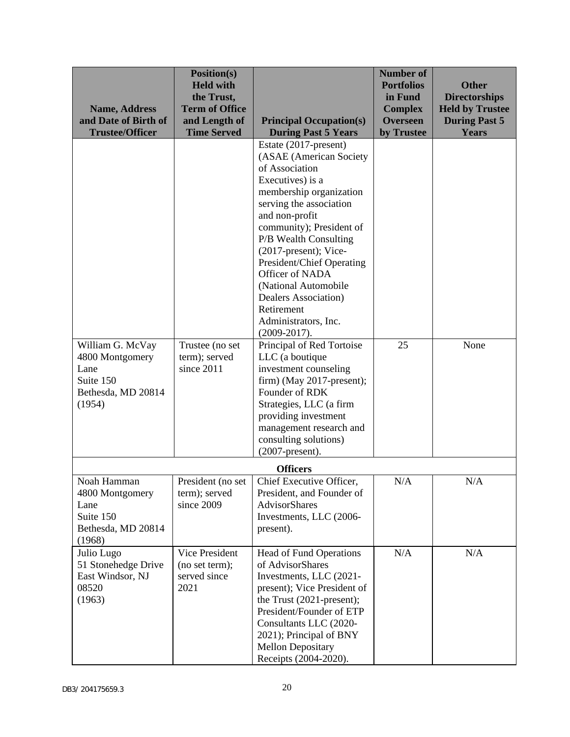| Name, Address and Date of Birth of Trustee/Officer | Position(s) Held with the Trust, Term of Office and Length of Time Served | Principal Occupation(s) During Past 5 Years | Number of Portfolios in Fund Complex Overseen by Trustee | Other Directorships Held by Trustee During Past 5 Years |
|---|---|---|---|---|
| | | Estate (2017-present) (ASAE (American Society of Association Executives) is a membership organization serving the association and non-profit community); President of P/B Wealth Consulting (2017-present); Vice-President/Chief Operating Officer of NADA (National Automobile Dealers Association) Retirement Administrators, Inc. (2009-2017). | | |
| William G. McVay 4800 Montgomery Lane Suite 150 Bethesda, MD 20814 (1954) | Trustee (no set term); served since 2011 | Principal of Red Tortoise LLC (a boutique investment counseling firm) (May 2017-present); Founder of RDK Strategies, LLC (a firm providing investment management research and consulting solutions) (2007-present). | 25 | None |
| **Officers** | | | | |
| Noah Hamman 4800 Montgomery Lane Suite 150 Bethesda, MD 20814 (1968) | President (no set term); served since 2009 | Chief Executive Officer, President, and Founder of AdvisorShares Investments, LLC (2006-present). | N/A | N/A |
| Julio Lugo 51 Stonehedge Drive East Windsor, NJ 08520 (1963) | Vice President (no set term); served since 2021 | Head of Fund Operations of AdvisorShares Investments, LLC (2021-present); Vice President of the Trust (2021-present); President/Founder of ETP Consultants LLC (2020-2021); Principal of BNY Mellon Depositary Receipts (2004-2020). | N/A | N/A |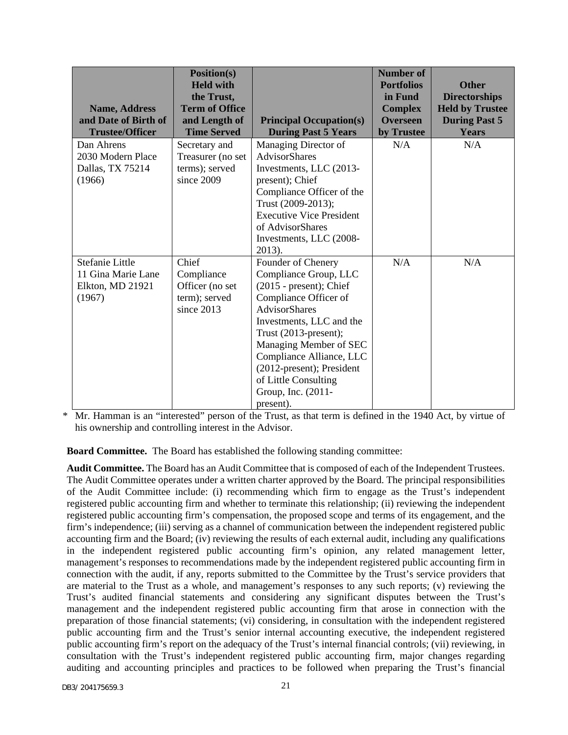| Name, Address and Date of Birth of Trustee/Officer | Position(s) Held with the Trust, Term of Office and Length of Time Served | Principal Occupation(s) During Past 5 Years | Number of Portfolios in Fund Complex Overseen by Trustee | Other Directorships Held by Trustee During Past 5 Years |
|---|---|---|---|---|
| Dan Ahrens<br>2030 Modern Place<br>Dallas, TX 75214<br>(1966) | Secretary and Treasurer (no set terms); served since 2009 | Managing Director of AdvisorShares Investments, LLC (2013-present); Chief Compliance Officer of the Trust (2009-2013); Executive Vice President of AdvisorShares Investments, LLC (2008-2013). | N/A | N/A |
| Stefanie Little<br>11 Gina Marie Lane<br>Elkton, MD 21921<br>(1967) | Chief Compliance Officer (no set term); served since 2013 | Founder of Chenery Compliance Group, LLC (2015 - present); Chief Compliance Officer of AdvisorShares Investments, LLC and the Trust (2013-present); Managing Member of SEC Compliance Alliance, LLC (2012-present); President of Little Consulting Group, Inc. (2011-present). | N/A | N/A |

\* Mr. Hamman is an "interested" person of the Trust, as that term is defined in the 1940 Act, by virtue of his ownership and controlling interest in the Advisor.

**Board Committee.** The Board has established the following standing committee:

**Audit Committee.** The Board has an Audit Committee that is composed of each of the Independent Trustees. The Audit Committee operates under a written charter approved by the Board. The principal responsibilities of the Audit Committee include: (i) recommending which firm to engage as the Trust's independent registered public accounting firm and whether to terminate this relationship; (ii) reviewing the independent registered public accounting firm's compensation, the proposed scope and terms of its engagement, and the firm's independence; (iii) serving as a channel of communication between the independent registered public accounting firm and the Board; (iv) reviewing the results of each external audit, including any qualifications in the independent registered public accounting firm's opinion, any related management letter, management's responses to recommendations made by the independent registered public accounting firm in connection with the audit, if any, reports submitted to the Committee by the Trust's service providers that are material to the Trust as a whole, and management's responses to any such reports; (v) reviewing the Trust's audited financial statements and considering any significant disputes between the Trust's management and the independent registered public accounting firm that arose in connection with the preparation of those financial statements; (vi) considering, in consultation with the independent registered public accounting firm and the Trust's senior internal accounting executive, the independent registered public accounting firm's report on the adequacy of the Trust's internal financial controls; (vii) reviewing, in consultation with the Trust's independent registered public accounting firm, major changes regarding auditing and accounting principles and practices to be followed when preparing the Trust's financial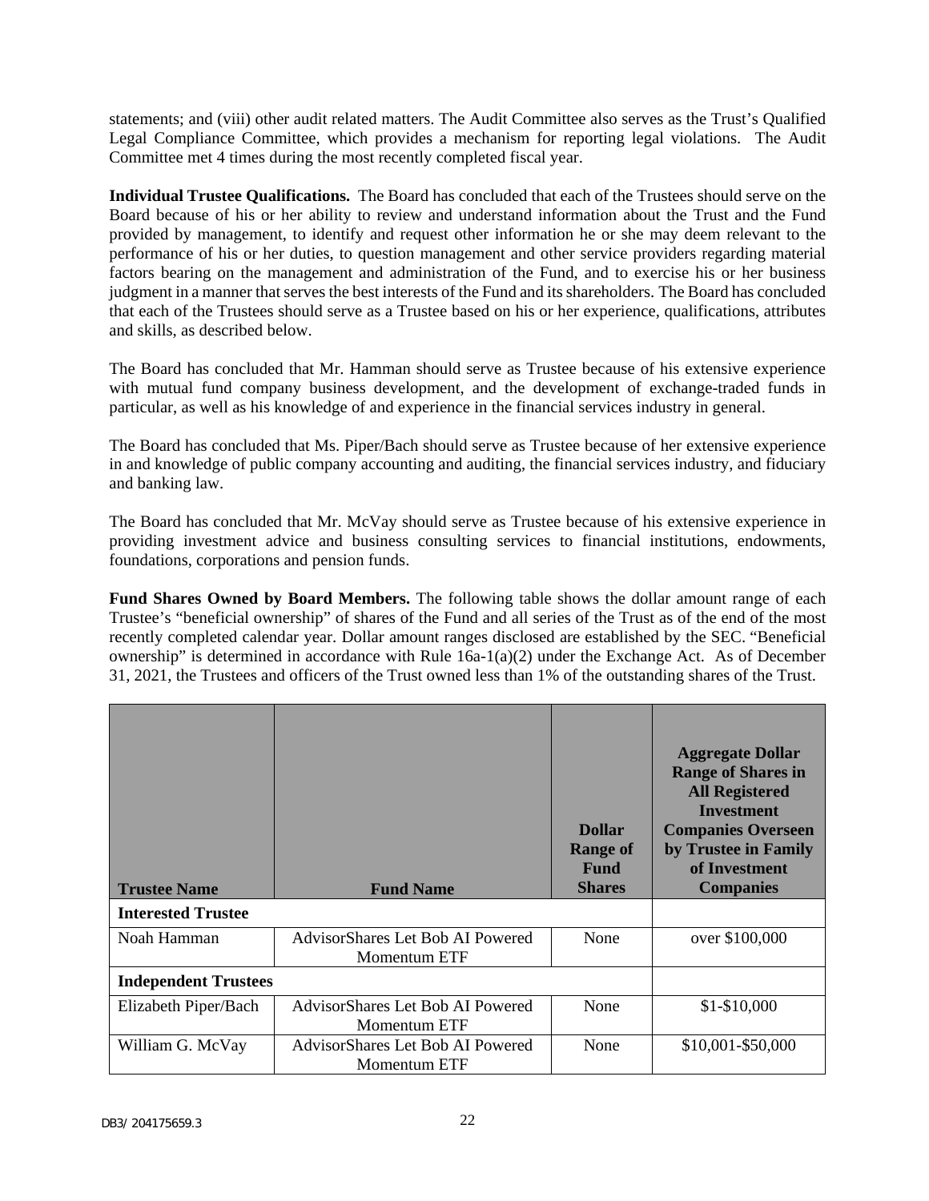statements; and (viii) other audit related matters. The Audit Committee also serves as the Trust's Qualified Legal Compliance Committee, which provides a mechanism for reporting legal violations. The Audit Committee met 4 times during the most recently completed fiscal year.

**Individual Trustee Qualifications.** The Board has concluded that each of the Trustees should serve on the Board because of his or her ability to review and understand information about the Trust and the Fund provided by management, to identify and request other information he or she may deem relevant to the performance of his or her duties, to question management and other service providers regarding material factors bearing on the management and administration of the Fund, and to exercise his or her business judgment in a manner that serves the best interests of the Fund and its shareholders. The Board has concluded that each of the Trustees should serve as a Trustee based on his or her experience, qualifications, attributes and skills, as described below.

The Board has concluded that Mr. Hamman should serve as Trustee because of his extensive experience with mutual fund company business development, and the development of exchange-traded funds in particular, as well as his knowledge of and experience in the financial services industry in general.

The Board has concluded that Ms. Piper/Bach should serve as Trustee because of her extensive experience in and knowledge of public company accounting and auditing, the financial services industry, and fiduciary and banking law.

The Board has concluded that Mr. McVay should serve as Trustee because of his extensive experience in providing investment advice and business consulting services to financial institutions, endowments, foundations, corporations and pension funds.

**Fund Shares Owned by Board Members.** The following table shows the dollar amount range of each Trustee's "beneficial ownership" of shares of the Fund and all series of the Trust as of the end of the most recently completed calendar year. Dollar amount ranges disclosed are established by the SEC. "Beneficial ownership" is determined in accordance with Rule 16a-1(a)(2) under the Exchange Act. As of December 31, 2021, the Trustees and officers of the Trust owned less than 1% of the outstanding shares of the Trust.

| Trustee Name | Fund Name | Dollar Range of Fund Shares | Aggregate Dollar Range of Shares in All Registered Investment Companies Overseen by Trustee in Family of Investment Companies |
|---|---|---|---|
| **Interested Trustee** | | | |
| Noah Hamman | AdvisorShares Let Bob AI Powered Momentum ETF | None | over $100,000 |
| **Independent Trustees** | | | |
| Elizabeth Piper/Bach | AdvisorShares Let Bob AI Powered Momentum ETF | None | $1-$10,000 |
| William G. McVay | AdvisorShares Let Bob AI Powered Momentum ETF | None | $10,001-$50,000 |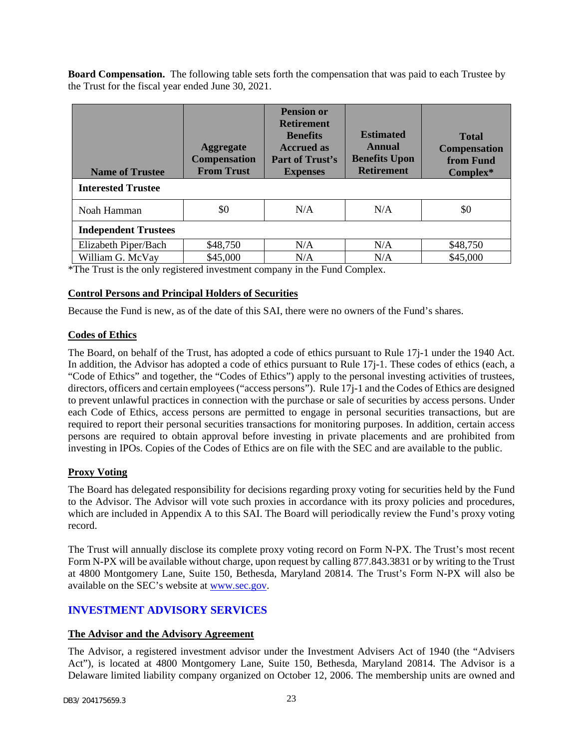**Board Compensation.** The following table sets forth the compensation that was paid to each Trustee by the Trust for the fiscal year ended June 30, 2021.

| Name of Trustee | Aggregate Compensation From Trust | Pension or Retirement Benefits Accrued as Part of Trust's Expenses | Estimated Annual Benefits Upon Retirement | Total Compensation from Fund Complex* |
|---|---|---|---|---|
| **Interested Trustee** | | | | |
| Noah Hamman | $0 | N/A | N/A | $0 |
| **Independent Trustees** | | | | |
| Elizabeth Piper/Bach | $48,750 | N/A | N/A | $48,750 |
| William G. McVay | $45,000 | N/A | N/A | $45,000 |

*The Trust is the only registered investment company in the Fund Complex.

**Control Persons and Principal Holders of Securities**

Because the Fund is new, as of the date of this SAI, there were no owners of the Fund's shares.

**Codes of Ethics**

The Board, on behalf of the Trust, has adopted a code of ethics pursuant to Rule 17j-1 under the 1940 Act. In addition, the Advisor has adopted a code of ethics pursuant to Rule 17j-1. These codes of ethics (each, a "Code of Ethics" and together, the "Codes of Ethics") apply to the personal investing activities of trustees, directors, officers and certain employees ("access persons"). Rule 17j-1 and the Codes of Ethics are designed to prevent unlawful practices in connection with the purchase or sale of securities by access persons. Under each Code of Ethics, access persons are permitted to engage in personal securities transactions, but are required to report their personal securities transactions for monitoring purposes. In addition, certain access persons are required to obtain approval before investing in private placements and are prohibited from investing in IPOs. Copies of the Codes of Ethics are on file with the SEC and are available to the public.

**Proxy Voting**

The Board has delegated responsibility for decisions regarding proxy voting for securities held by the Fund to the Advisor. The Advisor will vote such proxies in accordance with its proxy policies and procedures, which are included in Appendix A to this SAI. The Board will periodically review the Fund's proxy voting record.

The Trust will annually disclose its complete proxy voting record on Form N-PX. The Trust's most recent Form N-PX will be available without charge, upon request by calling 877.843.3831 or by writing to the Trust at 4800 Montgomery Lane, Suite 150, Bethesda, Maryland 20814. The Trust's Form N-PX will also be available on the SEC's website at www.sec.gov.

## INVESTMENT ADVISORY SERVICES

**The Advisor and the Advisory Agreement**

The Advisor, a registered investment advisor under the Investment Advisers Act of 1940 (the "Advisers Act"), is located at 4800 Montgomery Lane, Suite 150, Bethesda, Maryland 20814. The Advisor is a Delaware limited liability company organized on October 12, 2006. The membership units are owned and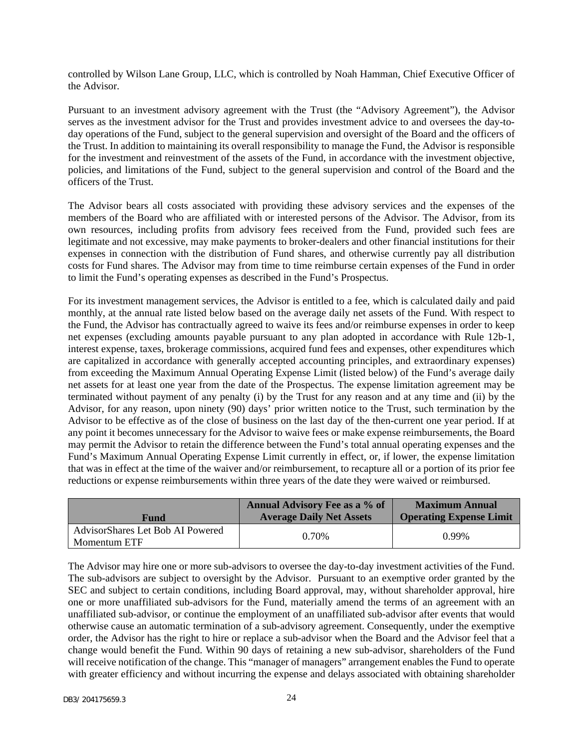controlled by Wilson Lane Group, LLC, which is controlled by Noah Hamman, Chief Executive Officer of the Advisor.

Pursuant to an investment advisory agreement with the Trust (the "Advisory Agreement"), the Advisor serves as the investment advisor for the Trust and provides investment advice to and oversees the day-to-day operations of the Fund, subject to the general supervision and oversight of the Board and the officers of the Trust. In addition to maintaining its overall responsibility to manage the Fund, the Advisor is responsible for the investment and reinvestment of the assets of the Fund, in accordance with the investment objective, policies, and limitations of the Fund, subject to the general supervision and control of the Board and the officers of the Trust.

The Advisor bears all costs associated with providing these advisory services and the expenses of the members of the Board who are affiliated with or interested persons of the Advisor. The Advisor, from its own resources, including profits from advisory fees received from the Fund, provided such fees are legitimate and not excessive, may make payments to broker-dealers and other financial institutions for their expenses in connection with the distribution of Fund shares, and otherwise currently pay all distribution costs for Fund shares. The Advisor may from time to time reimburse certain expenses of the Fund in order to limit the Fund's operating expenses as described in the Fund's Prospectus.

For its investment management services, the Advisor is entitled to a fee, which is calculated daily and paid monthly, at the annual rate listed below based on the average daily net assets of the Fund. With respect to the Fund, the Advisor has contractually agreed to waive its fees and/or reimburse expenses in order to keep net expenses (excluding amounts payable pursuant to any plan adopted in accordance with Rule 12b-1, interest expense, taxes, brokerage commissions, acquired fund fees and expenses, other expenditures which are capitalized in accordance with generally accepted accounting principles, and extraordinary expenses) from exceeding the Maximum Annual Operating Expense Limit (listed below) of the Fund's average daily net assets for at least one year from the date of the Prospectus. The expense limitation agreement may be terminated without payment of any penalty (i) by the Trust for any reason and at any time and (ii) by the Advisor, for any reason, upon ninety (90) days' prior written notice to the Trust, such termination by the Advisor to be effective as of the close of business on the last day of the then-current one year period. If at any point it becomes unnecessary for the Advisor to waive fees or make expense reimbursements, the Board may permit the Advisor to retain the difference between the Fund's total annual operating expenses and the Fund's Maximum Annual Operating Expense Limit currently in effect, or, if lower, the expense limitation that was in effect at the time of the waiver and/or reimbursement, to recapture all or a portion of its prior fee reductions or expense reimbursements within three years of the date they were waived or reimbursed.

| Fund | Annual Advisory Fee as a % of Average Daily Net Assets | Maximum Annual Operating Expense Limit |
|---|---|---|
| AdvisorShares Let Bob AI Powered Momentum ETF | 0.70% | 0.99% |

The Advisor may hire one or more sub-advisors to oversee the day-to-day investment activities of the Fund. The sub-advisors are subject to oversight by the Advisor. Pursuant to an exemptive order granted by the SEC and subject to certain conditions, including Board approval, may, without shareholder approval, hire one or more unaffiliated sub-advisors for the Fund, materially amend the terms of an agreement with an unaffiliated sub-advisor, or continue the employment of an unaffiliated sub-advisor after events that would otherwise cause an automatic termination of a sub-advisory agreement. Consequently, under the exemptive order, the Advisor has the right to hire or replace a sub-advisor when the Board and the Advisor feel that a change would benefit the Fund. Within 90 days of retaining a new sub-advisor, shareholders of the Fund will receive notification of the change. This "manager of managers" arrangement enables the Fund to operate with greater efficiency and without incurring the expense and delays associated with obtaining shareholder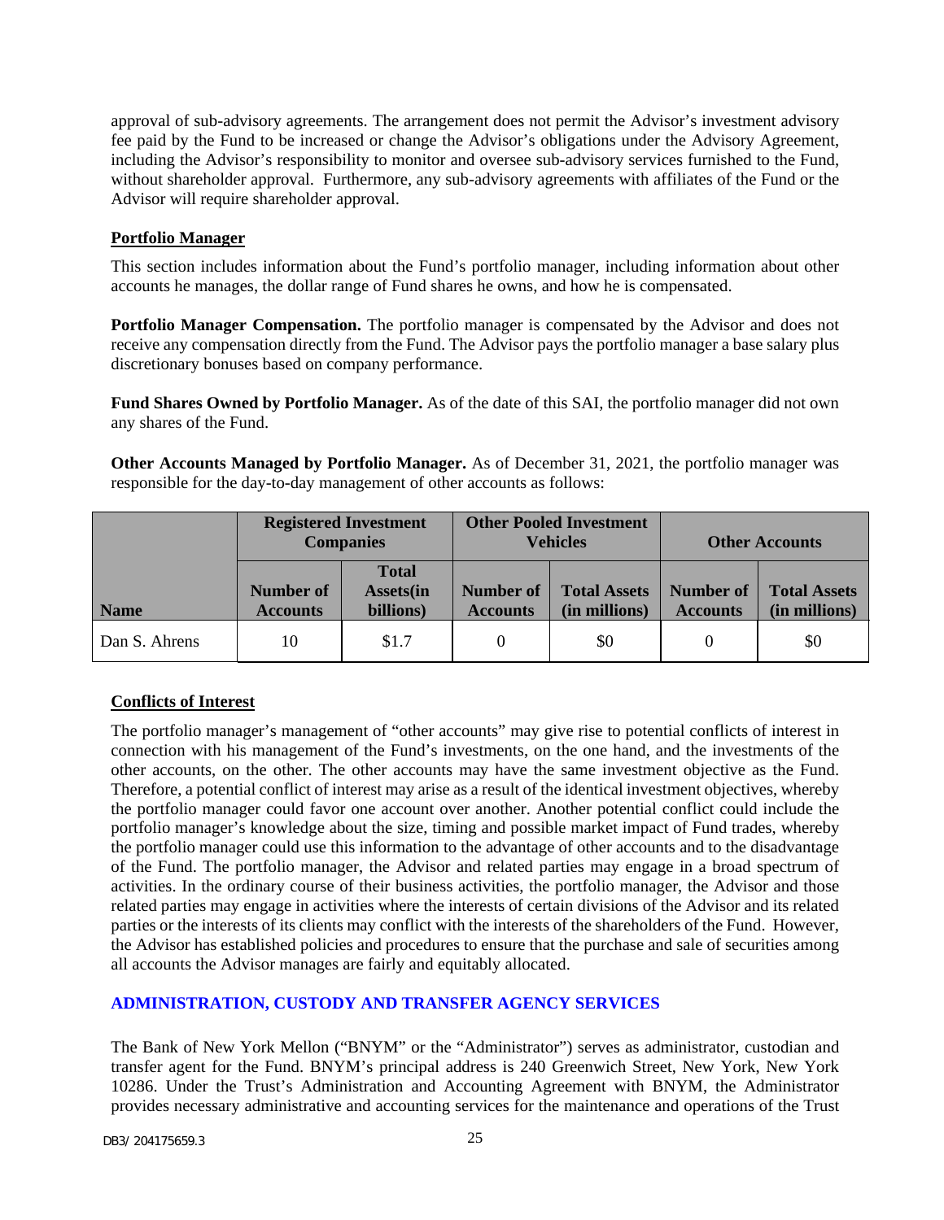approval of sub-advisory agreements. The arrangement does not permit the Advisor's investment advisory fee paid by the Fund to be increased or change the Advisor's obligations under the Advisory Agreement, including the Advisor's responsibility to monitor and oversee sub-advisory services furnished to the Fund, without shareholder approval. Furthermore, any sub-advisory agreements with affiliates of the Fund or the Advisor will require shareholder approval.

## Portfolio Manager

This section includes information about the Fund's portfolio manager, including information about other accounts he manages, the dollar range of Fund shares he owns, and how he is compensated.

**Portfolio Manager Compensation.** The portfolio manager is compensated by the Advisor and does not receive any compensation directly from the Fund. The Advisor pays the portfolio manager a base salary plus discretionary bonuses based on company performance.

**Fund Shares Owned by Portfolio Manager.** As of the date of this SAI, the portfolio manager did not own any shares of the Fund.

**Other Accounts Managed by Portfolio Manager.** As of December 31, 2021, the portfolio manager was responsible for the day-to-day management of other accounts as follows:

| | Registered Investment Companies | | Other Pooled Investment Vehicles | | Other Accounts | |
|---|---|---|---|---|---|---|
| **Name** | **Number of Accounts** | **Total Assets(in billions)** | **Number of Accounts** | **Total Assets (in millions)** | **Number of Accounts** | **Total Assets (in millions)** |
| Dan S. Ahrens | 10 | $1.7 | 0 | $0 | 0 | $0 |

## Conflicts of Interest

The portfolio manager's management of "other accounts" may give rise to potential conflicts of interest in connection with his management of the Fund's investments, on the one hand, and the investments of the other accounts, on the other. The other accounts may have the same investment objective as the Fund. Therefore, a potential conflict of interest may arise as a result of the identical investment objectives, whereby the portfolio manager could favor one account over another. Another potential conflict could include the portfolio manager's knowledge about the size, timing and possible market impact of Fund trades, whereby the portfolio manager could use this information to the advantage of other accounts and to the disadvantage of the Fund. The portfolio manager, the Advisor and related parties may engage in a broad spectrum of activities. In the ordinary course of their business activities, the portfolio manager, the Advisor and those related parties may engage in activities where the interests of certain divisions of the Advisor and its related parties or the interests of its clients may conflict with the interests of the shareholders of the Fund. However, the Advisor has established policies and procedures to ensure that the purchase and sale of securities among all accounts the Advisor manages are fairly and equitably allocated.

## ADMINISTRATION, CUSTODY AND TRANSFER AGENCY SERVICES

The Bank of New York Mellon ("BNYM" or the "Administrator") serves as administrator, custodian and transfer agent for the Fund. BNYM's principal address is 240 Greenwich Street, New York, New York 10286. Under the Trust's Administration and Accounting Agreement with BNYM, the Administrator provides necessary administrative and accounting services for the maintenance and operations of the Trust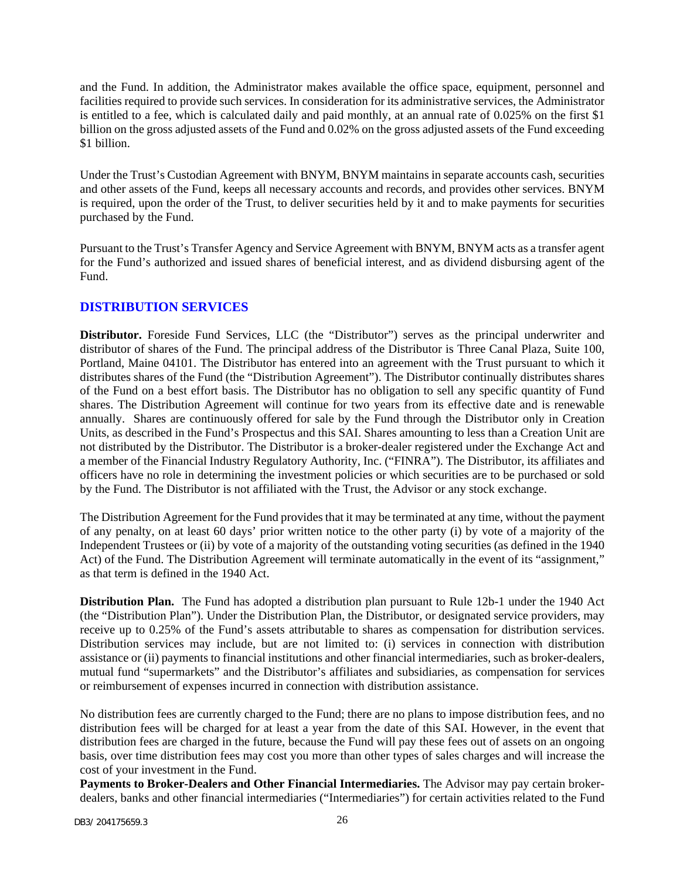and the Fund. In addition, the Administrator makes available the office space, equipment, personnel and facilities required to provide such services. In consideration for its administrative services, the Administrator is entitled to a fee, which is calculated daily and paid monthly, at an annual rate of 0.025% on the first $1 billion on the gross adjusted assets of the Fund and 0.02% on the gross adjusted assets of the Fund exceeding $1 billion.

Under the Trust's Custodian Agreement with BNYM, BNYM maintains in separate accounts cash, securities and other assets of the Fund, keeps all necessary accounts and records, and provides other services. BNYM is required, upon the order of the Trust, to deliver securities held by it and to make payments for securities purchased by the Fund.

Pursuant to the Trust's Transfer Agency and Service Agreement with BNYM, BNYM acts as a transfer agent for the Fund's authorized and issued shares of beneficial interest, and as dividend disbursing agent of the Fund.

## DISTRIBUTION SERVICES

**Distributor.** Foreside Fund Services, LLC (the "Distributor") serves as the principal underwriter and distributor of shares of the Fund. The principal address of the Distributor is Three Canal Plaza, Suite 100, Portland, Maine 04101. The Distributor has entered into an agreement with the Trust pursuant to which it distributes shares of the Fund (the "Distribution Agreement"). The Distributor continually distributes shares of the Fund on a best effort basis. The Distributor has no obligation to sell any specific quantity of Fund shares. The Distribution Agreement will continue for two years from its effective date and is renewable annually. Shares are continuously offered for sale by the Fund through the Distributor only in Creation Units, as described in the Fund's Prospectus and this SAI. Shares amounting to less than a Creation Unit are not distributed by the Distributor. The Distributor is a broker-dealer registered under the Exchange Act and a member of the Financial Industry Regulatory Authority, Inc. ("FINRA"). The Distributor, its affiliates and officers have no role in determining the investment policies or which securities are to be purchased or sold by the Fund. The Distributor is not affiliated with the Trust, the Advisor or any stock exchange.

The Distribution Agreement for the Fund provides that it may be terminated at any time, without the payment of any penalty, on at least 60 days' prior written notice to the other party (i) by vote of a majority of the Independent Trustees or (ii) by vote of a majority of the outstanding voting securities (as defined in the 1940 Act) of the Fund. The Distribution Agreement will terminate automatically in the event of its "assignment," as that term is defined in the 1940 Act.

**Distribution Plan.** The Fund has adopted a distribution plan pursuant to Rule 12b-1 under the 1940 Act (the "Distribution Plan"). Under the Distribution Plan, the Distributor, or designated service providers, may receive up to 0.25% of the Fund's assets attributable to shares as compensation for distribution services. Distribution services may include, but are not limited to: (i) services in connection with distribution assistance or (ii) payments to financial institutions and other financial intermediaries, such as broker-dealers, mutual fund "supermarkets" and the Distributor's affiliates and subsidiaries, as compensation for services or reimbursement of expenses incurred in connection with distribution assistance.

No distribution fees are currently charged to the Fund; there are no plans to impose distribution fees, and no distribution fees will be charged for at least a year from the date of this SAI. However, in the event that distribution fees are charged in the future, because the Fund will pay these fees out of assets on an ongoing basis, over time distribution fees may cost you more than other types of sales charges and will increase the cost of your investment in the Fund.

**Payments to Broker-Dealers and Other Financial Intermediaries.** The Advisor may pay certain broker-dealers, banks and other financial intermediaries ("Intermediaries") for certain activities related to the Fund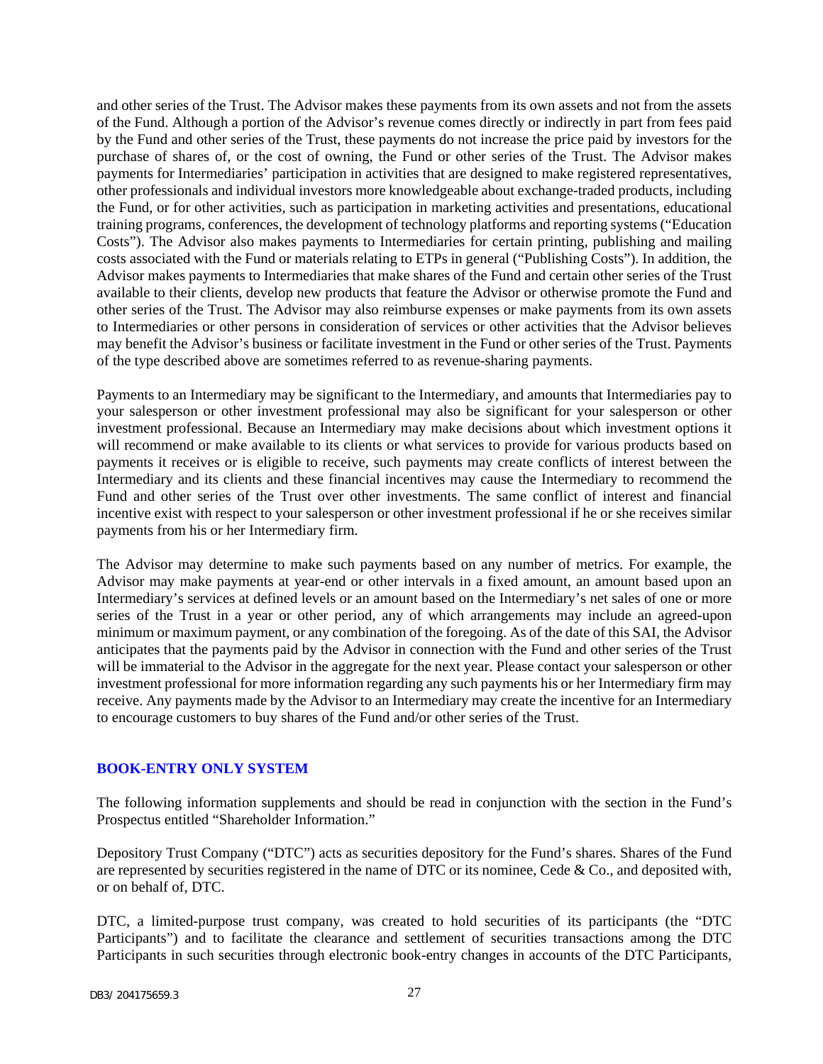and other series of the Trust. The Advisor makes these payments from its own assets and not from the assets of the Fund. Although a portion of the Advisor's revenue comes directly or indirectly in part from fees paid by the Fund and other series of the Trust, these payments do not increase the price paid by investors for the purchase of shares of, or the cost of owning, the Fund or other series of the Trust. The Advisor makes payments for Intermediaries' participation in activities that are designed to make registered representatives, other professionals and individual investors more knowledgeable about exchange-traded products, including the Fund, or for other activities, such as participation in marketing activities and presentations, educational training programs, conferences, the development of technology platforms and reporting systems ("Education Costs"). The Advisor also makes payments to Intermediaries for certain printing, publishing and mailing costs associated with the Fund or materials relating to ETPs in general ("Publishing Costs"). In addition, the Advisor makes payments to Intermediaries that make shares of the Fund and certain other series of the Trust available to their clients, develop new products that feature the Advisor or otherwise promote the Fund and other series of the Trust. The Advisor may also reimburse expenses or make payments from its own assets to Intermediaries or other persons in consideration of services or other activities that the Advisor believes may benefit the Advisor's business or facilitate investment in the Fund or other series of the Trust. Payments of the type described above are sometimes referred to as revenue-sharing payments.

Payments to an Intermediary may be significant to the Intermediary, and amounts that Intermediaries pay to your salesperson or other investment professional may also be significant for your salesperson or other investment professional. Because an Intermediary may make decisions about which investment options it will recommend or make available to its clients or what services to provide for various products based on payments it receives or is eligible to receive, such payments may create conflicts of interest between the Intermediary and its clients and these financial incentives may cause the Intermediary to recommend the Fund and other series of the Trust over other investments. The same conflict of interest and financial incentive exist with respect to your salesperson or other investment professional if he or she receives similar payments from his or her Intermediary firm.

The Advisor may determine to make such payments based on any number of metrics. For example, the Advisor may make payments at year-end or other intervals in a fixed amount, an amount based upon an Intermediary's services at defined levels or an amount based on the Intermediary's net sales of one or more series of the Trust in a year or other period, any of which arrangements may include an agreed-upon minimum or maximum payment, or any combination of the foregoing. As of the date of this SAI, the Advisor anticipates that the payments paid by the Advisor in connection with the Fund and other series of the Trust will be immaterial to the Advisor in the aggregate for the next year. Please contact your salesperson or other investment professional for more information regarding any such payments his or her Intermediary firm may receive. Any payments made by the Advisor to an Intermediary may create the incentive for an Intermediary to encourage customers to buy shares of the Fund and/or other series of the Trust.

## BOOK-ENTRY ONLY SYSTEM

The following information supplements and should be read in conjunction with the section in the Fund's Prospectus entitled "Shareholder Information."

Depository Trust Company ("DTC") acts as securities depository for the Fund's shares. Shares of the Fund are represented by securities registered in the name of DTC or its nominee, Cede & Co., and deposited with, or on behalf of, DTC.

DTC, a limited-purpose trust company, was created to hold securities of its participants (the "DTC Participants") and to facilitate the clearance and settlement of securities transactions among the DTC Participants in such securities through electronic book-entry changes in accounts of the DTC Participants,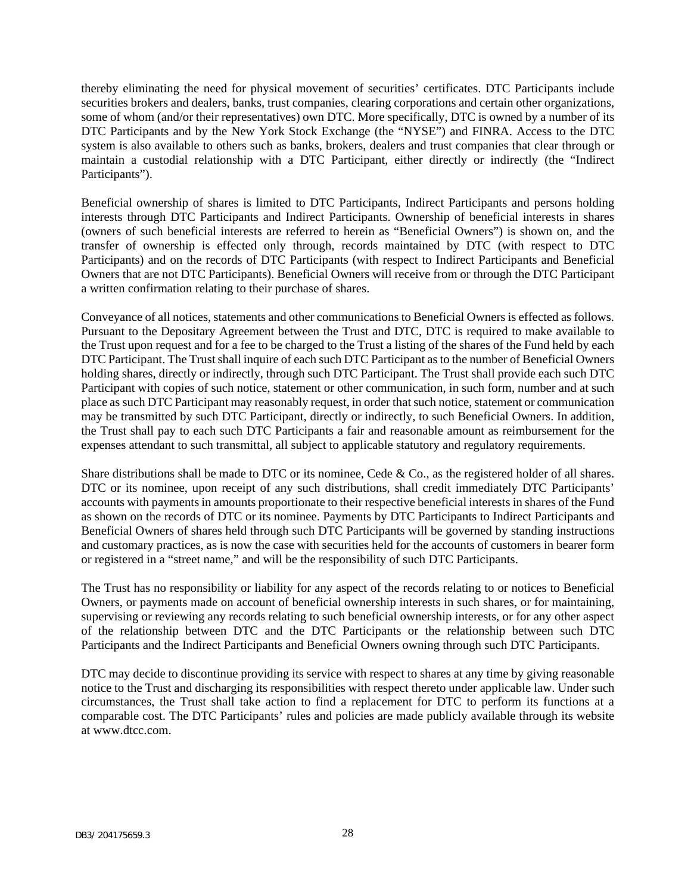thereby eliminating the need for physical movement of securities' certificates. DTC Participants include securities brokers and dealers, banks, trust companies, clearing corporations and certain other organizations, some of whom (and/or their representatives) own DTC. More specifically, DTC is owned by a number of its DTC Participants and by the New York Stock Exchange (the "NYSE") and FINRA. Access to the DTC system is also available to others such as banks, brokers, dealers and trust companies that clear through or maintain a custodial relationship with a DTC Participant, either directly or indirectly (the "Indirect Participants").

Beneficial ownership of shares is limited to DTC Participants, Indirect Participants and persons holding interests through DTC Participants and Indirect Participants. Ownership of beneficial interests in shares (owners of such beneficial interests are referred to herein as "Beneficial Owners") is shown on, and the transfer of ownership is effected only through, records maintained by DTC (with respect to DTC Participants) and on the records of DTC Participants (with respect to Indirect Participants and Beneficial Owners that are not DTC Participants). Beneficial Owners will receive from or through the DTC Participant a written confirmation relating to their purchase of shares.

Conveyance of all notices, statements and other communications to Beneficial Owners is effected as follows. Pursuant to the Depositary Agreement between the Trust and DTC, DTC is required to make available to the Trust upon request and for a fee to be charged to the Trust a listing of the shares of the Fund held by each DTC Participant. The Trust shall inquire of each such DTC Participant as to the number of Beneficial Owners holding shares, directly or indirectly, through such DTC Participant. The Trust shall provide each such DTC Participant with copies of such notice, statement or other communication, in such form, number and at such place as such DTC Participant may reasonably request, in order that such notice, statement or communication may be transmitted by such DTC Participant, directly or indirectly, to such Beneficial Owners. In addition, the Trust shall pay to each such DTC Participants a fair and reasonable amount as reimbursement for the expenses attendant to such transmittal, all subject to applicable statutory and regulatory requirements.

Share distributions shall be made to DTC or its nominee, Cede & Co., as the registered holder of all shares. DTC or its nominee, upon receipt of any such distributions, shall credit immediately DTC Participants' accounts with payments in amounts proportionate to their respective beneficial interests in shares of the Fund as shown on the records of DTC or its nominee. Payments by DTC Participants to Indirect Participants and Beneficial Owners of shares held through such DTC Participants will be governed by standing instructions and customary practices, as is now the case with securities held for the accounts of customers in bearer form or registered in a "street name," and will be the responsibility of such DTC Participants.

The Trust has no responsibility or liability for any aspect of the records relating to or notices to Beneficial Owners, or payments made on account of beneficial ownership interests in such shares, or for maintaining, supervising or reviewing any records relating to such beneficial ownership interests, or for any other aspect of the relationship between DTC and the DTC Participants or the relationship between such DTC Participants and the Indirect Participants and Beneficial Owners owning through such DTC Participants.

DTC may decide to discontinue providing its service with respect to shares at any time by giving reasonable notice to the Trust and discharging its responsibilities with respect thereto under applicable law. Under such circumstances, the Trust shall take action to find a replacement for DTC to perform its functions at a comparable cost. The DTC Participants' rules and policies are made publicly available through its website at www.dtcc.com.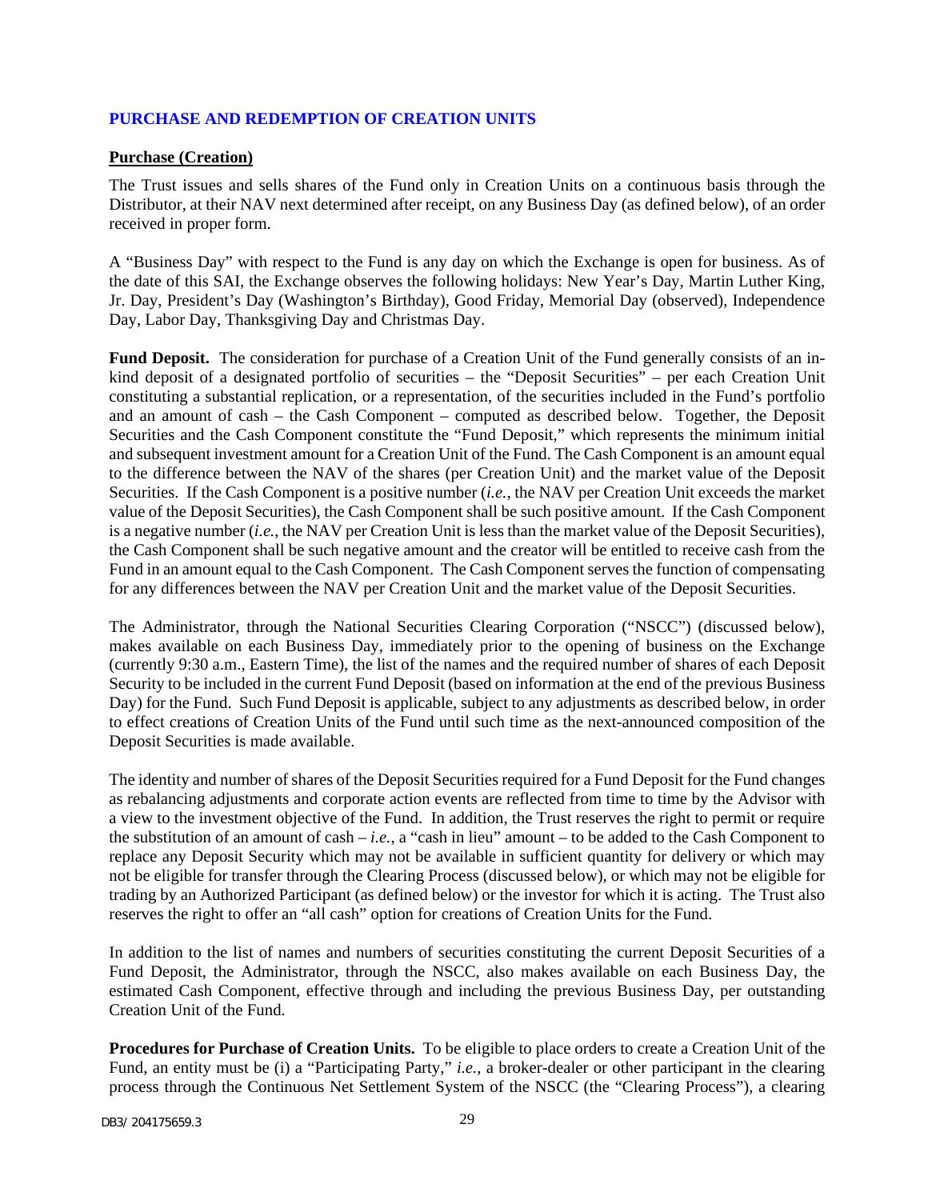## PURCHASE AND REDEMPTION OF CREATION UNITS

**Purchase (Creation)**

The Trust issues and sells shares of the Fund only in Creation Units on a continuous basis through the Distributor, at their NAV next determined after receipt, on any Business Day (as defined below), of an order received in proper form.

A "Business Day" with respect to the Fund is any day on which the Exchange is open for business. As of the date of this SAI, the Exchange observes the following holidays: New Year's Day, Martin Luther King, Jr. Day, President's Day (Washington's Birthday), Good Friday, Memorial Day (observed), Independence Day, Labor Day, Thanksgiving Day and Christmas Day.

**Fund Deposit.** The consideration for purchase of a Creation Unit of the Fund generally consists of an in-kind deposit of a designated portfolio of securities – the "Deposit Securities" – per each Creation Unit constituting a substantial replication, or a representation, of the securities included in the Fund's portfolio and an amount of cash – the Cash Component – computed as described below. Together, the Deposit Securities and the Cash Component constitute the "Fund Deposit," which represents the minimum initial and subsequent investment amount for a Creation Unit of the Fund. The Cash Component is an amount equal to the difference between the NAV of the shares (per Creation Unit) and the market value of the Deposit Securities. If the Cash Component is a positive number (*i.e.*, the NAV per Creation Unit exceeds the market value of the Deposit Securities), the Cash Component shall be such positive amount. If the Cash Component is a negative number (*i.e.*, the NAV per Creation Unit is less than the market value of the Deposit Securities), the Cash Component shall be such negative amount and the creator will be entitled to receive cash from the Fund in an amount equal to the Cash Component. The Cash Component serves the function of compensating for any differences between the NAV per Creation Unit and the market value of the Deposit Securities.

The Administrator, through the National Securities Clearing Corporation ("NSCC") (discussed below), makes available on each Business Day, immediately prior to the opening of business on the Exchange (currently 9:30 a.m., Eastern Time), the list of the names and the required number of shares of each Deposit Security to be included in the current Fund Deposit (based on information at the end of the previous Business Day) for the Fund. Such Fund Deposit is applicable, subject to any adjustments as described below, in order to effect creations of Creation Units of the Fund until such time as the next-announced composition of the Deposit Securities is made available.

The identity and number of shares of the Deposit Securities required for a Fund Deposit for the Fund changes as rebalancing adjustments and corporate action events are reflected from time to time by the Advisor with a view to the investment objective of the Fund. In addition, the Trust reserves the right to permit or require the substitution of an amount of cash – *i.e.*, a "cash in lieu" amount – to be added to the Cash Component to replace any Deposit Security which may not be available in sufficient quantity for delivery or which may not be eligible for transfer through the Clearing Process (discussed below), or which may not be eligible for trading by an Authorized Participant (as defined below) or the investor for which it is acting. The Trust also reserves the right to offer an "all cash" option for creations of Creation Units for the Fund.

In addition to the list of names and numbers of securities constituting the current Deposit Securities of a Fund Deposit, the Administrator, through the NSCC, also makes available on each Business Day, the estimated Cash Component, effective through and including the previous Business Day, per outstanding Creation Unit of the Fund.

**Procedures for Purchase of Creation Units.** To be eligible to place orders to create a Creation Unit of the Fund, an entity must be (i) a "Participating Party," *i.e.*, a broker-dealer or other participant in the clearing process through the Continuous Net Settlement System of the NSCC (the "Clearing Process"), a clearing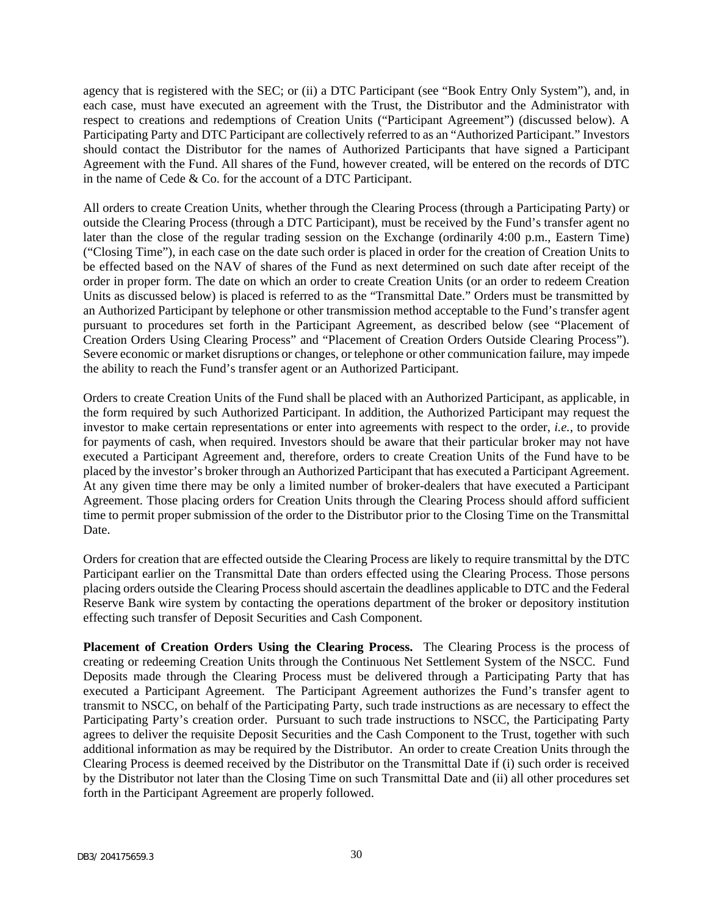agency that is registered with the SEC; or (ii) a DTC Participant (see "Book Entry Only System"), and, in each case, must have executed an agreement with the Trust, the Distributor and the Administrator with respect to creations and redemptions of Creation Units ("Participant Agreement") (discussed below). A Participating Party and DTC Participant are collectively referred to as an "Authorized Participant." Investors should contact the Distributor for the names of Authorized Participants that have signed a Participant Agreement with the Fund. All shares of the Fund, however created, will be entered on the records of DTC in the name of Cede & Co. for the account of a DTC Participant.

All orders to create Creation Units, whether through the Clearing Process (through a Participating Party) or outside the Clearing Process (through a DTC Participant), must be received by the Fund's transfer agent no later than the close of the regular trading session on the Exchange (ordinarily 4:00 p.m., Eastern Time) ("Closing Time"), in each case on the date such order is placed in order for the creation of Creation Units to be effected based on the NAV of shares of the Fund as next determined on such date after receipt of the order in proper form. The date on which an order to create Creation Units (or an order to redeem Creation Units as discussed below) is placed is referred to as the "Transmittal Date." Orders must be transmitted by an Authorized Participant by telephone or other transmission method acceptable to the Fund's transfer agent pursuant to procedures set forth in the Participant Agreement, as described below (see "Placement of Creation Orders Using Clearing Process" and "Placement of Creation Orders Outside Clearing Process"). Severe economic or market disruptions or changes, or telephone or other communication failure, may impede the ability to reach the Fund's transfer agent or an Authorized Participant.

Orders to create Creation Units of the Fund shall be placed with an Authorized Participant, as applicable, in the form required by such Authorized Participant. In addition, the Authorized Participant may request the investor to make certain representations or enter into agreements with respect to the order, *i.e.*, to provide for payments of cash, when required. Investors should be aware that their particular broker may not have executed a Participant Agreement and, therefore, orders to create Creation Units of the Fund have to be placed by the investor's broker through an Authorized Participant that has executed a Participant Agreement. At any given time there may be only a limited number of broker-dealers that have executed a Participant Agreement. Those placing orders for Creation Units through the Clearing Process should afford sufficient time to permit proper submission of the order to the Distributor prior to the Closing Time on the Transmittal Date.

Orders for creation that are effected outside the Clearing Process are likely to require transmittal by the DTC Participant earlier on the Transmittal Date than orders effected using the Clearing Process. Those persons placing orders outside the Clearing Process should ascertain the deadlines applicable to DTC and the Federal Reserve Bank wire system by contacting the operations department of the broker or depository institution effecting such transfer of Deposit Securities and Cash Component.

**Placement of Creation Orders Using the Clearing Process.** The Clearing Process is the process of creating or redeeming Creation Units through the Continuous Net Settlement System of the NSCC. Fund Deposits made through the Clearing Process must be delivered through a Participating Party that has executed a Participant Agreement. The Participant Agreement authorizes the Fund's transfer agent to transmit to NSCC, on behalf of the Participating Party, such trade instructions as are necessary to effect the Participating Party's creation order. Pursuant to such trade instructions to NSCC, the Participating Party agrees to deliver the requisite Deposit Securities and the Cash Component to the Trust, together with such additional information as may be required by the Distributor. An order to create Creation Units through the Clearing Process is deemed received by the Distributor on the Transmittal Date if (i) such order is received by the Distributor not later than the Closing Time on such Transmittal Date and (ii) all other procedures set forth in the Participant Agreement are properly followed.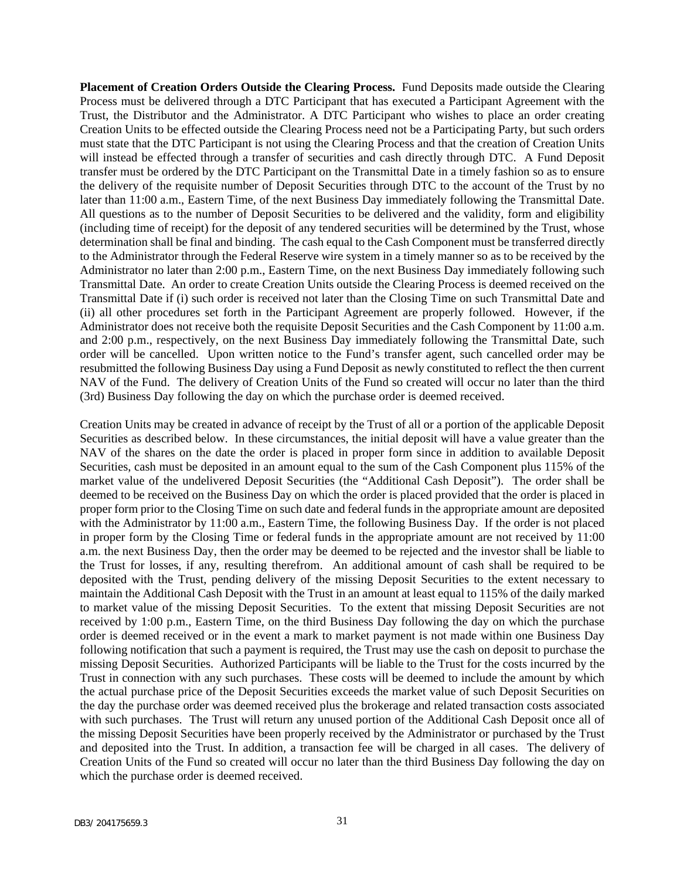**Placement of Creation Orders Outside the Clearing Process.** Fund Deposits made outside the Clearing Process must be delivered through a DTC Participant that has executed a Participant Agreement with the Trust, the Distributor and the Administrator. A DTC Participant who wishes to place an order creating Creation Units to be effected outside the Clearing Process need not be a Participating Party, but such orders must state that the DTC Participant is not using the Clearing Process and that the creation of Creation Units will instead be effected through a transfer of securities and cash directly through DTC. A Fund Deposit transfer must be ordered by the DTC Participant on the Transmittal Date in a timely fashion so as to ensure the delivery of the requisite number of Deposit Securities through DTC to the account of the Trust by no later than 11:00 a.m., Eastern Time, of the next Business Day immediately following the Transmittal Date. All questions as to the number of Deposit Securities to be delivered and the validity, form and eligibility (including time of receipt) for the deposit of any tendered securities will be determined by the Trust, whose determination shall be final and binding. The cash equal to the Cash Component must be transferred directly to the Administrator through the Federal Reserve wire system in a timely manner so as to be received by the Administrator no later than 2:00 p.m., Eastern Time, on the next Business Day immediately following such Transmittal Date. An order to create Creation Units outside the Clearing Process is deemed received on the Transmittal Date if (i) such order is received not later than the Closing Time on such Transmittal Date and (ii) all other procedures set forth in the Participant Agreement are properly followed. However, if the Administrator does not receive both the requisite Deposit Securities and the Cash Component by 11:00 a.m. and 2:00 p.m., respectively, on the next Business Day immediately following the Transmittal Date, such order will be cancelled. Upon written notice to the Fund's transfer agent, such cancelled order may be resubmitted the following Business Day using a Fund Deposit as newly constituted to reflect the then current NAV of the Fund. The delivery of Creation Units of the Fund so created will occur no later than the third (3rd) Business Day following the day on which the purchase order is deemed received.

Creation Units may be created in advance of receipt by the Trust of all or a portion of the applicable Deposit Securities as described below. In these circumstances, the initial deposit will have a value greater than the NAV of the shares on the date the order is placed in proper form since in addition to available Deposit Securities, cash must be deposited in an amount equal to the sum of the Cash Component plus 115% of the market value of the undelivered Deposit Securities (the "Additional Cash Deposit"). The order shall be deemed to be received on the Business Day on which the order is placed provided that the order is placed in proper form prior to the Closing Time on such date and federal funds in the appropriate amount are deposited with the Administrator by 11:00 a.m., Eastern Time, the following Business Day. If the order is not placed in proper form by the Closing Time or federal funds in the appropriate amount are not received by 11:00 a.m. the next Business Day, then the order may be deemed to be rejected and the investor shall be liable to the Trust for losses, if any, resulting therefrom. An additional amount of cash shall be required to be deposited with the Trust, pending delivery of the missing Deposit Securities to the extent necessary to maintain the Additional Cash Deposit with the Trust in an amount at least equal to 115% of the daily marked to market value of the missing Deposit Securities. To the extent that missing Deposit Securities are not received by 1:00 p.m., Eastern Time, on the third Business Day following the day on which the purchase order is deemed received or in the event a mark to market payment is not made within one Business Day following notification that such a payment is required, the Trust may use the cash on deposit to purchase the missing Deposit Securities. Authorized Participants will be liable to the Trust for the costs incurred by the Trust in connection with any such purchases. These costs will be deemed to include the amount by which the actual purchase price of the Deposit Securities exceeds the market value of such Deposit Securities on the day the purchase order was deemed received plus the brokerage and related transaction costs associated with such purchases. The Trust will return any unused portion of the Additional Cash Deposit once all of the missing Deposit Securities have been properly received by the Administrator or purchased by the Trust and deposited into the Trust. In addition, a transaction fee will be charged in all cases. The delivery of Creation Units of the Fund so created will occur no later than the third Business Day following the day on which the purchase order is deemed received.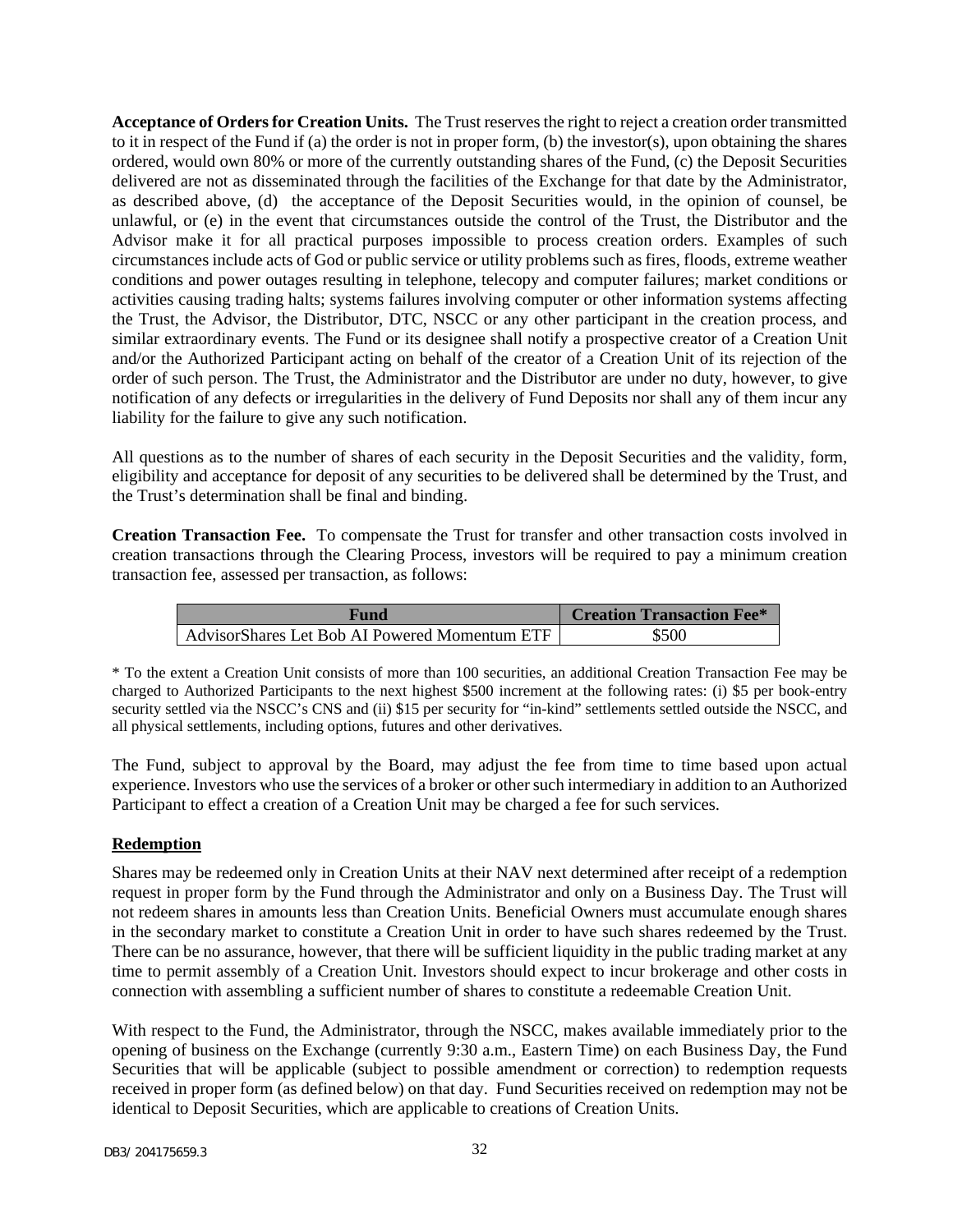**Acceptance of Orders for Creation Units.** The Trust reserves the right to reject a creation order transmitted to it in respect of the Fund if (a) the order is not in proper form, (b) the investor(s), upon obtaining the shares ordered, would own 80% or more of the currently outstanding shares of the Fund, (c) the Deposit Securities delivered are not as disseminated through the facilities of the Exchange for that date by the Administrator, as described above, (d) the acceptance of the Deposit Securities would, in the opinion of counsel, be unlawful, or (e) in the event that circumstances outside the control of the Trust, the Distributor and the Advisor make it for all practical purposes impossible to process creation orders. Examples of such circumstances include acts of God or public service or utility problems such as fires, floods, extreme weather conditions and power outages resulting in telephone, telecopy and computer failures; market conditions or activities causing trading halts; systems failures involving computer or other information systems affecting the Trust, the Advisor, the Distributor, DTC, NSCC or any other participant in the creation process, and similar extraordinary events. The Fund or its designee shall notify a prospective creator of a Creation Unit and/or the Authorized Participant acting on behalf of the creator of a Creation Unit of its rejection of the order of such person. The Trust, the Administrator and the Distributor are under no duty, however, to give notification of any defects or irregularities in the delivery of Fund Deposits nor shall any of them incur any liability for the failure to give any such notification.

All questions as to the number of shares of each security in the Deposit Securities and the validity, form, eligibility and acceptance for deposit of any securities to be delivered shall be determined by the Trust, and the Trust's determination shall be final and binding.

**Creation Transaction Fee.** To compensate the Trust for transfer and other transaction costs involved in creation transactions through the Clearing Process, investors will be required to pay a minimum creation transaction fee, assessed per transaction, as follows:

| Fund | Creation Transaction Fee* |
|---|---|
| AdvisorShares Let Bob AI Powered Momentum ETF | $500 |

\* To the extent a Creation Unit consists of more than 100 securities, an additional Creation Transaction Fee may be charged to Authorized Participants to the next highest $500 increment at the following rates: (i) $5 per book-entry security settled via the NSCC's CNS and (ii) $15 per security for "in-kind" settlements settled outside the NSCC, and all physical settlements, including options, futures and other derivatives.

The Fund, subject to approval by the Board, may adjust the fee from time to time based upon actual experience. Investors who use the services of a broker or other such intermediary in addition to an Authorized Participant to effect a creation of a Creation Unit may be charged a fee for such services.

## <u>Redemption</u>

Shares may be redeemed only in Creation Units at their NAV next determined after receipt of a redemption request in proper form by the Fund through the Administrator and only on a Business Day. The Trust will not redeem shares in amounts less than Creation Units. Beneficial Owners must accumulate enough shares in the secondary market to constitute a Creation Unit in order to have such shares redeemed by the Trust. There can be no assurance, however, that there will be sufficient liquidity in the public trading market at any time to permit assembly of a Creation Unit. Investors should expect to incur brokerage and other costs in connection with assembling a sufficient number of shares to constitute a redeemable Creation Unit.

With respect to the Fund, the Administrator, through the NSCC, makes available immediately prior to the opening of business on the Exchange (currently 9:30 a.m., Eastern Time) on each Business Day, the Fund Securities that will be applicable (subject to possible amendment or correction) to redemption requests received in proper form (as defined below) on that day. Fund Securities received on redemption may not be identical to Deposit Securities, which are applicable to creations of Creation Units.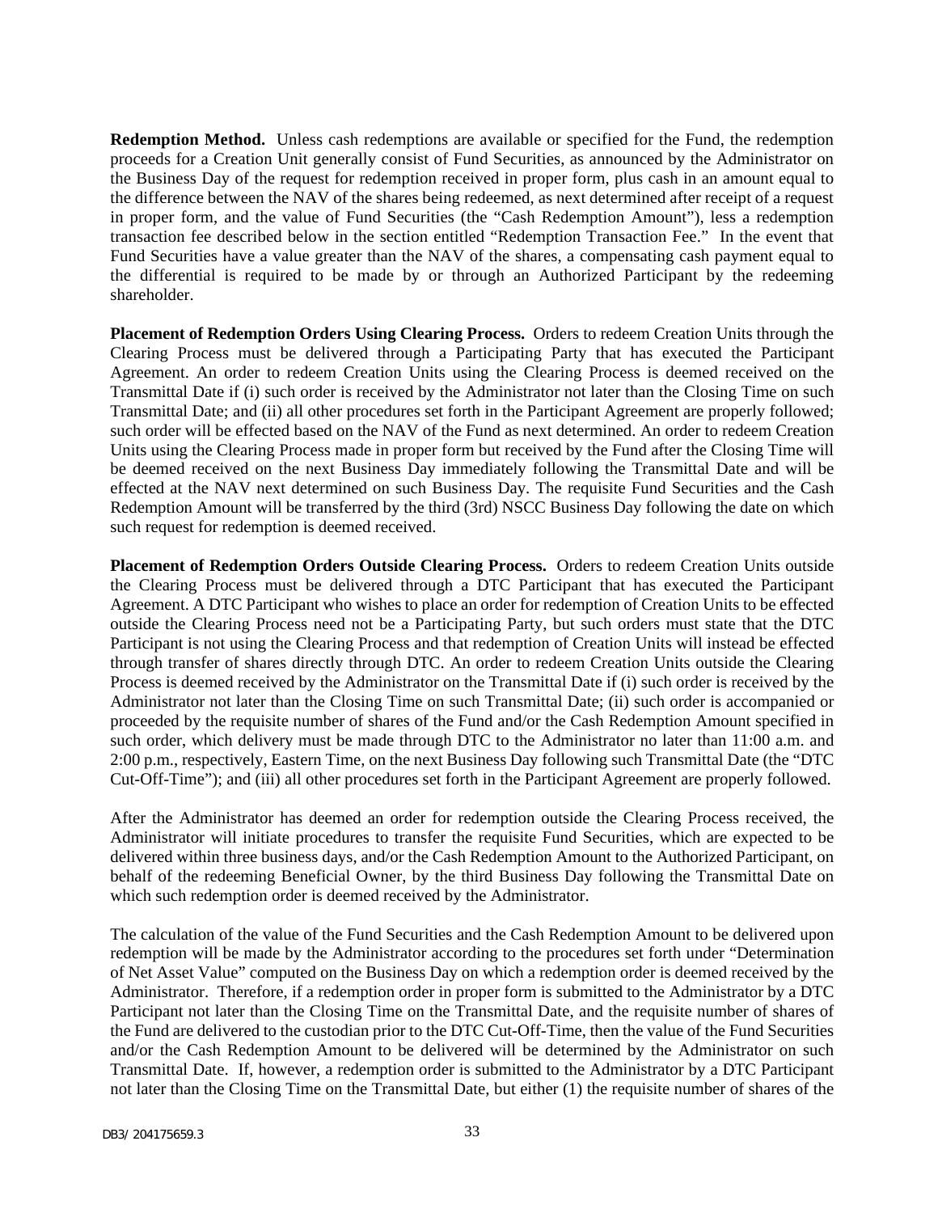**Redemption Method.** Unless cash redemptions are available or specified for the Fund, the redemption proceeds for a Creation Unit generally consist of Fund Securities, as announced by the Administrator on the Business Day of the request for redemption received in proper form, plus cash in an amount equal to the difference between the NAV of the shares being redeemed, as next determined after receipt of a request in proper form, and the value of Fund Securities (the "Cash Redemption Amount"), less a redemption transaction fee described below in the section entitled "Redemption Transaction Fee." In the event that Fund Securities have a value greater than the NAV of the shares, a compensating cash payment equal to the differential is required to be made by or through an Authorized Participant by the redeeming shareholder.

**Placement of Redemption Orders Using Clearing Process.** Orders to redeem Creation Units through the Clearing Process must be delivered through a Participating Party that has executed the Participant Agreement. An order to redeem Creation Units using the Clearing Process is deemed received on the Transmittal Date if (i) such order is received by the Administrator not later than the Closing Time on such Transmittal Date; and (ii) all other procedures set forth in the Participant Agreement are properly followed; such order will be effected based on the NAV of the Fund as next determined. An order to redeem Creation Units using the Clearing Process made in proper form but received by the Fund after the Closing Time will be deemed received on the next Business Day immediately following the Transmittal Date and will be effected at the NAV next determined on such Business Day. The requisite Fund Securities and the Cash Redemption Amount will be transferred by the third (3rd) NSCC Business Day following the date on which such request for redemption is deemed received.

**Placement of Redemption Orders Outside Clearing Process.** Orders to redeem Creation Units outside the Clearing Process must be delivered through a DTC Participant that has executed the Participant Agreement. A DTC Participant who wishes to place an order for redemption of Creation Units to be effected outside the Clearing Process need not be a Participating Party, but such orders must state that the DTC Participant is not using the Clearing Process and that redemption of Creation Units will instead be effected through transfer of shares directly through DTC. An order to redeem Creation Units outside the Clearing Process is deemed received by the Administrator on the Transmittal Date if (i) such order is received by the Administrator not later than the Closing Time on such Transmittal Date; (ii) such order is accompanied or proceeded by the requisite number of shares of the Fund and/or the Cash Redemption Amount specified in such order, which delivery must be made through DTC to the Administrator no later than 11:00 a.m. and 2:00 p.m., respectively, Eastern Time, on the next Business Day following such Transmittal Date (the "DTC Cut-Off-Time"); and (iii) all other procedures set forth in the Participant Agreement are properly followed.

After the Administrator has deemed an order for redemption outside the Clearing Process received, the Administrator will initiate procedures to transfer the requisite Fund Securities, which are expected to be delivered within three business days, and/or the Cash Redemption Amount to the Authorized Participant, on behalf of the redeeming Beneficial Owner, by the third Business Day following the Transmittal Date on which such redemption order is deemed received by the Administrator.

The calculation of the value of the Fund Securities and the Cash Redemption Amount to be delivered upon redemption will be made by the Administrator according to the procedures set forth under "Determination of Net Asset Value" computed on the Business Day on which a redemption order is deemed received by the Administrator. Therefore, if a redemption order in proper form is submitted to the Administrator by a DTC Participant not later than the Closing Time on the Transmittal Date, and the requisite number of shares of the Fund are delivered to the custodian prior to the DTC Cut-Off-Time, then the value of the Fund Securities and/or the Cash Redemption Amount to be delivered will be determined by the Administrator on such Transmittal Date. If, however, a redemption order is submitted to the Administrator by a DTC Participant not later than the Closing Time on the Transmittal Date, but either (1) the requisite number of shares of the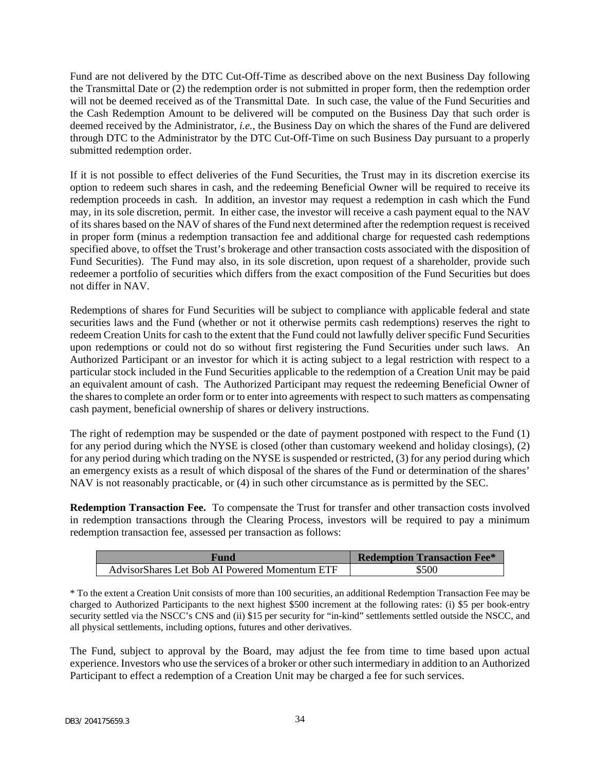Fund are not delivered by the DTC Cut-Off-Time as described above on the next Business Day following the Transmittal Date or (2) the redemption order is not submitted in proper form, then the redemption order will not be deemed received as of the Transmittal Date. In such case, the value of the Fund Securities and the Cash Redemption Amount to be delivered will be computed on the Business Day that such order is deemed received by the Administrator, *i.e.*, the Business Day on which the shares of the Fund are delivered through DTC to the Administrator by the DTC Cut-Off-Time on such Business Day pursuant to a properly submitted redemption order.

If it is not possible to effect deliveries of the Fund Securities, the Trust may in its discretion exercise its option to redeem such shares in cash, and the redeeming Beneficial Owner will be required to receive its redemption proceeds in cash. In addition, an investor may request a redemption in cash which the Fund may, in its sole discretion, permit. In either case, the investor will receive a cash payment equal to the NAV of its shares based on the NAV of shares of the Fund next determined after the redemption request is received in proper form (minus a redemption transaction fee and additional charge for requested cash redemptions specified above, to offset the Trust's brokerage and other transaction costs associated with the disposition of Fund Securities). The Fund may also, in its sole discretion, upon request of a shareholder, provide such redeemer a portfolio of securities which differs from the exact composition of the Fund Securities but does not differ in NAV.

Redemptions of shares for Fund Securities will be subject to compliance with applicable federal and state securities laws and the Fund (whether or not it otherwise permits cash redemptions) reserves the right to redeem Creation Units for cash to the extent that the Fund could not lawfully deliver specific Fund Securities upon redemptions or could not do so without first registering the Fund Securities under such laws. An Authorized Participant or an investor for which it is acting subject to a legal restriction with respect to a particular stock included in the Fund Securities applicable to the redemption of a Creation Unit may be paid an equivalent amount of cash. The Authorized Participant may request the redeeming Beneficial Owner of the shares to complete an order form or to enter into agreements with respect to such matters as compensating cash payment, beneficial ownership of shares or delivery instructions.

The right of redemption may be suspended or the date of payment postponed with respect to the Fund (1) for any period during which the NYSE is closed (other than customary weekend and holiday closings), (2) for any period during which trading on the NYSE is suspended or restricted, (3) for any period during which an emergency exists as a result of which disposal of the shares of the Fund or determination of the shares' NAV is not reasonably practicable, or (4) in such other circumstance as is permitted by the SEC.

**Redemption Transaction Fee.** To compensate the Trust for transfer and other transaction costs involved in redemption transactions through the Clearing Process, investors will be required to pay a minimum redemption transaction fee, assessed per transaction as follows:

| Fund | Redemption Transaction Fee* |
|---|---|
| AdvisorShares Let Bob AI Powered Momentum ETF | $500 |

* To the extent a Creation Unit consists of more than 100 securities, an additional Redemption Transaction Fee may be charged to Authorized Participants to the next highest $500 increment at the following rates: (i) $5 per book-entry security settled via the NSCC's CNS and (ii) $15 per security for "in-kind" settlements settled outside the NSCC, and all physical settlements, including options, futures and other derivatives.

The Fund, subject to approval by the Board, may adjust the fee from time to time based upon actual experience. Investors who use the services of a broker or other such intermediary in addition to an Authorized Participant to effect a redemption of a Creation Unit may be charged a fee for such services.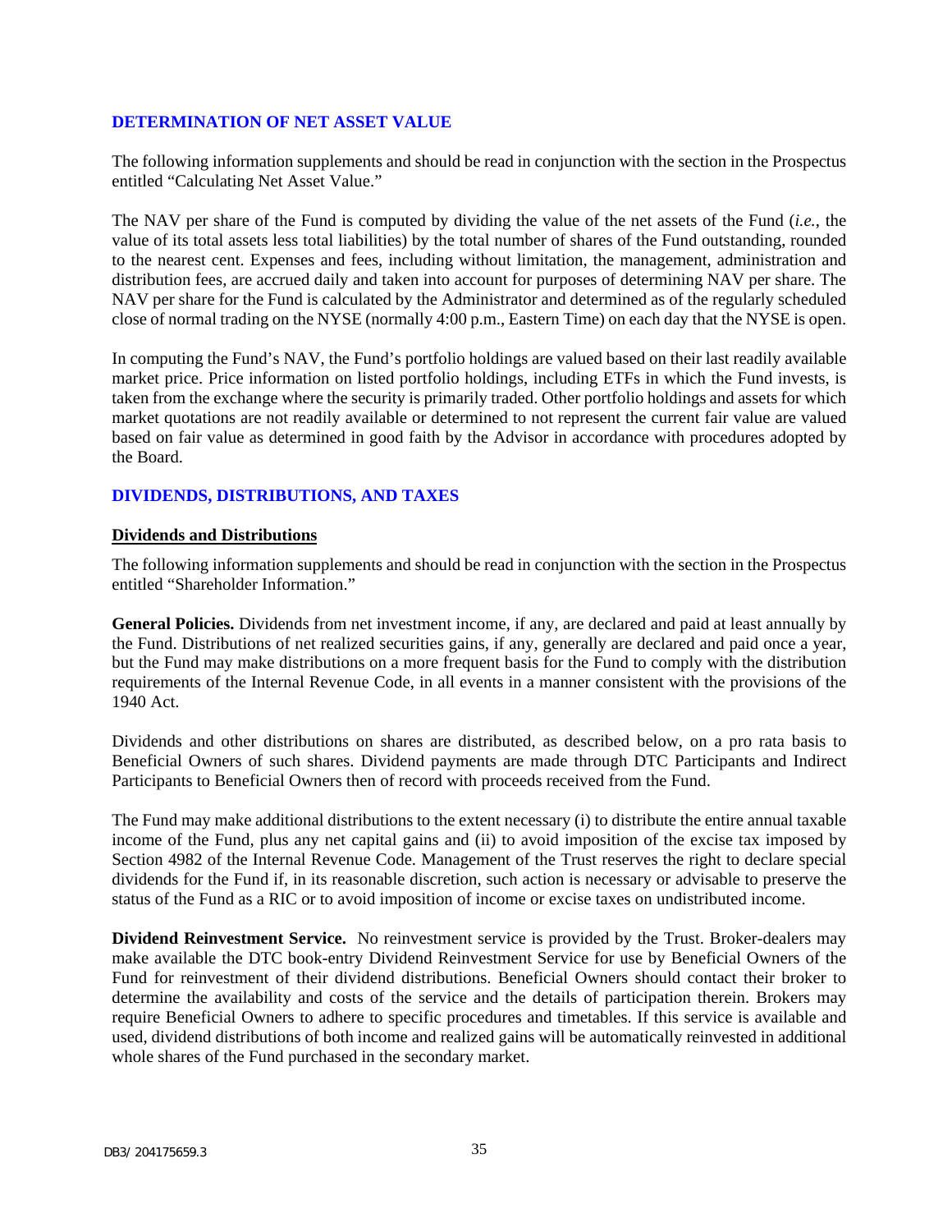## DETERMINATION OF NET ASSET VALUE

The following information supplements and should be read in conjunction with the section in the Prospectus entitled "Calculating Net Asset Value."

The NAV per share of the Fund is computed by dividing the value of the net assets of the Fund (*i.e.*, the value of its total assets less total liabilities) by the total number of shares of the Fund outstanding, rounded to the nearest cent. Expenses and fees, including without limitation, the management, administration and distribution fees, are accrued daily and taken into account for purposes of determining NAV per share. The NAV per share for the Fund is calculated by the Administrator and determined as of the regularly scheduled close of normal trading on the NYSE (normally 4:00 p.m., Eastern Time) on each day that the NYSE is open.

In computing the Fund's NAV, the Fund's portfolio holdings are valued based on their last readily available market price. Price information on listed portfolio holdings, including ETFs in which the Fund invests, is taken from the exchange where the security is primarily traded. Other portfolio holdings and assets for which market quotations are not readily available or determined to not represent the current fair value are valued based on fair value as determined in good faith by the Advisor in accordance with procedures adopted by the Board.

## DIVIDENDS, DISTRIBUTIONS, AND TAXES

### Dividends and Distributions

The following information supplements and should be read in conjunction with the section in the Prospectus entitled "Shareholder Information."

**General Policies.** Dividends from net investment income, if any, are declared and paid at least annually by the Fund. Distributions of net realized securities gains, if any, generally are declared and paid once a year, but the Fund may make distributions on a more frequent basis for the Fund to comply with the distribution requirements of the Internal Revenue Code, in all events in a manner consistent with the provisions of the 1940 Act.

Dividends and other distributions on shares are distributed, as described below, on a pro rata basis to Beneficial Owners of such shares. Dividend payments are made through DTC Participants and Indirect Participants to Beneficial Owners then of record with proceeds received from the Fund.

The Fund may make additional distributions to the extent necessary (i) to distribute the entire annual taxable income of the Fund, plus any net capital gains and (ii) to avoid imposition of the excise tax imposed by Section 4982 of the Internal Revenue Code. Management of the Trust reserves the right to declare special dividends for the Fund if, in its reasonable discretion, such action is necessary or advisable to preserve the status of the Fund as a RIC or to avoid imposition of income or excise taxes on undistributed income.

**Dividend Reinvestment Service.** No reinvestment service is provided by the Trust. Broker-dealers may make available the DTC book-entry Dividend Reinvestment Service for use by Beneficial Owners of the Fund for reinvestment of their dividend distributions. Beneficial Owners should contact their broker to determine the availability and costs of the service and the details of participation therein. Brokers may require Beneficial Owners to adhere to specific procedures and timetables. If this service is available and used, dividend distributions of both income and realized gains will be automatically reinvested in additional whole shares of the Fund purchased in the secondary market.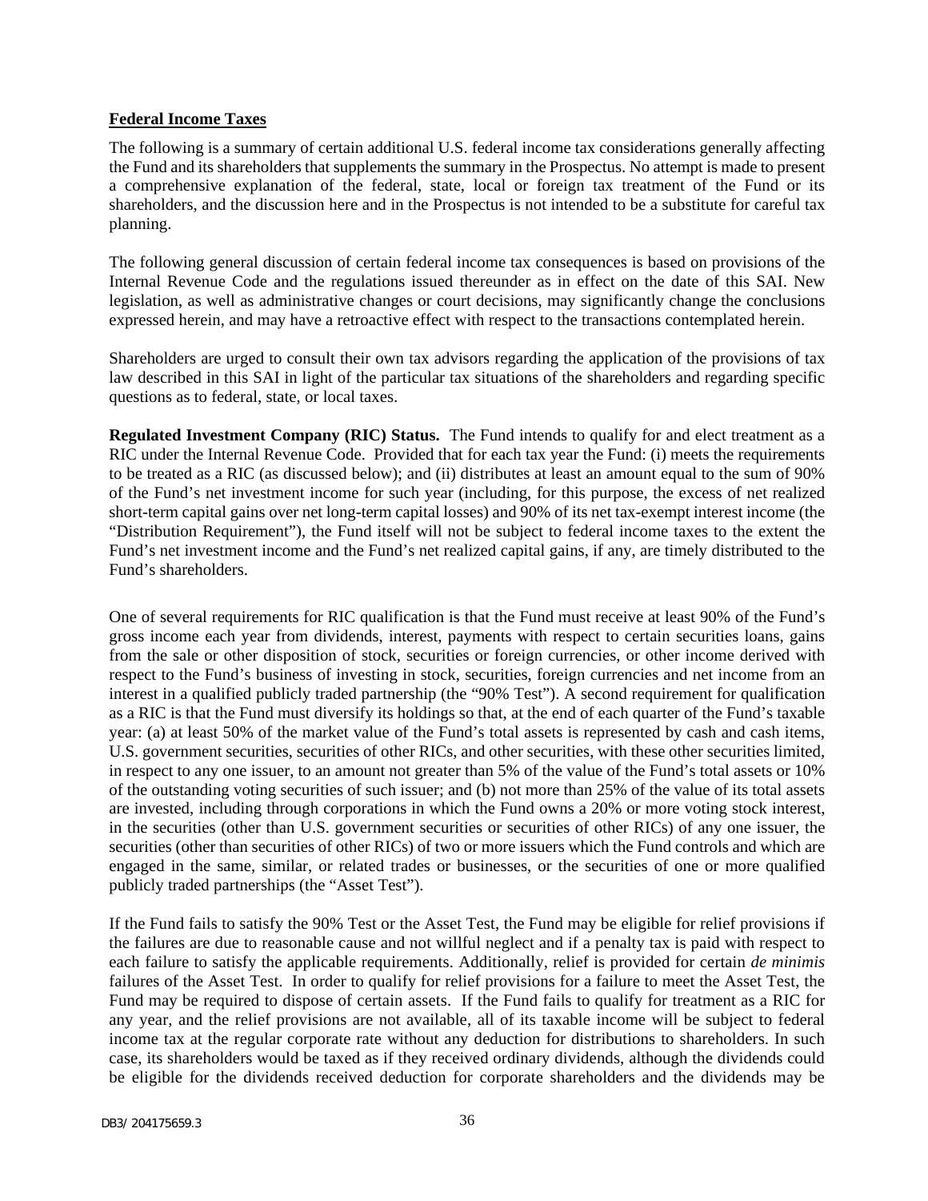**Federal Income Taxes**

The following is a summary of certain additional U.S. federal income tax considerations generally affecting the Fund and its shareholders that supplements the summary in the Prospectus. No attempt is made to present a comprehensive explanation of the federal, state, local or foreign tax treatment of the Fund or its shareholders, and the discussion here and in the Prospectus is not intended to be a substitute for careful tax planning.

The following general discussion of certain federal income tax consequences is based on provisions of the Internal Revenue Code and the regulations issued thereunder as in effect on the date of this SAI. New legislation, as well as administrative changes or court decisions, may significantly change the conclusions expressed herein, and may have a retroactive effect with respect to the transactions contemplated herein.

Shareholders are urged to consult their own tax advisors regarding the application of the provisions of tax law described in this SAI in light of the particular tax situations of the shareholders and regarding specific questions as to federal, state, or local taxes.

**Regulated Investment Company (RIC) Status.** The Fund intends to qualify for and elect treatment as a RIC under the Internal Revenue Code. Provided that for each tax year the Fund: (i) meets the requirements to be treated as a RIC (as discussed below); and (ii) distributes at least an amount equal to the sum of 90% of the Fund's net investment income for such year (including, for this purpose, the excess of net realized short-term capital gains over net long-term capital losses) and 90% of its net tax-exempt interest income (the "Distribution Requirement"), the Fund itself will not be subject to federal income taxes to the extent the Fund's net investment income and the Fund's net realized capital gains, if any, are timely distributed to the Fund's shareholders.

One of several requirements for RIC qualification is that the Fund must receive at least 90% of the Fund's gross income each year from dividends, interest, payments with respect to certain securities loans, gains from the sale or other disposition of stock, securities or foreign currencies, or other income derived with respect to the Fund's business of investing in stock, securities, foreign currencies and net income from an interest in a qualified publicly traded partnership (the "90% Test"). A second requirement for qualification as a RIC is that the Fund must diversify its holdings so that, at the end of each quarter of the Fund's taxable year: (a) at least 50% of the market value of the Fund's total assets is represented by cash and cash items, U.S. government securities, securities of other RICs, and other securities, with these other securities limited, in respect to any one issuer, to an amount not greater than 5% of the value of the Fund's total assets or 10% of the outstanding voting securities of such issuer; and (b) not more than 25% of the value of its total assets are invested, including through corporations in which the Fund owns a 20% or more voting stock interest, in the securities (other than U.S. government securities or securities of other RICs) of any one issuer, the securities (other than securities of other RICs) of two or more issuers which the Fund controls and which are engaged in the same, similar, or related trades or businesses, or the securities of one or more qualified publicly traded partnerships (the "Asset Test").

If the Fund fails to satisfy the 90% Test or the Asset Test, the Fund may be eligible for relief provisions if the failures are due to reasonable cause and not willful neglect and if a penalty tax is paid with respect to each failure to satisfy the applicable requirements. Additionally, relief is provided for certain *de minimis* failures of the Asset Test. In order to qualify for relief provisions for a failure to meet the Asset Test, the Fund may be required to dispose of certain assets. If the Fund fails to qualify for treatment as a RIC for any year, and the relief provisions are not available, all of its taxable income will be subject to federal income tax at the regular corporate rate without any deduction for distributions to shareholders. In such case, its shareholders would be taxed as if they received ordinary dividends, although the dividends could be eligible for the dividends received deduction for corporate shareholders and the dividends may be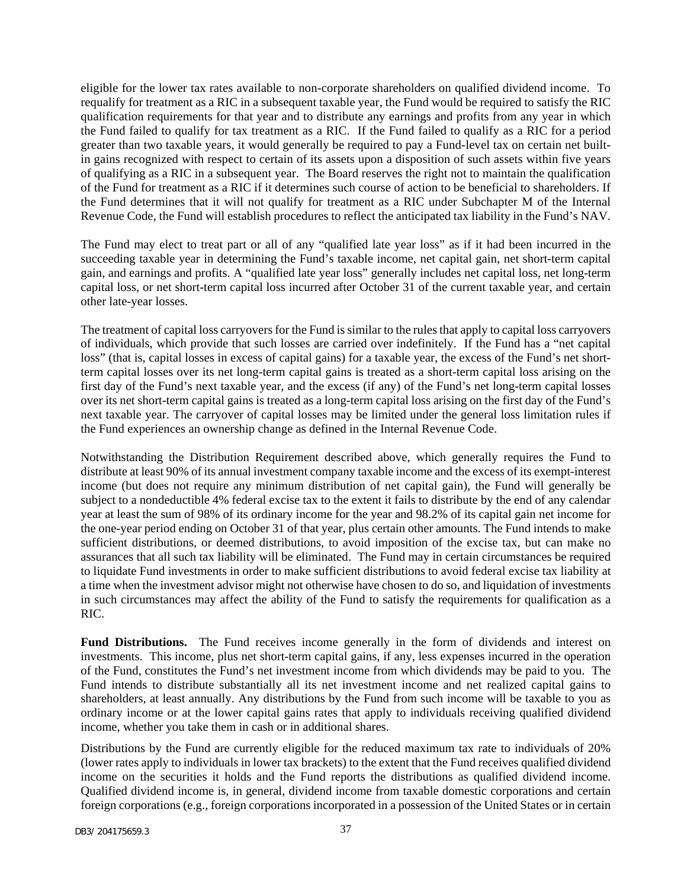eligible for the lower tax rates available to non-corporate shareholders on qualified dividend income. To requalify for treatment as a RIC in a subsequent taxable year, the Fund would be required to satisfy the RIC qualification requirements for that year and to distribute any earnings and profits from any year in which the Fund failed to qualify for tax treatment as a RIC. If the Fund failed to qualify as a RIC for a period greater than two taxable years, it would generally be required to pay a Fund-level tax on certain net built-in gains recognized with respect to certain of its assets upon a disposition of such assets within five years of qualifying as a RIC in a subsequent year. The Board reserves the right not to maintain the qualification of the Fund for treatment as a RIC if it determines such course of action to be beneficial to shareholders. If the Fund determines that it will not qualify for treatment as a RIC under Subchapter M of the Internal Revenue Code, the Fund will establish procedures to reflect the anticipated tax liability in the Fund's NAV.

The Fund may elect to treat part or all of any "qualified late year loss" as if it had been incurred in the succeeding taxable year in determining the Fund's taxable income, net capital gain, net short-term capital gain, and earnings and profits. A "qualified late year loss" generally includes net capital loss, net long-term capital loss, or net short-term capital loss incurred after October 31 of the current taxable year, and certain other late-year losses.

The treatment of capital loss carryovers for the Fund is similar to the rules that apply to capital loss carryovers of individuals, which provide that such losses are carried over indefinitely. If the Fund has a "net capital loss" (that is, capital losses in excess of capital gains) for a taxable year, the excess of the Fund's net short-term capital losses over its net long-term capital gains is treated as a short-term capital loss arising on the first day of the Fund's next taxable year, and the excess (if any) of the Fund's net long-term capital losses over its net short-term capital gains is treated as a long-term capital loss arising on the first day of the Fund's next taxable year. The carryover of capital losses may be limited under the general loss limitation rules if the Fund experiences an ownership change as defined in the Internal Revenue Code.

Notwithstanding the Distribution Requirement described above, which generally requires the Fund to distribute at least 90% of its annual investment company taxable income and the excess of its exempt-interest income (but does not require any minimum distribution of net capital gain), the Fund will generally be subject to a nondeductible 4% federal excise tax to the extent it fails to distribute by the end of any calendar year at least the sum of 98% of its ordinary income for the year and 98.2% of its capital gain net income for the one-year period ending on October 31 of that year, plus certain other amounts. The Fund intends to make sufficient distributions, or deemed distributions, to avoid imposition of the excise tax, but can make no assurances that all such tax liability will be eliminated. The Fund may in certain circumstances be required to liquidate Fund investments in order to make sufficient distributions to avoid federal excise tax liability at a time when the investment advisor might not otherwise have chosen to do so, and liquidation of investments in such circumstances may affect the ability of the Fund to satisfy the requirements for qualification as a RIC.

**Fund Distributions.** The Fund receives income generally in the form of dividends and interest on investments. This income, plus net short-term capital gains, if any, less expenses incurred in the operation of the Fund, constitutes the Fund's net investment income from which dividends may be paid to you. The Fund intends to distribute substantially all its net investment income and net realized capital gains to shareholders, at least annually. Any distributions by the Fund from such income will be taxable to you as ordinary income or at the lower capital gains rates that apply to individuals receiving qualified dividend income, whether you take them in cash or in additional shares.

Distributions by the Fund are currently eligible for the reduced maximum tax rate to individuals of 20% (lower rates apply to individuals in lower tax brackets) to the extent that the Fund receives qualified dividend income on the securities it holds and the Fund reports the distributions as qualified dividend income. Qualified dividend income is, in general, dividend income from taxable domestic corporations and certain foreign corporations (e.g., foreign corporations incorporated in a possession of the United States or in certain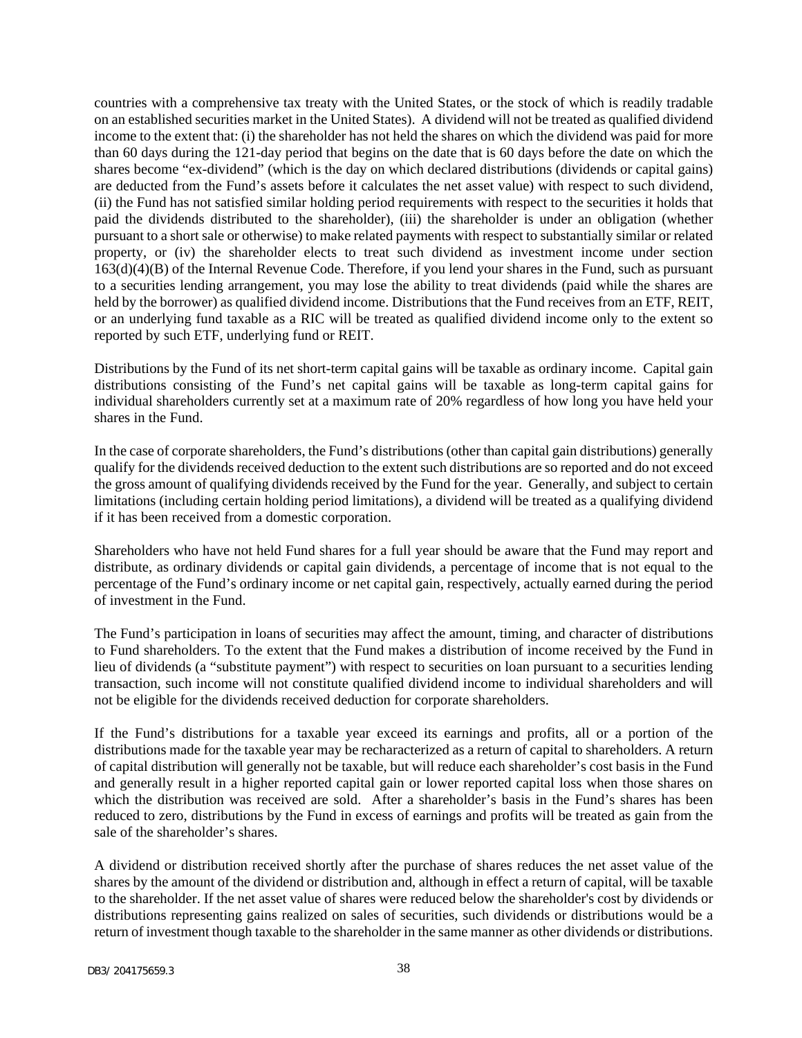countries with a comprehensive tax treaty with the United States, or the stock of which is readily tradable on an established securities market in the United States). A dividend will not be treated as qualified dividend income to the extent that: (i) the shareholder has not held the shares on which the dividend was paid for more than 60 days during the 121-day period that begins on the date that is 60 days before the date on which the shares become "ex-dividend" (which is the day on which declared distributions (dividends or capital gains) are deducted from the Fund's assets before it calculates the net asset value) with respect to such dividend, (ii) the Fund has not satisfied similar holding period requirements with respect to the securities it holds that paid the dividends distributed to the shareholder), (iii) the shareholder is under an obligation (whether pursuant to a short sale or otherwise) to make related payments with respect to substantially similar or related property, or (iv) the shareholder elects to treat such dividend as investment income under section 163(d)(4)(B) of the Internal Revenue Code. Therefore, if you lend your shares in the Fund, such as pursuant to a securities lending arrangement, you may lose the ability to treat dividends (paid while the shares are held by the borrower) as qualified dividend income. Distributions that the Fund receives from an ETF, REIT, or an underlying fund taxable as a RIC will be treated as qualified dividend income only to the extent so reported by such ETF, underlying fund or REIT.

Distributions by the Fund of its net short-term capital gains will be taxable as ordinary income. Capital gain distributions consisting of the Fund's net capital gains will be taxable as long-term capital gains for individual shareholders currently set at a maximum rate of 20% regardless of how long you have held your shares in the Fund.

In the case of corporate shareholders, the Fund's distributions (other than capital gain distributions) generally qualify for the dividends received deduction to the extent such distributions are so reported and do not exceed the gross amount of qualifying dividends received by the Fund for the year. Generally, and subject to certain limitations (including certain holding period limitations), a dividend will be treated as a qualifying dividend if it has been received from a domestic corporation.

Shareholders who have not held Fund shares for a full year should be aware that the Fund may report and distribute, as ordinary dividends or capital gain dividends, a percentage of income that is not equal to the percentage of the Fund's ordinary income or net capital gain, respectively, actually earned during the period of investment in the Fund.

The Fund's participation in loans of securities may affect the amount, timing, and character of distributions to Fund shareholders. To the extent that the Fund makes a distribution of income received by the Fund in lieu of dividends (a "substitute payment") with respect to securities on loan pursuant to a securities lending transaction, such income will not constitute qualified dividend income to individual shareholders and will not be eligible for the dividends received deduction for corporate shareholders.

If the Fund's distributions for a taxable year exceed its earnings and profits, all or a portion of the distributions made for the taxable year may be recharacterized as a return of capital to shareholders. A return of capital distribution will generally not be taxable, but will reduce each shareholder's cost basis in the Fund and generally result in a higher reported capital gain or lower reported capital loss when those shares on which the distribution was received are sold. After a shareholder's basis in the Fund's shares has been reduced to zero, distributions by the Fund in excess of earnings and profits will be treated as gain from the sale of the shareholder's shares.

A dividend or distribution received shortly after the purchase of shares reduces the net asset value of the shares by the amount of the dividend or distribution and, although in effect a return of capital, will be taxable to the shareholder. If the net asset value of shares were reduced below the shareholder's cost by dividends or distributions representing gains realized on sales of securities, such dividends or distributions would be a return of investment though taxable to the shareholder in the same manner as other dividends or distributions.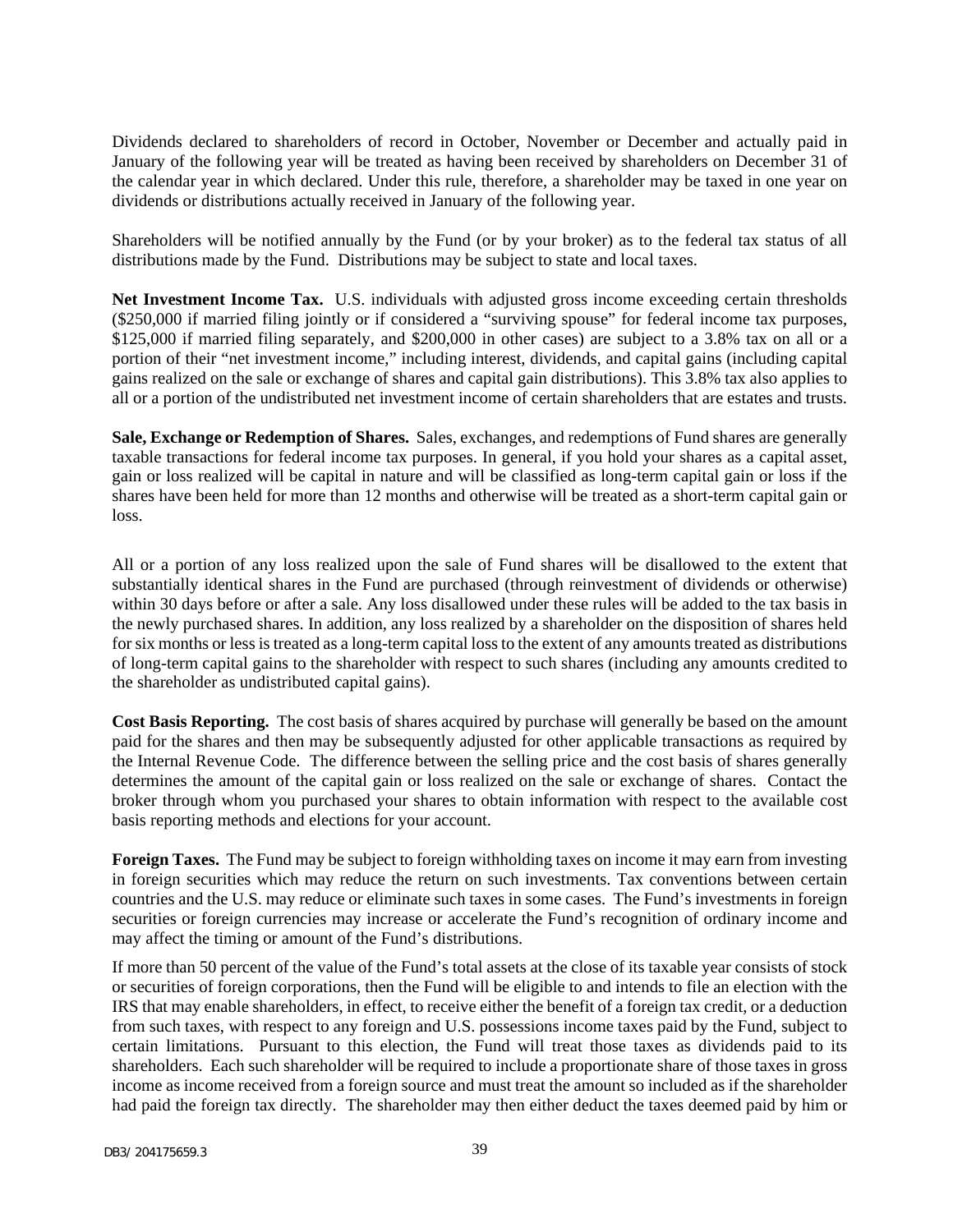Dividends declared to shareholders of record in October, November or December and actually paid in January of the following year will be treated as having been received by shareholders on December 31 of the calendar year in which declared. Under this rule, therefore, a shareholder may be taxed in one year on dividends or distributions actually received in January of the following year.

Shareholders will be notified annually by the Fund (or by your broker) as to the federal tax status of all distributions made by the Fund. Distributions may be subject to state and local taxes.

**Net Investment Income Tax.** U.S. individuals with adjusted gross income exceeding certain thresholds ($250,000 if married filing jointly or if considered a "surviving spouse" for federal income tax purposes, $125,000 if married filing separately, and $200,000 in other cases) are subject to a 3.8% tax on all or a portion of their "net investment income," including interest, dividends, and capital gains (including capital gains realized on the sale or exchange of shares and capital gain distributions). This 3.8% tax also applies to all or a portion of the undistributed net investment income of certain shareholders that are estates and trusts.

**Sale, Exchange or Redemption of Shares.** Sales, exchanges, and redemptions of Fund shares are generally taxable transactions for federal income tax purposes. In general, if you hold your shares as a capital asset, gain or loss realized will be capital in nature and will be classified as long-term capital gain or loss if the shares have been held for more than 12 months and otherwise will be treated as a short-term capital gain or loss.

All or a portion of any loss realized upon the sale of Fund shares will be disallowed to the extent that substantially identical shares in the Fund are purchased (through reinvestment of dividends or otherwise) within 30 days before or after a sale. Any loss disallowed under these rules will be added to the tax basis in the newly purchased shares. In addition, any loss realized by a shareholder on the disposition of shares held for six months or less is treated as a long-term capital loss to the extent of any amounts treated as distributions of long-term capital gains to the shareholder with respect to such shares (including any amounts credited to the shareholder as undistributed capital gains).

**Cost Basis Reporting.** The cost basis of shares acquired by purchase will generally be based on the amount paid for the shares and then may be subsequently adjusted for other applicable transactions as required by the Internal Revenue Code. The difference between the selling price and the cost basis of shares generally determines the amount of the capital gain or loss realized on the sale or exchange of shares. Contact the broker through whom you purchased your shares to obtain information with respect to the available cost basis reporting methods and elections for your account.

**Foreign Taxes.** The Fund may be subject to foreign withholding taxes on income it may earn from investing in foreign securities which may reduce the return on such investments. Tax conventions between certain countries and the U.S. may reduce or eliminate such taxes in some cases. The Fund's investments in foreign securities or foreign currencies may increase or accelerate the Fund's recognition of ordinary income and may affect the timing or amount of the Fund's distributions.

If more than 50 percent of the value of the Fund's total assets at the close of its taxable year consists of stock or securities of foreign corporations, then the Fund will be eligible to and intends to file an election with the IRS that may enable shareholders, in effect, to receive either the benefit of a foreign tax credit, or a deduction from such taxes, with respect to any foreign and U.S. possessions income taxes paid by the Fund, subject to certain limitations. Pursuant to this election, the Fund will treat those taxes as dividends paid to its shareholders. Each such shareholder will be required to include a proportionate share of those taxes in gross income as income received from a foreign source and must treat the amount so included as if the shareholder had paid the foreign tax directly. The shareholder may then either deduct the taxes deemed paid by him or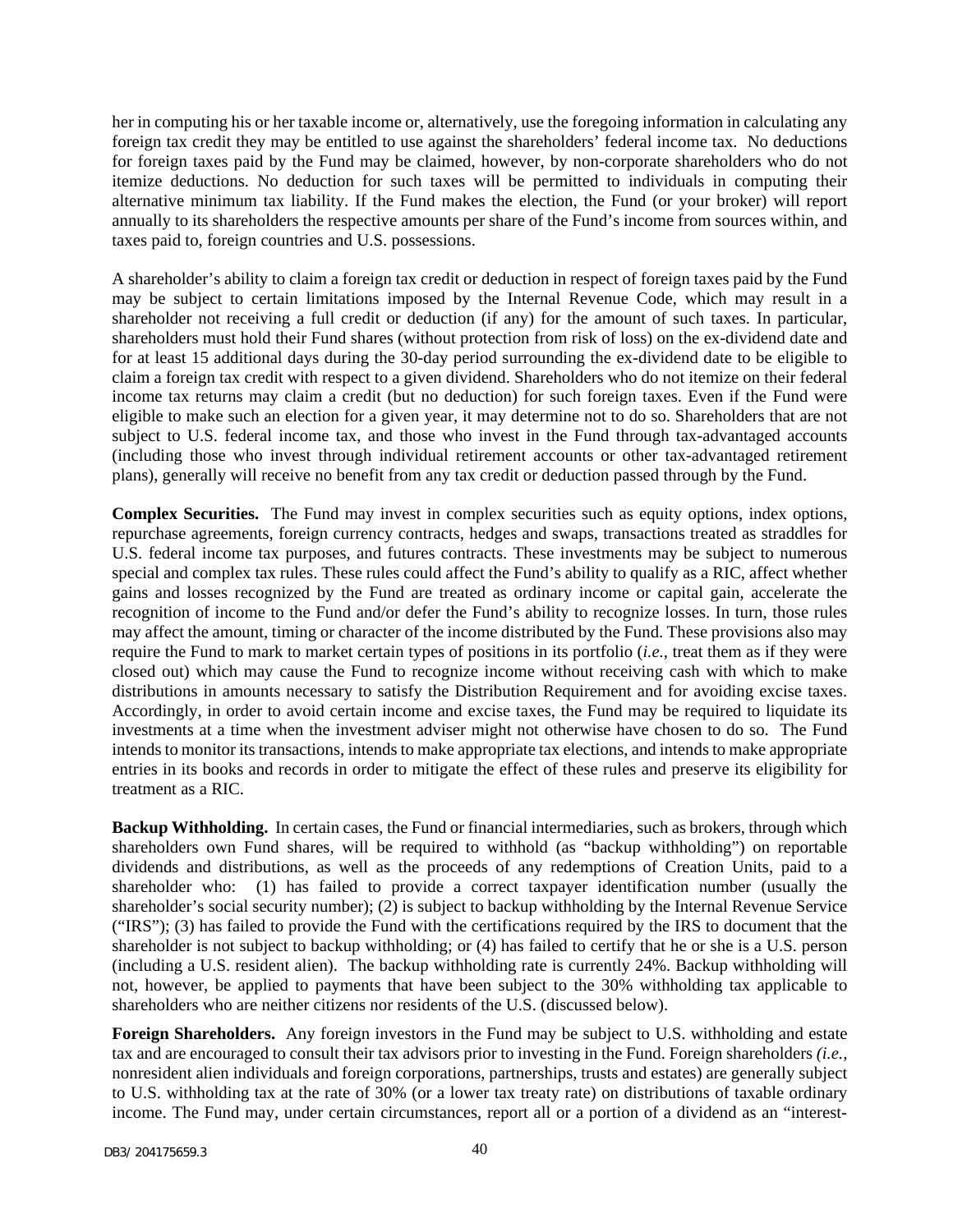her in computing his or her taxable income or, alternatively, use the foregoing information in calculating any foreign tax credit they may be entitled to use against the shareholders' federal income tax. No deductions for foreign taxes paid by the Fund may be claimed, however, by non-corporate shareholders who do not itemize deductions. No deduction for such taxes will be permitted to individuals in computing their alternative minimum tax liability. If the Fund makes the election, the Fund (or your broker) will report annually to its shareholders the respective amounts per share of the Fund's income from sources within, and taxes paid to, foreign countries and U.S. possessions.

A shareholder's ability to claim a foreign tax credit or deduction in respect of foreign taxes paid by the Fund may be subject to certain limitations imposed by the Internal Revenue Code, which may result in a shareholder not receiving a full credit or deduction (if any) for the amount of such taxes. In particular, shareholders must hold their Fund shares (without protection from risk of loss) on the ex-dividend date and for at least 15 additional days during the 30-day period surrounding the ex-dividend date to be eligible to claim a foreign tax credit with respect to a given dividend. Shareholders who do not itemize on their federal income tax returns may claim a credit (but no deduction) for such foreign taxes. Even if the Fund were eligible to make such an election for a given year, it may determine not to do so. Shareholders that are not subject to U.S. federal income tax, and those who invest in the Fund through tax-advantaged accounts (including those who invest through individual retirement accounts or other tax-advantaged retirement plans), generally will receive no benefit from any tax credit or deduction passed through by the Fund.

**Complex Securities.** The Fund may invest in complex securities such as equity options, index options, repurchase agreements, foreign currency contracts, hedges and swaps, transactions treated as straddles for U.S. federal income tax purposes, and futures contracts. These investments may be subject to numerous special and complex tax rules. These rules could affect the Fund's ability to qualify as a RIC, affect whether gains and losses recognized by the Fund are treated as ordinary income or capital gain, accelerate the recognition of income to the Fund and/or defer the Fund's ability to recognize losses. In turn, those rules may affect the amount, timing or character of the income distributed by the Fund. These provisions also may require the Fund to mark to market certain types of positions in its portfolio (*i.e.*, treat them as if they were closed out) which may cause the Fund to recognize income without receiving cash with which to make distributions in amounts necessary to satisfy the Distribution Requirement and for avoiding excise taxes. Accordingly, in order to avoid certain income and excise taxes, the Fund may be required to liquidate its investments at a time when the investment adviser might not otherwise have chosen to do so. The Fund intends to monitor its transactions, intends to make appropriate tax elections, and intends to make appropriate entries in its books and records in order to mitigate the effect of these rules and preserve its eligibility for treatment as a RIC.

**Backup Withholding.** In certain cases, the Fund or financial intermediaries, such as brokers, through which shareholders own Fund shares, will be required to withhold (as "backup withholding") on reportable dividends and distributions, as well as the proceeds of any redemptions of Creation Units, paid to a shareholder who: (1) has failed to provide a correct taxpayer identification number (usually the shareholder's social security number); (2) is subject to backup withholding by the Internal Revenue Service ("IRS"); (3) has failed to provide the Fund with the certifications required by the IRS to document that the shareholder is not subject to backup withholding; or (4) has failed to certify that he or she is a U.S. person (including a U.S. resident alien). The backup withholding rate is currently 24%. Backup withholding will not, however, be applied to payments that have been subject to the 30% withholding tax applicable to shareholders who are neither citizens nor residents of the U.S. (discussed below).

**Foreign Shareholders.** Any foreign investors in the Fund may be subject to U.S. withholding and estate tax and are encouraged to consult their tax advisors prior to investing in the Fund. Foreign shareholders *(i.e.,* nonresident alien individuals and foreign corporations, partnerships, trusts and estates) are generally subject to U.S. withholding tax at the rate of 30% (or a lower tax treaty rate) on distributions of taxable ordinary income. The Fund may, under certain circumstances, report all or a portion of a dividend as an "interest-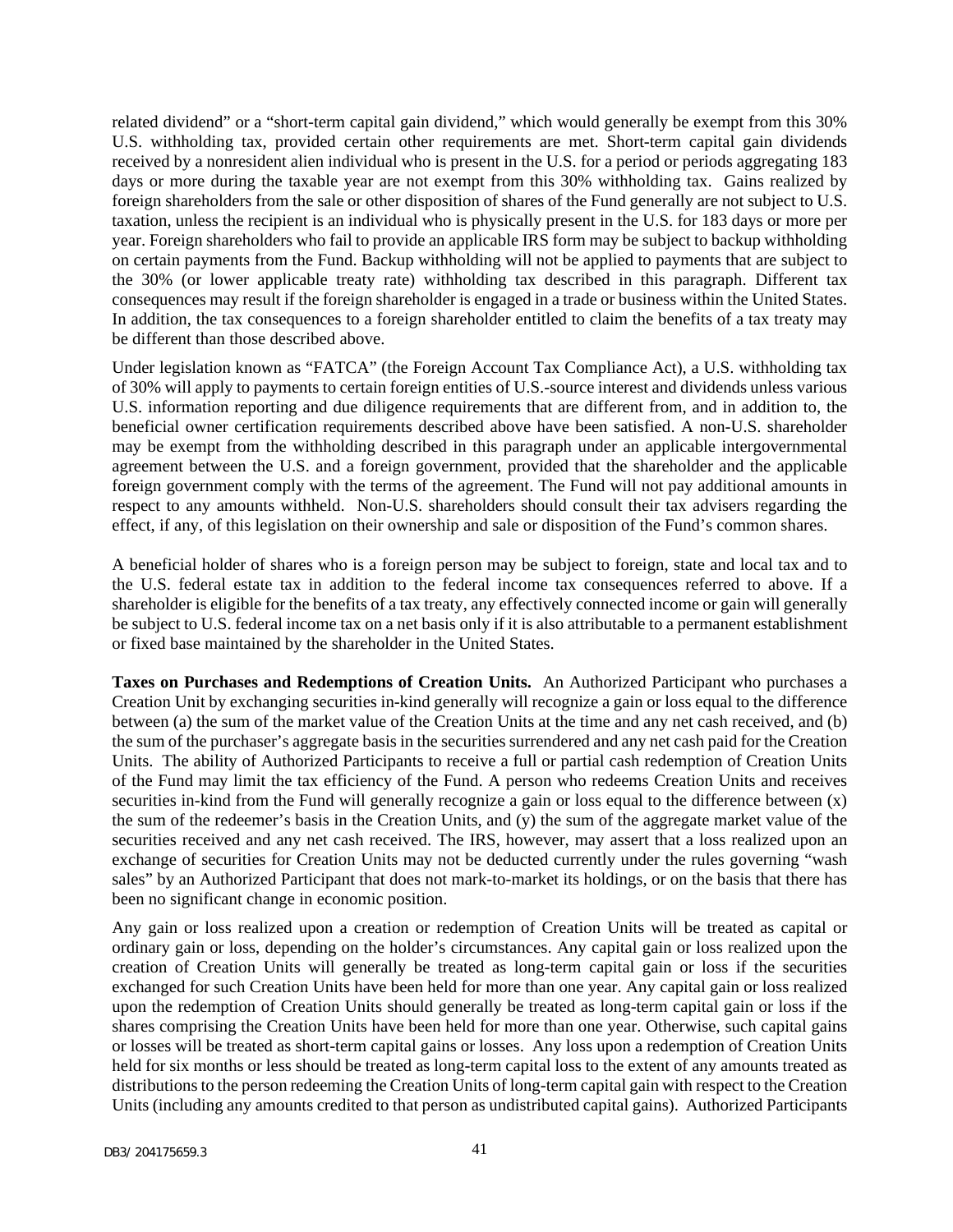related dividend" or a "short-term capital gain dividend," which would generally be exempt from this 30% U.S. withholding tax, provided certain other requirements are met. Short-term capital gain dividends received by a nonresident alien individual who is present in the U.S. for a period or periods aggregating 183 days or more during the taxable year are not exempt from this 30% withholding tax. Gains realized by foreign shareholders from the sale or other disposition of shares of the Fund generally are not subject to U.S. taxation, unless the recipient is an individual who is physically present in the U.S. for 183 days or more per year. Foreign shareholders who fail to provide an applicable IRS form may be subject to backup withholding on certain payments from the Fund. Backup withholding will not be applied to payments that are subject to the 30% (or lower applicable treaty rate) withholding tax described in this paragraph. Different tax consequences may result if the foreign shareholder is engaged in a trade or business within the United States. In addition, the tax consequences to a foreign shareholder entitled to claim the benefits of a tax treaty may be different than those described above.

Under legislation known as "FATCA" (the Foreign Account Tax Compliance Act), a U.S. withholding tax of 30% will apply to payments to certain foreign entities of U.S.-source interest and dividends unless various U.S. information reporting and due diligence requirements that are different from, and in addition to, the beneficial owner certification requirements described above have been satisfied. A non-U.S. shareholder may be exempt from the withholding described in this paragraph under an applicable intergovernmental agreement between the U.S. and a foreign government, provided that the shareholder and the applicable foreign government comply with the terms of the agreement. The Fund will not pay additional amounts in respect to any amounts withheld. Non-U.S. shareholders should consult their tax advisers regarding the effect, if any, of this legislation on their ownership and sale or disposition of the Fund's common shares.

A beneficial holder of shares who is a foreign person may be subject to foreign, state and local tax and to the U.S. federal estate tax in addition to the federal income tax consequences referred to above. If a shareholder is eligible for the benefits of a tax treaty, any effectively connected income or gain will generally be subject to U.S. federal income tax on a net basis only if it is also attributable to a permanent establishment or fixed base maintained by the shareholder in the United States.

**Taxes on Purchases and Redemptions of Creation Units.** An Authorized Participant who purchases a Creation Unit by exchanging securities in-kind generally will recognize a gain or loss equal to the difference between (a) the sum of the market value of the Creation Units at the time and any net cash received, and (b) the sum of the purchaser's aggregate basis in the securities surrendered and any net cash paid for the Creation Units. The ability of Authorized Participants to receive a full or partial cash redemption of Creation Units of the Fund may limit the tax efficiency of the Fund. A person who redeems Creation Units and receives securities in-kind from the Fund will generally recognize a gain or loss equal to the difference between (x) the sum of the redeemer's basis in the Creation Units, and (y) the sum of the aggregate market value of the securities received and any net cash received. The IRS, however, may assert that a loss realized upon an exchange of securities for Creation Units may not be deducted currently under the rules governing "wash sales" by an Authorized Participant that does not mark-to-market its holdings, or on the basis that there has been no significant change in economic position.

Any gain or loss realized upon a creation or redemption of Creation Units will be treated as capital or ordinary gain or loss, depending on the holder's circumstances. Any capital gain or loss realized upon the creation of Creation Units will generally be treated as long-term capital gain or loss if the securities exchanged for such Creation Units have been held for more than one year. Any capital gain or loss realized upon the redemption of Creation Units should generally be treated as long-term capital gain or loss if the shares comprising the Creation Units have been held for more than one year. Otherwise, such capital gains or losses will be treated as short-term capital gains or losses. Any loss upon a redemption of Creation Units held for six months or less should be treated as long-term capital loss to the extent of any amounts treated as distributions to the person redeeming the Creation Units of long-term capital gain with respect to the Creation Units (including any amounts credited to that person as undistributed capital gains). Authorized Participants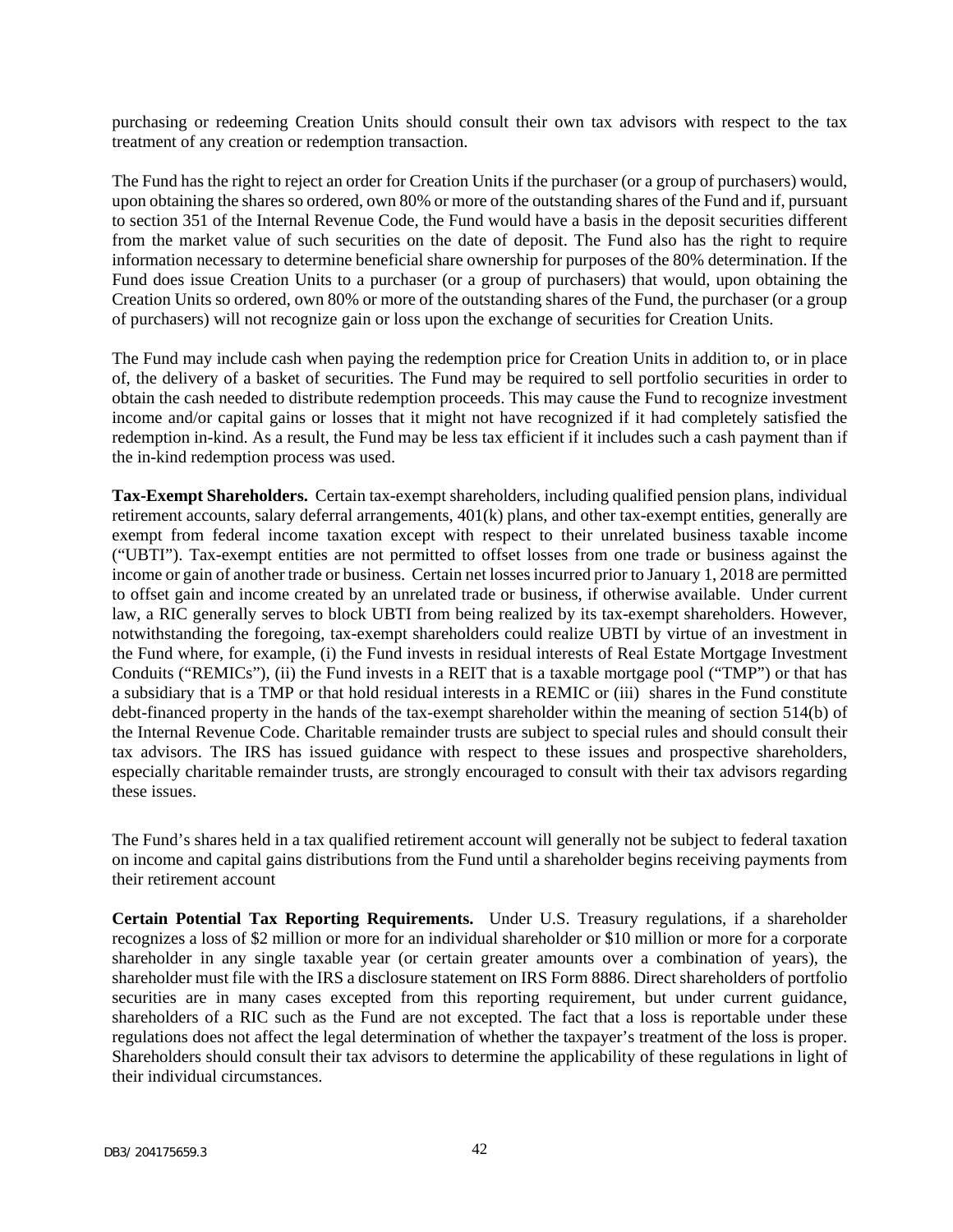purchasing or redeeming Creation Units should consult their own tax advisors with respect to the tax treatment of any creation or redemption transaction.

The Fund has the right to reject an order for Creation Units if the purchaser (or a group of purchasers) would, upon obtaining the shares so ordered, own 80% or more of the outstanding shares of the Fund and if, pursuant to section 351 of the Internal Revenue Code, the Fund would have a basis in the deposit securities different from the market value of such securities on the date of deposit. The Fund also has the right to require information necessary to determine beneficial share ownership for purposes of the 80% determination. If the Fund does issue Creation Units to a purchaser (or a group of purchasers) that would, upon obtaining the Creation Units so ordered, own 80% or more of the outstanding shares of the Fund, the purchaser (or a group of purchasers) will not recognize gain or loss upon the exchange of securities for Creation Units.

The Fund may include cash when paying the redemption price for Creation Units in addition to, or in place of, the delivery of a basket of securities. The Fund may be required to sell portfolio securities in order to obtain the cash needed to distribute redemption proceeds. This may cause the Fund to recognize investment income and/or capital gains or losses that it might not have recognized if it had completely satisfied the redemption in-kind. As a result, the Fund may be less tax efficient if it includes such a cash payment than if the in-kind redemption process was used.

**Tax-Exempt Shareholders.** Certain tax-exempt shareholders, including qualified pension plans, individual retirement accounts, salary deferral arrangements, 401(k) plans, and other tax-exempt entities, generally are exempt from federal income taxation except with respect to their unrelated business taxable income ("UBTI"). Tax-exempt entities are not permitted to offset losses from one trade or business against the income or gain of another trade or business. Certain net losses incurred prior to January 1, 2018 are permitted to offset gain and income created by an unrelated trade or business, if otherwise available. Under current law, a RIC generally serves to block UBTI from being realized by its tax-exempt shareholders. However, notwithstanding the foregoing, tax-exempt shareholders could realize UBTI by virtue of an investment in the Fund where, for example, (i) the Fund invests in residual interests of Real Estate Mortgage Investment Conduits ("REMICs"), (ii) the Fund invests in a REIT that is a taxable mortgage pool ("TMP") or that has a subsidiary that is a TMP or that hold residual interests in a REMIC or (iii) shares in the Fund constitute debt-financed property in the hands of the tax-exempt shareholder within the meaning of section 514(b) of the Internal Revenue Code. Charitable remainder trusts are subject to special rules and should consult their tax advisors. The IRS has issued guidance with respect to these issues and prospective shareholders, especially charitable remainder trusts, are strongly encouraged to consult with their tax advisors regarding these issues.

The Fund's shares held in a tax qualified retirement account will generally not be subject to federal taxation on income and capital gains distributions from the Fund until a shareholder begins receiving payments from their retirement account

**Certain Potential Tax Reporting Requirements.** Under U.S. Treasury regulations, if a shareholder recognizes a loss of $2 million or more for an individual shareholder or $10 million or more for a corporate shareholder in any single taxable year (or certain greater amounts over a combination of years), the shareholder must file with the IRS a disclosure statement on IRS Form 8886. Direct shareholders of portfolio securities are in many cases excepted from this reporting requirement, but under current guidance, shareholders of a RIC such as the Fund are not excepted. The fact that a loss is reportable under these regulations does not affect the legal determination of whether the taxpayer's treatment of the loss is proper. Shareholders should consult their tax advisors to determine the applicability of these regulations in light of their individual circumstances.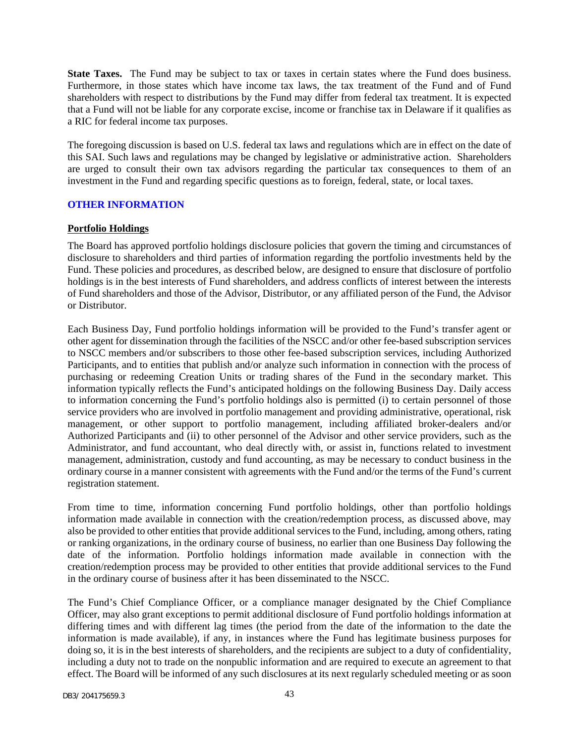**State Taxes.** The Fund may be subject to tax or taxes in certain states where the Fund does business. Furthermore, in those states which have income tax laws, the tax treatment of the Fund and of Fund shareholders with respect to distributions by the Fund may differ from federal tax treatment. It is expected that a Fund will not be liable for any corporate excise, income or franchise tax in Delaware if it qualifies as a RIC for federal income tax purposes.

The foregoing discussion is based on U.S. federal tax laws and regulations which are in effect on the date of this SAI. Such laws and regulations may be changed by legislative or administrative action. Shareholders are urged to consult their own tax advisors regarding the particular tax consequences to them of an investment in the Fund and regarding specific questions as to foreign, federal, state, or local taxes.

## OTHER INFORMATION

### Portfolio Holdings

The Board has approved portfolio holdings disclosure policies that govern the timing and circumstances of disclosure to shareholders and third parties of information regarding the portfolio investments held by the Fund. These policies and procedures, as described below, are designed to ensure that disclosure of portfolio holdings is in the best interests of Fund shareholders, and address conflicts of interest between the interests of Fund shareholders and those of the Advisor, Distributor, or any affiliated person of the Fund, the Advisor or Distributor.

Each Business Day, Fund portfolio holdings information will be provided to the Fund's transfer agent or other agent for dissemination through the facilities of the NSCC and/or other fee-based subscription services to NSCC members and/or subscribers to those other fee-based subscription services, including Authorized Participants, and to entities that publish and/or analyze such information in connection with the process of purchasing or redeeming Creation Units or trading shares of the Fund in the secondary market. This information typically reflects the Fund's anticipated holdings on the following Business Day. Daily access to information concerning the Fund's portfolio holdings also is permitted (i) to certain personnel of those service providers who are involved in portfolio management and providing administrative, operational, risk management, or other support to portfolio management, including affiliated broker-dealers and/or Authorized Participants and (ii) to other personnel of the Advisor and other service providers, such as the Administrator, and fund accountant, who deal directly with, or assist in, functions related to investment management, administration, custody and fund accounting, as may be necessary to conduct business in the ordinary course in a manner consistent with agreements with the Fund and/or the terms of the Fund's current registration statement.

From time to time, information concerning Fund portfolio holdings, other than portfolio holdings information made available in connection with the creation/redemption process, as discussed above, may also be provided to other entities that provide additional services to the Fund, including, among others, rating or ranking organizations, in the ordinary course of business, no earlier than one Business Day following the date of the information. Portfolio holdings information made available in connection with the creation/redemption process may be provided to other entities that provide additional services to the Fund in the ordinary course of business after it has been disseminated to the NSCC.

The Fund's Chief Compliance Officer, or a compliance manager designated by the Chief Compliance Officer, may also grant exceptions to permit additional disclosure of Fund portfolio holdings information at differing times and with different lag times (the period from the date of the information to the date the information is made available), if any, in instances where the Fund has legitimate business purposes for doing so, it is in the best interests of shareholders, and the recipients are subject to a duty of confidentiality, including a duty not to trade on the nonpublic information and are required to execute an agreement to that effect. The Board will be informed of any such disclosures at its next regularly scheduled meeting or as soon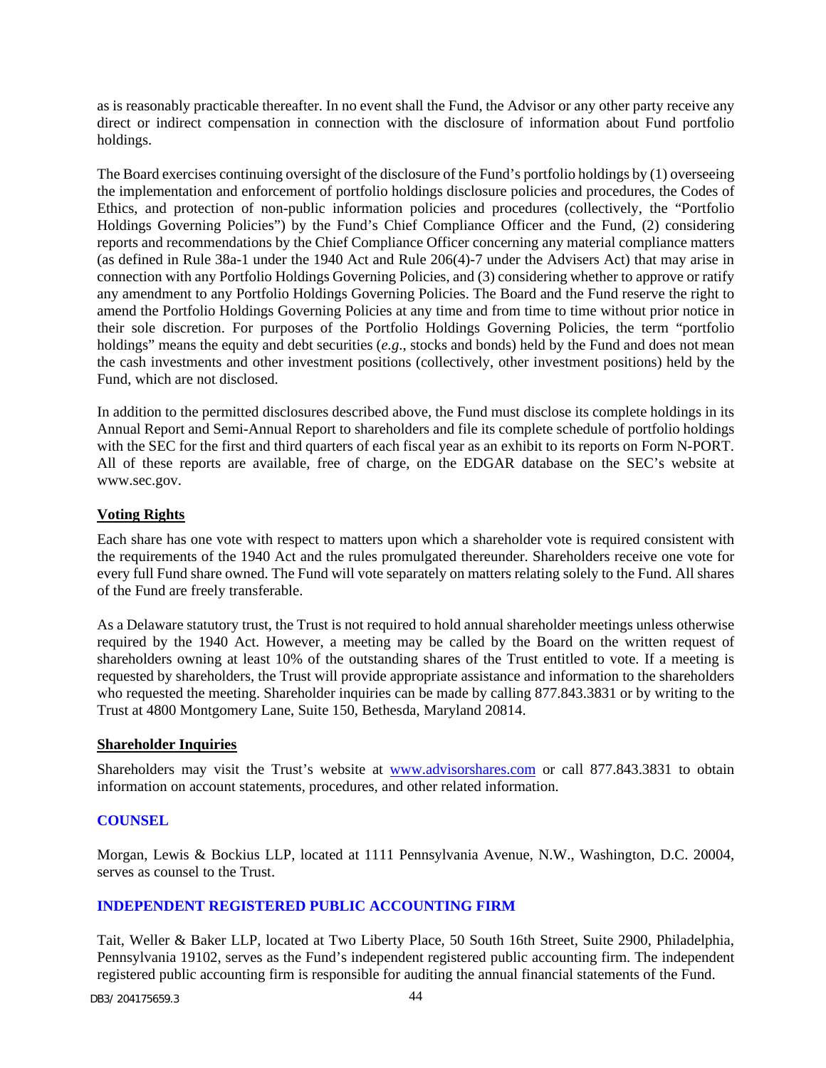as is reasonably practicable thereafter. In no event shall the Fund, the Advisor or any other party receive any direct or indirect compensation in connection with the disclosure of information about Fund portfolio holdings.

The Board exercises continuing oversight of the disclosure of the Fund's portfolio holdings by (1) overseeing the implementation and enforcement of portfolio holdings disclosure policies and procedures, the Codes of Ethics, and protection of non-public information policies and procedures (collectively, the "Portfolio Holdings Governing Policies") by the Fund's Chief Compliance Officer and the Fund, (2) considering reports and recommendations by the Chief Compliance Officer concerning any material compliance matters (as defined in Rule 38a-1 under the 1940 Act and Rule 206(4)-7 under the Advisers Act) that may arise in connection with any Portfolio Holdings Governing Policies, and (3) considering whether to approve or ratify any amendment to any Portfolio Holdings Governing Policies. The Board and the Fund reserve the right to amend the Portfolio Holdings Governing Policies at any time and from time to time without prior notice in their sole discretion. For purposes of the Portfolio Holdings Governing Policies, the term "portfolio holdings" means the equity and debt securities (*e.g*., stocks and bonds) held by the Fund and does not mean the cash investments and other investment positions (collectively, other investment positions) held by the Fund, which are not disclosed.

In addition to the permitted disclosures described above, the Fund must disclose its complete holdings in its Annual Report and Semi-Annual Report to shareholders and file its complete schedule of portfolio holdings with the SEC for the first and third quarters of each fiscal year as an exhibit to its reports on Form N-PORT. All of these reports are available, free of charge, on the EDGAR database on the SEC's website at www.sec.gov.

**Voting Rights**

Each share has one vote with respect to matters upon which a shareholder vote is required consistent with the requirements of the 1940 Act and the rules promulgated thereunder. Shareholders receive one vote for every full Fund share owned. The Fund will vote separately on matters relating solely to the Fund. All shares of the Fund are freely transferable.

As a Delaware statutory trust, the Trust is not required to hold annual shareholder meetings unless otherwise required by the 1940 Act. However, a meeting may be called by the Board on the written request of shareholders owning at least 10% of the outstanding shares of the Trust entitled to vote. If a meeting is requested by shareholders, the Trust will provide appropriate assistance and information to the shareholders who requested the meeting. Shareholder inquiries can be made by calling 877.843.3831 or by writing to the Trust at 4800 Montgomery Lane, Suite 150, Bethesda, Maryland 20814.

**Shareholder Inquiries**

Shareholders may visit the Trust's website at www.advisorshares.com or call 877.843.3831 to obtain information on account statements, procedures, and other related information.

## COUNSEL

Morgan, Lewis & Bockius LLP, located at 1111 Pennsylvania Avenue, N.W., Washington, D.C. 20004, serves as counsel to the Trust.

## INDEPENDENT REGISTERED PUBLIC ACCOUNTING FIRM

Tait, Weller & Baker LLP, located at Two Liberty Place, 50 South 16th Street, Suite 2900, Philadelphia, Pennsylvania 19102, serves as the Fund's independent registered public accounting firm. The independent registered public accounting firm is responsible for auditing the annual financial statements of the Fund.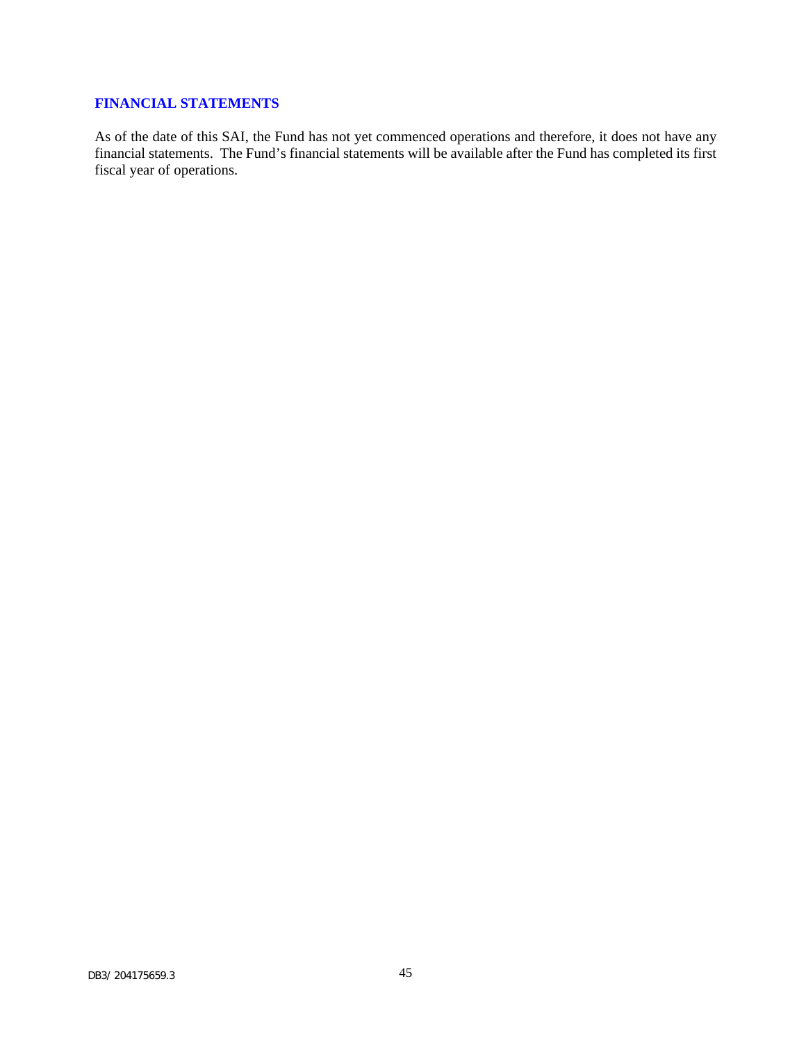## FINANCIAL STATEMENTS

As of the date of this SAI, the Fund has not yet commenced operations and therefore, it does not have any financial statements. The Fund's financial statements will be available after the Fund has completed its first fiscal year of operations.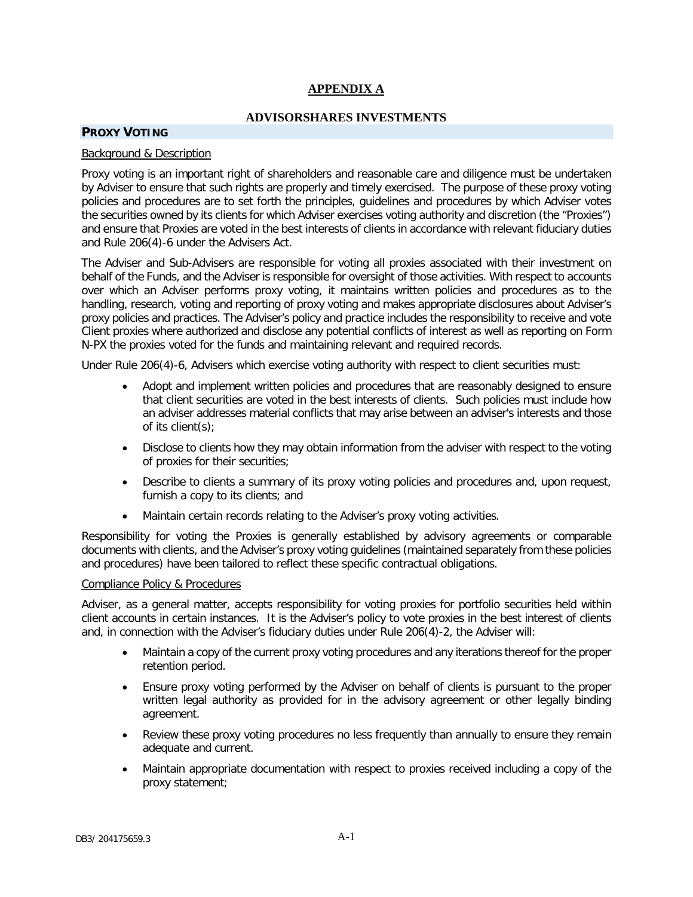# APPENDIX A

## ADVISORSHARES INVESTMENTS

### PROXY VOTING

Background & Description

Proxy voting is an important right of shareholders and reasonable care and diligence must be undertaken by Adviser to ensure that such rights are properly and timely exercised. The purpose of these proxy voting policies and procedures are to set forth the principles, guidelines and procedures by which Adviser votes the securities owned by its clients for which Adviser exercises voting authority and discretion (the "Proxies") and ensure that Proxies are voted in the best interests of clients in accordance with relevant fiduciary duties and Rule 206(4)-6 under the Advisers Act.

The Adviser and Sub-Advisers are responsible for voting all proxies associated with their investment on behalf of the Funds, and the Adviser is responsible for oversight of those activities. With respect to accounts over which an Adviser performs proxy voting, it maintains written policies and procedures as to the handling, research, voting and reporting of proxy voting and makes appropriate disclosures about Adviser's proxy policies and practices. The Adviser's policy and practice includes the responsibility to receive and vote Client proxies where authorized and disclose any potential conflicts of interest as well as reporting on Form N-PX the proxies voted for the funds and maintaining relevant and required records.

Under Rule 206(4)-6, Advisers which exercise voting authority with respect to client securities must:

- Adopt and implement written policies and procedures that are reasonably designed to ensure that client securities are voted in the best interests of clients. Such policies must include how an adviser addresses material conflicts that may arise between an adviser's interests and those of its client(s);
- Disclose to clients how they may obtain information from the adviser with respect to the voting of proxies for their securities;
- Describe to clients a summary of its proxy voting policies and procedures and, upon request, furnish a copy to its clients; and
- Maintain certain records relating to the Adviser's proxy voting activities.

Responsibility for voting the Proxies is generally established by advisory agreements or comparable documents with clients, and the Adviser's proxy voting guidelines (maintained separately from these policies and procedures) have been tailored to reflect these specific contractual obligations.

Compliance Policy & Procedures

Adviser, as a general matter, accepts responsibility for voting proxies for portfolio securities held within client accounts in certain instances. It is the Adviser's policy to vote proxies in the best interest of clients and, in connection with the Adviser's fiduciary duties under Rule 206(4)-2, the Adviser will:

- Maintain a copy of the current proxy voting procedures and any iterations thereof for the proper retention period.
- Ensure proxy voting performed by the Adviser on behalf of clients is pursuant to the proper written legal authority as provided for in the advisory agreement or other legally binding agreement.
- Review these proxy voting procedures no less frequently than annually to ensure they remain adequate and current.
- Maintain appropriate documentation with respect to proxies received including a copy of the proxy statement;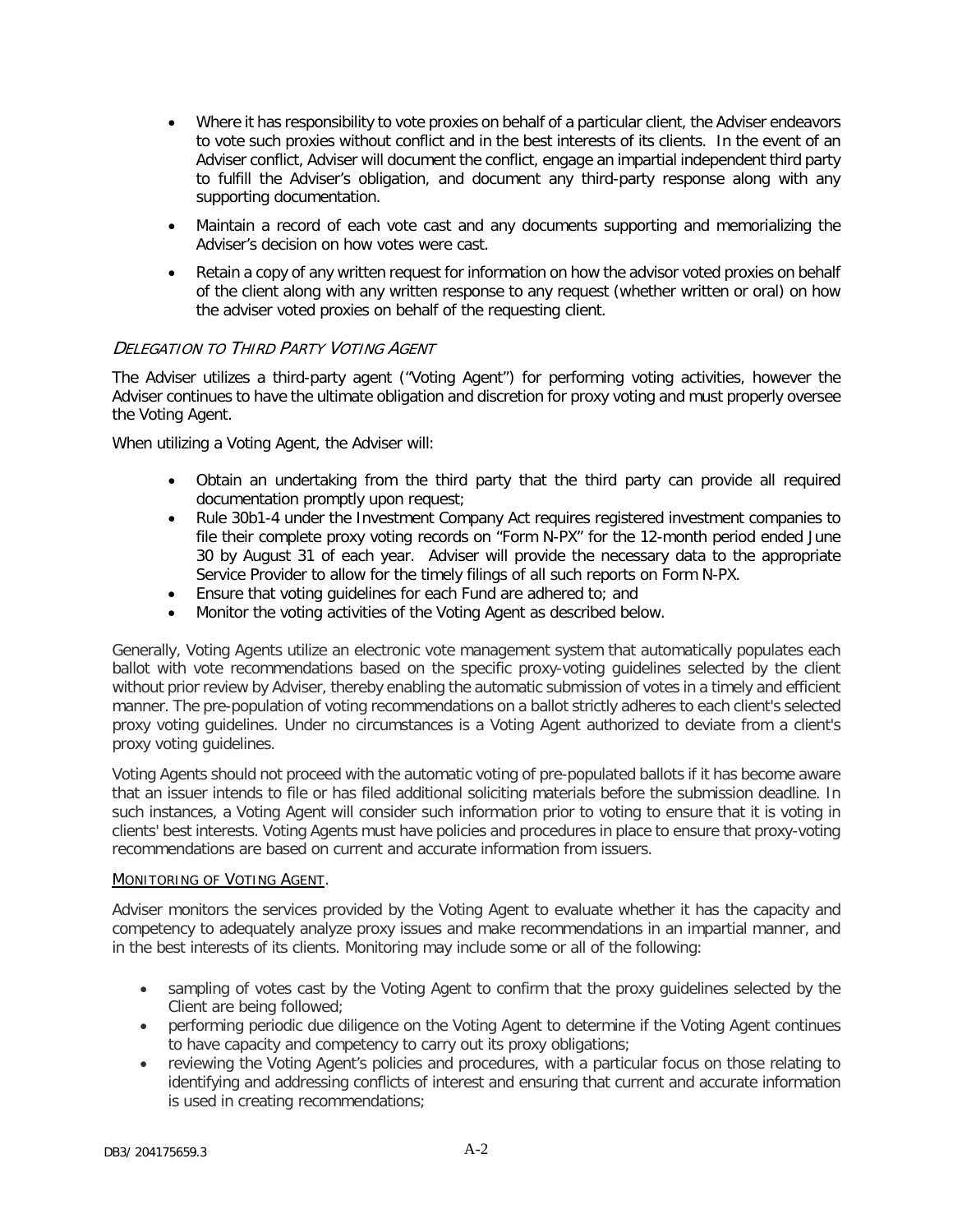- Where it has responsibility to vote proxies on behalf of a particular client, the Adviser endeavors to vote such proxies without conflict and in the best interests of its clients. In the event of an Adviser conflict, Adviser will document the conflict, engage an impartial independent third party to fulfill the Adviser's obligation, and document any third-party response along with any supporting documentation.
- Maintain a record of each vote cast and any documents supporting and memorializing the Adviser's decision on how votes were cast.
- Retain a copy of any written request for information on how the advisor voted proxies on behalf of the client along with any written response to any request (whether written or oral) on how the adviser voted proxies on behalf of the requesting client.

### *Delegation to Third Party Voting Agent*

The Adviser utilizes a third-party agent ("Voting Agent") for performing voting activities, however the Adviser continues to have the ultimate obligation and discretion for proxy voting and must properly oversee the Voting Agent.

When utilizing a Voting Agent, the Adviser will:

- Obtain an undertaking from the third party that the third party can provide all required documentation promptly upon request;
- Rule 30b1-4 under the Investment Company Act requires registered investment companies to file their complete proxy voting records on "Form N-PX" for the 12-month period ended June 30 by August 31 of each year. Adviser will provide the necessary data to the appropriate Service Provider to allow for the timely filings of all such reports on Form N-PX.
- Ensure that voting guidelines for each Fund are adhered to; and
- Monitor the voting activities of the Voting Agent as described below.

Generally, Voting Agents utilize an electronic vote management system that automatically populates each ballot with vote recommendations based on the specific proxy-voting guidelines selected by the client without prior review by Adviser, thereby enabling the automatic submission of votes in a timely and efficient manner. The pre-population of voting recommendations on a ballot strictly adheres to each client's selected proxy voting guidelines. Under no circumstances is a Voting Agent authorized to deviate from a client's proxy voting guidelines.

Voting Agents should not proceed with the automatic voting of pre-populated ballots if it has become aware that an issuer intends to file or has filed additional soliciting materials before the submission deadline. In such instances, a Voting Agent will consider such information prior to voting to ensure that it is voting in clients' best interests. Voting Agents must have policies and procedures in place to ensure that proxy-voting recommendations are based on current and accurate information from issuers.

<u>Monitoring of Voting Agent</u>.

Adviser monitors the services provided by the Voting Agent to evaluate whether it has the capacity and competency to adequately analyze proxy issues and make recommendations in an impartial manner, and in the best interests of its clients. Monitoring may include some or all of the following:

- sampling of votes cast by the Voting Agent to confirm that the proxy guidelines selected by the Client are being followed;
- performing periodic due diligence on the Voting Agent to determine if the Voting Agent continues to have capacity and competency to carry out its proxy obligations;
- reviewing the Voting Agent's policies and procedures, with a particular focus on those relating to identifying and addressing conflicts of interest and ensuring that current and accurate information is used in creating recommendations;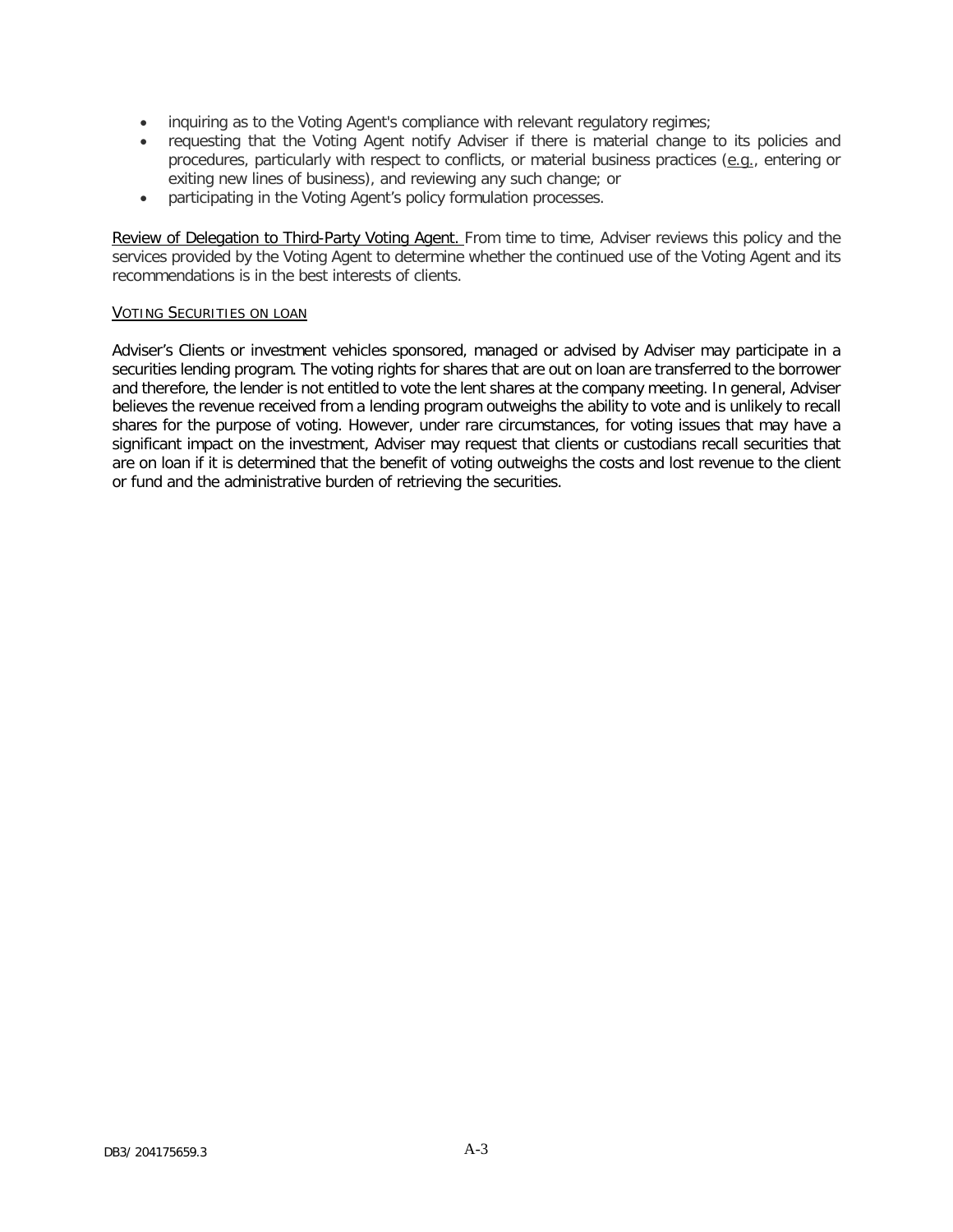- inquiring as to the Voting Agent's compliance with relevant regulatory regimes;
- requesting that the Voting Agent notify Adviser if there is material change to its policies and procedures, particularly with respect to conflicts, or material business practices (e.g., entering or exiting new lines of business), and reviewing any such change; or
- participating in the Voting Agent's policy formulation processes.

Review of Delegation to Third-Party Voting Agent. From time to time, Adviser reviews this policy and the services provided by the Voting Agent to determine whether the continued use of the Voting Agent and its recommendations is in the best interests of clients.

VOTING SECURITIES ON LOAN

Adviser's Clients or investment vehicles sponsored, managed or advised by Adviser may participate in a securities lending program. The voting rights for shares that are out on loan are transferred to the borrower and therefore, the lender is not entitled to vote the lent shares at the company meeting. In general, Adviser believes the revenue received from a lending program outweighs the ability to vote and is unlikely to recall shares for the purpose of voting. However, under rare circumstances, for voting issues that may have a significant impact on the investment, Adviser may request that clients or custodians recall securities that are on loan if it is determined that the benefit of voting outweighs the costs and lost revenue to the client or fund and the administrative burden of retrieving the securities.